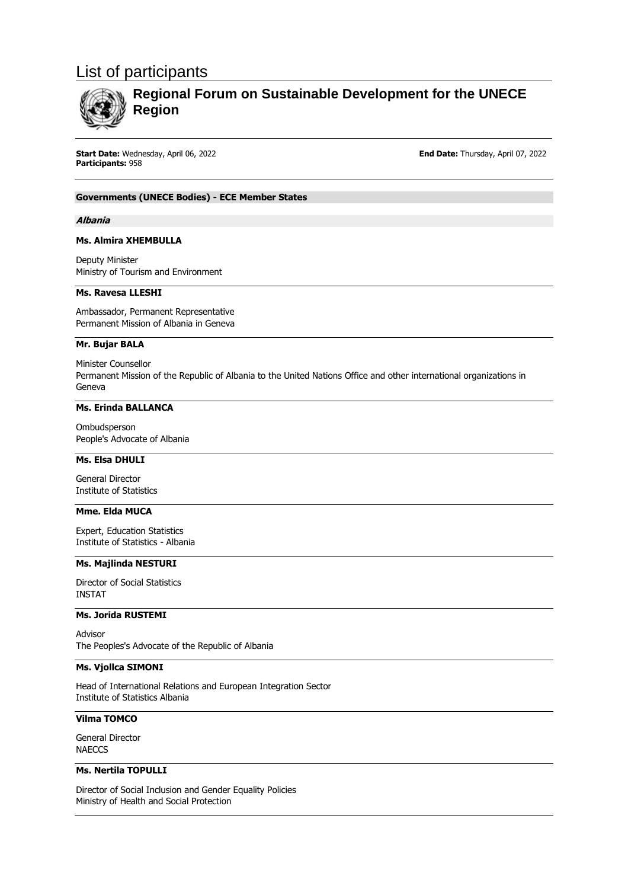# List of participants

## Regional Forum on Sustainable Development for the UNECE Region

**Start Date:** Wednesday, April 06, 2022
**End Date:** Thursday, April 07, 2022
**Participants:** 958

---

### Governments (UNECE Bodies) - ECE Member States

#### *Albania*

**Ms. Almira XHEMBULLA**

Deputy Minister
Ministry of Tourism and Environment

---

**Ms. Ravesa LLESHI**

Ambassador, Permanent Representative
Permanent Mission of Albania in Geneva

---

**Mr. Bujar BALA**

Minister Counsellor
Permanent Mission of the Republic of Albania to the United Nations Office and other international organizations in Geneva

---

**Ms. Erinda BALLANCA**

Ombudsperson
People's Advocate of Albania

---

**Ms. Elsa DHULI**

General Director
Institute of Statistics

---

**Mme. Elda MUCA**

Expert, Education Statistics
Institute of Statistics - Albania

---

**Ms. Majlinda NESTURI**

Director of Social Statistics
INSTAT

---

**Ms. Jorida RUSTEMI**

Advisor
The Peoples's Advocate of the Republic of Albania

---

**Ms. Vjollca SIMONI**

Head of International Relations and European Integration Sector
Institute of Statistics Albania

---

**Vilma TOMCO**

General Director
NAECCS

---

**Ms. Nertila TOPULLI**

Director of Social Inclusion and Gender Equality Policies
Ministry of Health and Social Protection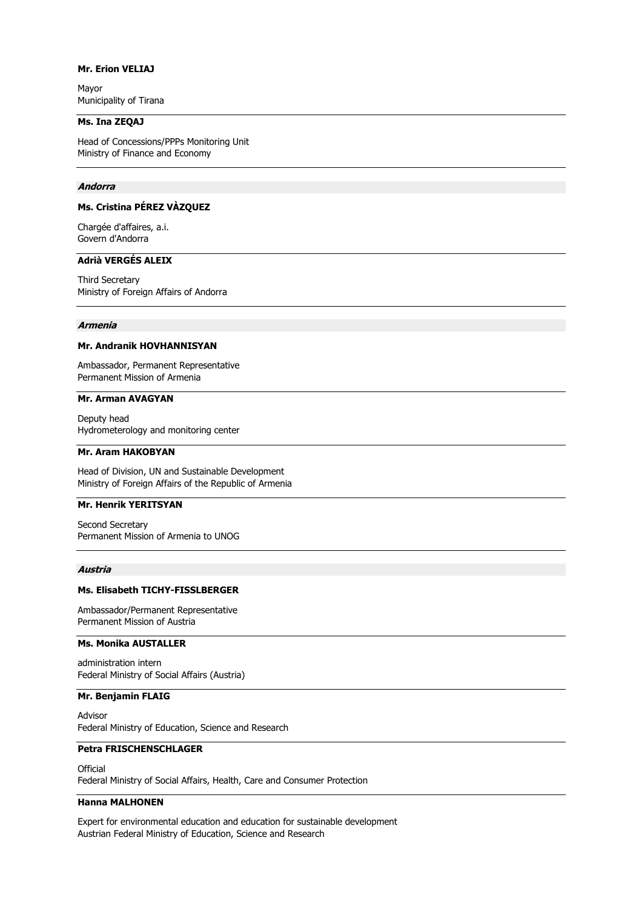**Mr. Erion VELIAJ**

Mayor
Municipality of Tirana

---

**Ms. Ina ZEQAJ**

Head of Concessions/PPPs Monitoring Unit
Ministry of Finance and Economy

---

***Andorra***

**Ms. Cristina PÉREZ VÀZQUEZ**

Chargée d'affaires, a.i.
Govern d'Andorra

---

**Adrià VERGÉS ALEIX**

Third Secretary
Ministry of Foreign Affairs of Andorra

---

***Armenia***

**Mr. Andranik HOVHANNISYAN**

Ambassador, Permanent Representative
Permanent Mission of Armenia

---

**Mr. Arman AVAGYAN**

Deputy head
Hydrometerology and monitoring center

---

**Mr. Aram HAKOBYAN**

Head of Division, UN and Sustainable Development
Ministry of Foreign Affairs of the Republic of Armenia

---

**Mr. Henrik YERITSYAN**

Second Secretary
Permanent Mission of Armenia to UNOG

---

***Austria***

**Ms. Elisabeth TICHY-FISSLBERGER**

Ambassador/Permanent Representative
Permanent Mission of Austria

---

**Ms. Monika AUSTALLER**

administration intern
Federal Ministry of Social Affairs (Austria)

---

**Mr. Benjamin FLAIG**

Advisor
Federal Ministry of Education, Science and Research

---

**Petra FRISCHENSCHLAGER**

Official
Federal Ministry of Social Affairs, Health, Care and Consumer Protection

---

**Hanna MALHONEN**

Expert for environmental education and education for sustainable development
Austrian Federal Ministry of Education, Science and Research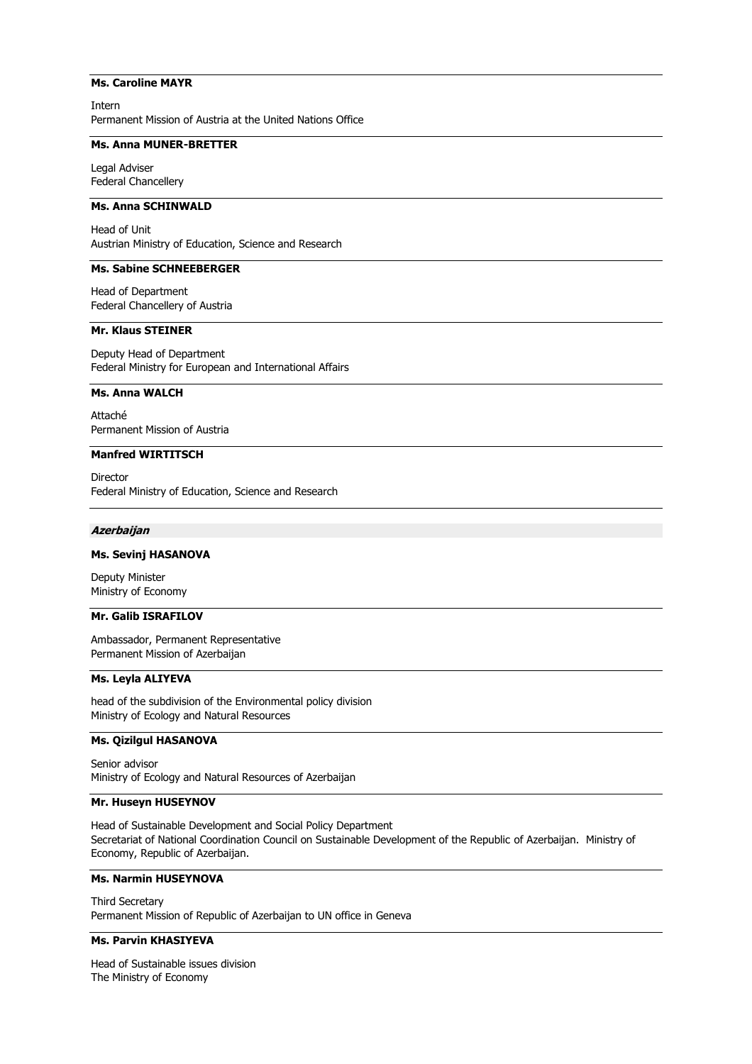**Ms. Caroline MAYR**

Intern
Permanent Mission of Austria at the United Nations Office

---

**Ms. Anna MUNER-BRETTER**

Legal Adviser
Federal Chancellery

---

**Ms. Anna SCHINWALD**

Head of Unit
Austrian Ministry of Education, Science and Research

---

**Ms. Sabine SCHNEEBERGER**

Head of Department
Federal Chancellery of Austria

---

**Mr. Klaus STEINER**

Deputy Head of Department
Federal Ministry for European and International Affairs

---

**Ms. Anna WALCH**

Attaché
Permanent Mission of Austria

---

**Manfred WIRTITSCH**

Director
Federal Ministry of Education, Science and Research

---

***Azerbaijan***

**Ms. Sevinj HASANOVA**

Deputy Minister
Ministry of Economy

---

**Mr. Galib ISRAFILOV**

Ambassador, Permanent Representative
Permanent Mission of Azerbaijan

---

**Ms. Leyla ALIYEVA**

head of the subdivision of the Environmental policy division
Ministry of Ecology and Natural Resources

---

**Ms. Qizilgul HASANOVA**

Senior advisor
Ministry of Ecology and Natural Resources of Azerbaijan

---

**Mr. Huseyn HUSEYNOV**

Head of Sustainable Development and Social Policy Department
Secretariat of National Coordination Council on Sustainable Development of the Republic of Azerbaijan. Ministry of Economy, Republic of Azerbaijan.

---

**Ms. Narmin HUSEYNOVA**

Third Secretary
Permanent Mission of Republic of Azerbaijan to UN office in Geneva

---

**Ms. Parvin KHASIYEVA**

Head of Sustainable issues division
The Ministry of Economy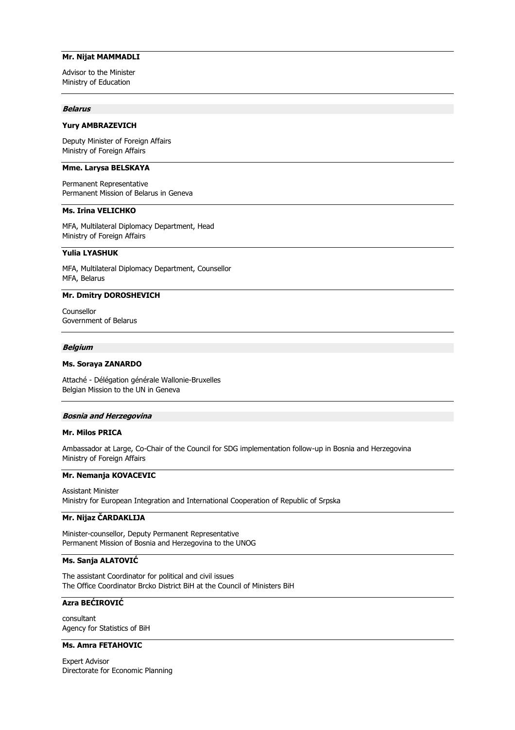**Mr. Nijat MAMMADLI**

Advisor to the Minister
Ministry of Education

---

***Belarus***

**Yury AMBRAZEVICH**

Deputy Minister of Foreign Affairs
Ministry of Foreign Affairs

---

**Mme. Larysa BELSKAYA**

Permanent Representative
Permanent Mission of Belarus in Geneva

---

**Ms. Irina VELICHKO**

MFA, Multilateral Diplomacy Department, Head
Ministry of Foreign Affairs

---

**Yulia LYASHUK**

MFA, Multilateral Diplomacy Department, Counsellor
MFA, Belarus

---

**Mr. Dmitry DOROSHEVICH**

Counsellor
Government of Belarus

---

***Belgium***

**Ms. Soraya ZANARDO**

Attaché - Délégation générale Wallonie-Bruxelles
Belgian Mission to the UN in Geneva

---

***Bosnia and Herzegovina***

**Mr. Milos PRICA**

Ambassador at Large, Co-Chair of the Council for SDG implementation follow-up in Bosnia and Herzegovina
Ministry of Foreign Affairs

---

**Mr. Nemanja KOVACEVIC**

Assistant Minister
Ministry for European Integration and International Cooperation of Republic of Srpska

---

**Mr. Nijaz ČARDAKLIJA**

Minister-counsellor, Deputy Permanent Representative
Permanent Mission of Bosnia and Herzegovina to the UNOG

---

**Ms. Sanja ALATOVIĆ**

The assistant Coordinator for political and civil issues
The Office Coordinator Brcko District BiH at the Council of Ministers BiH

---

**Azra BEĆIROVIĆ**

consultant
Agency for Statistics of BiH

---

**Ms. Amra FETAHOVIC**

Expert Advisor
Directorate for Economic Planning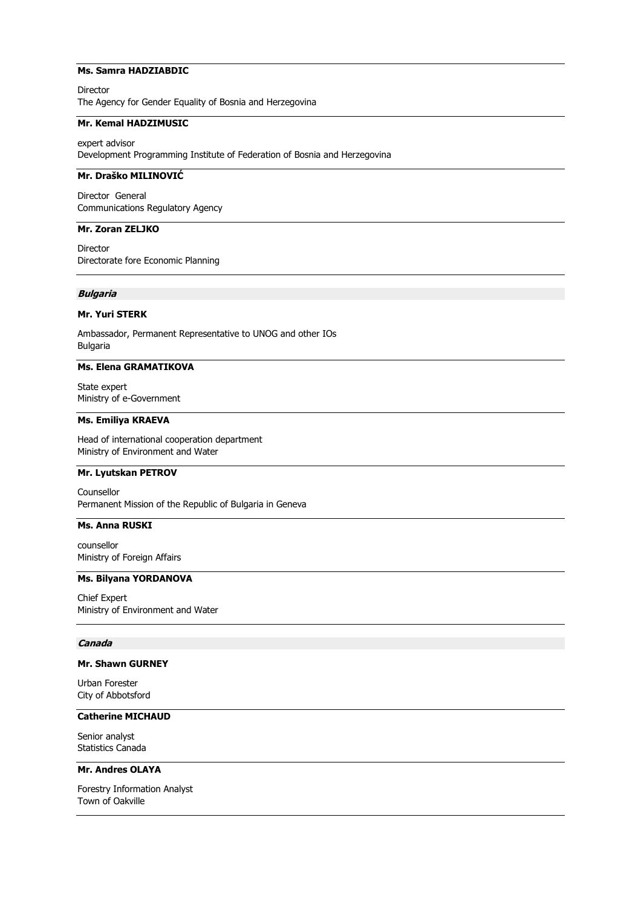**Ms. Samra HADZIABDIC**

Director
The Agency for Gender Equality of Bosnia and Herzegovina

**Mr. Kemal HADZIMUSIC**

expert advisor
Development Programming Institute of Federation of Bosnia and Herzegovina

**Mr. Draško MILINOVIĆ**

Director General
Communications Regulatory Agency

**Mr. Zoran ZELJKO**

Director
Directorate fore Economic Planning

***Bulgaria***

**Mr. Yuri STERK**

Ambassador, Permanent Representative to UNOG and other IOs
Bulgaria

**Ms. Elena GRAMATIKOVA**

State expert
Ministry of e-Government

**Ms. Emiliya KRAEVA**

Head of international cooperation department
Ministry of Environment and Water

**Mr. Lyutskan PETROV**

Counsellor
Permanent Mission of the Republic of Bulgaria in Geneva

**Ms. Anna RUSKI**

counsellor
Ministry of Foreign Affairs

**Ms. Bilyana YORDANOVA**

Chief Expert
Ministry of Environment and Water

***Canada***

**Mr. Shawn GURNEY**

Urban Forester
City of Abbotsford

**Catherine MICHAUD**

Senior analyst
Statistics Canada

**Mr. Andres OLAYA**

Forestry Information Analyst
Town of Oakville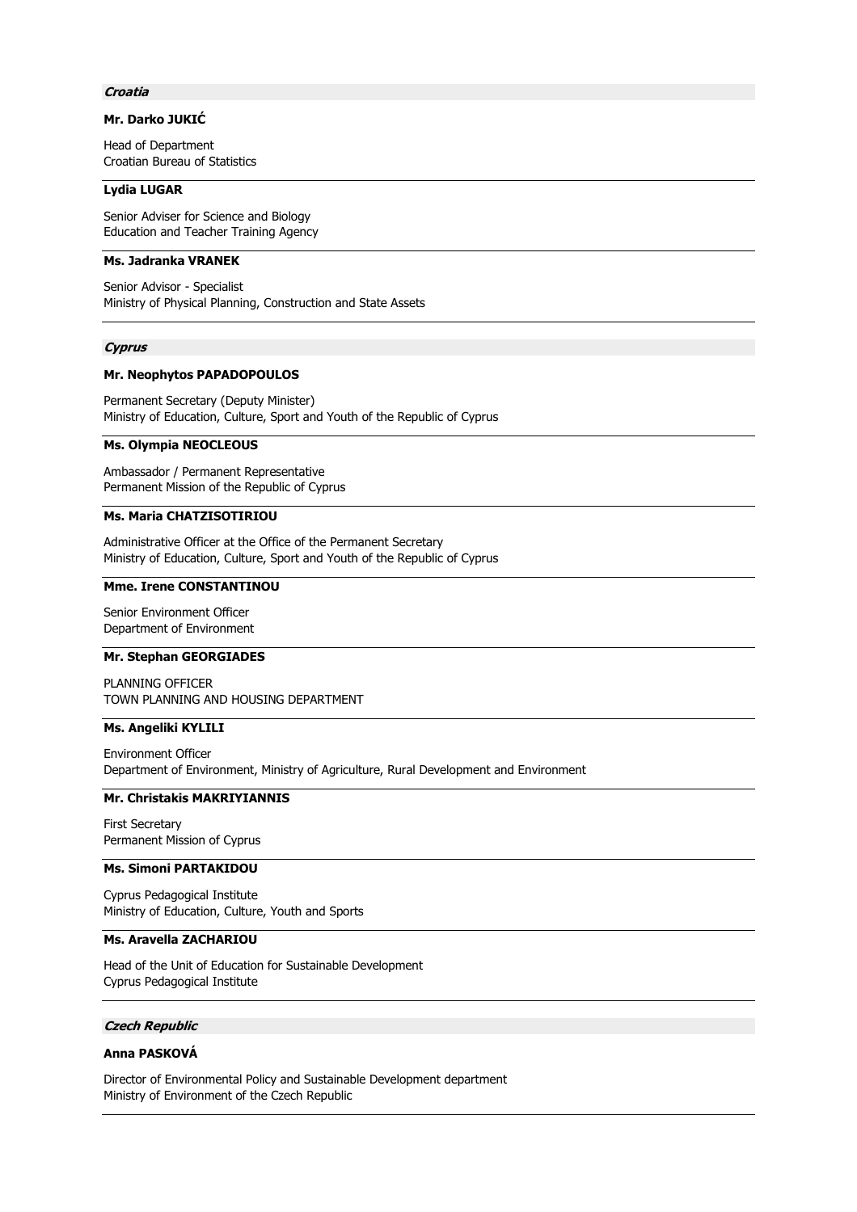***Croatia***

**Mr. Darko JUKIĆ**

Head of Department
Croatian Bureau of Statistics

---

**Lydia LUGAR**

Senior Adviser for Science and Biology
Education and Teacher Training Agency

---

**Ms. Jadranka VRANEK**

Senior Advisor - Specialist
Ministry of Physical Planning, Construction and State Assets

---

***Cyprus***

**Mr. Neophytos PAPADOPOULOS**

Permanent Secretary (Deputy Minister)
Ministry of Education, Culture, Sport and Youth of the Republic of Cyprus

---

**Ms. Olympia NEOCLEOUS**

Ambassador / Permanent Representative
Permanent Mission of the Republic of Cyprus

---

**Ms. Maria CHATZISOTIRIOU**

Administrative Officer at the Office of the Permanent Secretary
Ministry of Education, Culture, Sport and Youth of the Republic of Cyprus

---

**Mme. Irene CONSTANTINOU**

Senior Environment Officer
Department of Environment

---

**Mr. Stephan GEORGIADES**

PLANNING OFFICER
TOWN PLANNING AND HOUSING DEPARTMENT

---

**Ms. Angeliki KYLILI**

Environment Officer
Department of Environment, Ministry of Agriculture, Rural Development and Environment

---

**Mr. Christakis MAKRIYIANNIS**

First Secretary
Permanent Mission of Cyprus

---

**Ms. Simoni PARTAKIDOU**

Cyprus Pedagogical Institute
Ministry of Education, Culture, Youth and Sports

---

**Ms. Aravella ZACHARIOU**

Head of the Unit of Education for Sustainable Development
Cyprus Pedagogical Institute

---

***Czech Republic***

**Anna PASKOVÁ**

Director of Environmental Policy and Sustainable Development department
Ministry of Environment of the Czech Republic

---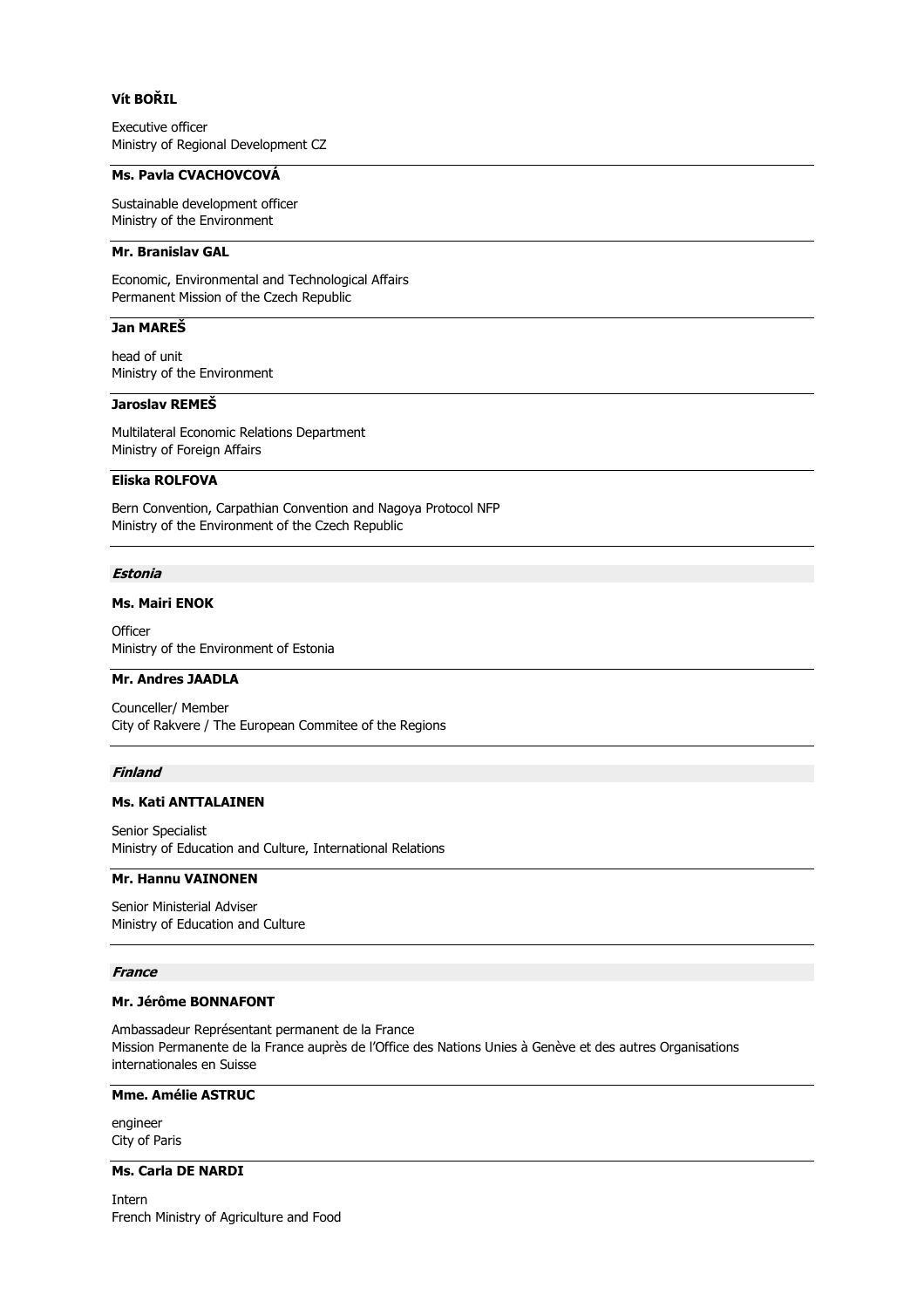**Vít BOŘIL**

Executive officer
Ministry of Regional Development CZ

---

**Ms. Pavla CVACHOVCOVÁ**

Sustainable development officer
Ministry of the Environment

---

**Mr. Branislav GAL**

Economic, Environmental and Technological Affairs
Permanent Mission of the Czech Republic

---

**Jan MAREŠ**

head of unit
Ministry of the Environment

---

**Jaroslav REMEŠ**

Multilateral Economic Relations Department
Ministry of Foreign Affairs

---

**Eliska ROLFOVA**

Bern Convention, Carpathian Convention and Nagoya Protocol NFP
Ministry of the Environment of the Czech Republic

---

***Estonia***

**Ms. Mairi ENOK**

Officer
Ministry of the Environment of Estonia

---

**Mr. Andres JAADLA**

Counceller/ Member
City of Rakvere / The European Commitee of the Regions

---

***Finland***

**Ms. Kati ANTTALAINEN**

Senior Specialist
Ministry of Education and Culture, International Relations

---

**Mr. Hannu VAINONEN**

Senior Ministerial Adviser
Ministry of Education and Culture

---

***France***

**Mr. Jérôme BONNAFONT**

Ambassadeur Représentant permanent de la France
Mission Permanente de la France auprès de l'Office des Nations Unies à Genève et des autres Organisations internationales en Suisse

---

**Mme. Amélie ASTRUC**

engineer
City of Paris

---

**Ms. Carla DE NARDI**

Intern
French Ministry of Agriculture and Food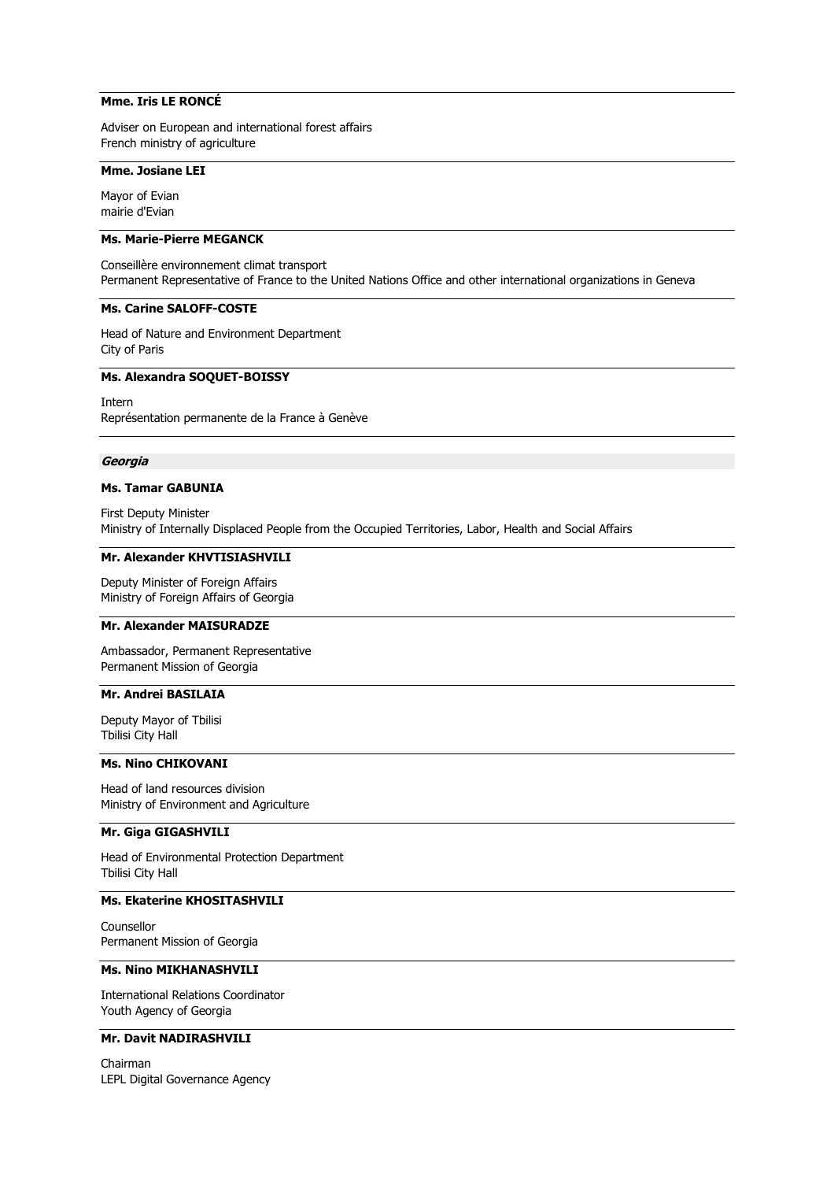**Mme. Iris LE RONCÉ**

Adviser on European and international forest affairs
French ministry of agriculture

**Mme. Josiane LEI**

Mayor of Evian
mairie d'Evian

**Ms. Marie-Pierre MEGANCK**

Conseillère environnement climat transport
Permanent Representative of France to the United Nations Office and other international organizations in Geneva

**Ms. Carine SALOFF-COSTE**

Head of Nature and Environment Department
City of Paris

**Ms. Alexandra SOQUET-BOISSY**

Intern
Représentation permanente de la France à Genève

***Georgia***

**Ms. Tamar GABUNIA**

First Deputy Minister
Ministry of Internally Displaced People from the Occupied Territories, Labor, Health and Social Affairs

**Mr. Alexander KHVTISIASHVILI**

Deputy Minister of Foreign Affairs
Ministry of Foreign Affairs of Georgia

**Mr. Alexander MAISURADZE**

Ambassador, Permanent Representative
Permanent Mission of Georgia

**Mr. Andrei BASILAIA**

Deputy Mayor of Tbilisi
Tbilisi City Hall

**Ms. Nino CHIKOVANI**

Head of land resources division
Ministry of Environment and Agriculture

**Mr. Giga GIGASHVILI**

Head of Environmental Protection Department
Tbilisi City Hall

**Ms. Ekaterine KHOSITASHVILI**

Counsellor
Permanent Mission of Georgia

**Ms. Nino MIKHANASHVILI**

International Relations Coordinator
Youth Agency of Georgia

**Mr. Davit NADIRASHVILI**

Chairman
LEPL Digital Governance Agency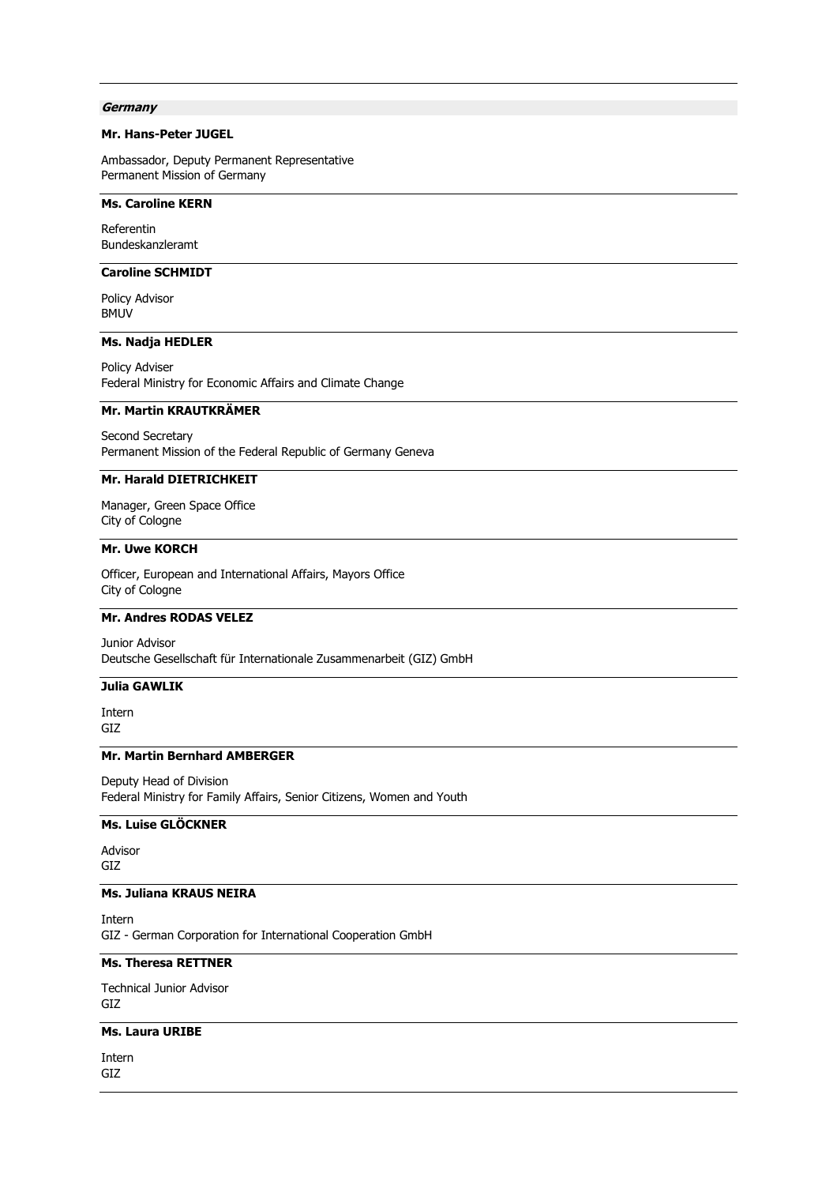***Germany***

**Mr. Hans-Peter JUGEL**

Ambassador, Deputy Permanent Representative
Permanent Mission of Germany

---

**Ms. Caroline KERN**

Referentin
Bundeskanzleramt

---

**Caroline SCHMIDT**

Policy Advisor
BMUV

---

**Ms. Nadja HEDLER**

Policy Adviser
Federal Ministry for Economic Affairs and Climate Change

---

**Mr. Martin KRAUTKRÄMER**

Second Secretary
Permanent Mission of the Federal Republic of Germany Geneva

---

**Mr. Harald DIETRICHKEIT**

Manager, Green Space Office
City of Cologne

---

**Mr. Uwe KORCH**

Officer, European and International Affairs, Mayors Office
City of Cologne

---

**Mr. Andres RODAS VELEZ**

Junior Advisor
Deutsche Gesellschaft für Internationale Zusammenarbeit (GIZ) GmbH

---

**Julia GAWLIK**

Intern
GIZ

---

**Mr. Martin Bernhard AMBERGER**

Deputy Head of Division
Federal Ministry for Family Affairs, Senior Citizens, Women and Youth

---

**Ms. Luise GLÖCKNER**

Advisor
GIZ

---

**Ms. Juliana KRAUS NEIRA**

Intern
GIZ - German Corporation for International Cooperation GmbH

---

**Ms. Theresa RETTNER**

Technical Junior Advisor
GIZ

---

**Ms. Laura URIBE**

Intern
GIZ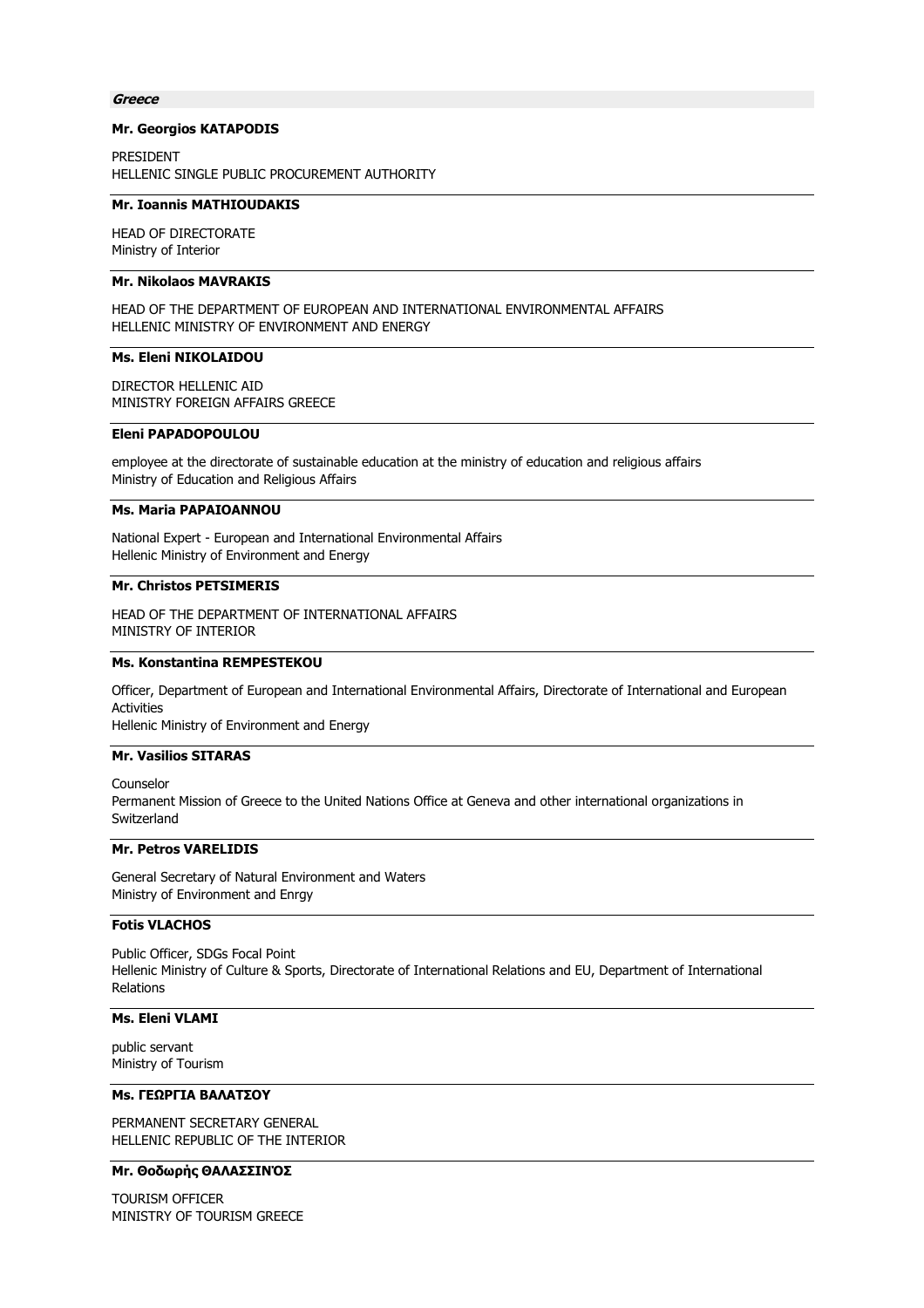***Greece***

**Mr. Georgios KATAPODIS**

PRESIDENT
HELLENIC SINGLE PUBLIC PROCUREMENT AUTHORITY

---

**Mr. Ioannis MATHIOUDAKIS**

HEAD OF DIRECTORATE
Ministry of Interior

---

**Mr. Nikolaos MAVRAKIS**

HEAD OF THE DEPARTMENT OF EUROPEAN AND INTERNATIONAL ENVIRONMENTAL AFFAIRS
HELLENIC MINISTRY OF ENVIRONMENT AND ENERGY

---

**Ms. Eleni NIKOLAIDOU**

DIRECTOR HELLENIC AID
MINISTRY FOREIGN AFFAIRS GREECE

---

**Eleni PAPADOPOULOU**

employee at the directorate of sustainable education at the ministry of education and religious affairs
Ministry of Education and Religious Affairs

---

**Ms. Maria PAPAIOANNOU**

National Expert - European and International Environmental Affairs
Hellenic Ministry of Environment and Energy

---

**Mr. Christos PETSIMERIS**

HEAD OF THE DEPARTMENT OF INTERNATIONAL AFFAIRS
MINISTRY OF INTERIOR

---

**Ms. Konstantina REMPESTEKOU**

Officer, Department of European and International Environmental Affairs, Directorate of International and European Activities
Hellenic Ministry of Environment and Energy

---

**Mr. Vasilios SITARAS**

Counselor
Permanent Mission of Greece to the United Nations Office at Geneva and other international organizations in Switzerland

---

**Mr. Petros VARELIDIS**

General Secretary of Natural Environment and Waters
Ministry of Environment and Enrgy

---

**Fotis VLACHOS**

Public Officer, SDGs Focal Point
Hellenic Ministry of Culture & Sports, Directorate of International Relations and EU, Department of International Relations

---

**Ms. Eleni VLAMI**

public servant
Ministry of Tourism

---

**Ms. ΓΕΩΡΓΙΑ ΒΑΛΑΤΣΟΥ**

PERMANENT SECRETARY GENERAL
HELLENIC REPUBLIC OF THE INTERIOR

---

**Mr. Θοδωρής ΘΑΛΑΣΣΙΝΌΣ**

TOURISM OFFICER
MINISTRY OF TOURISM GREECE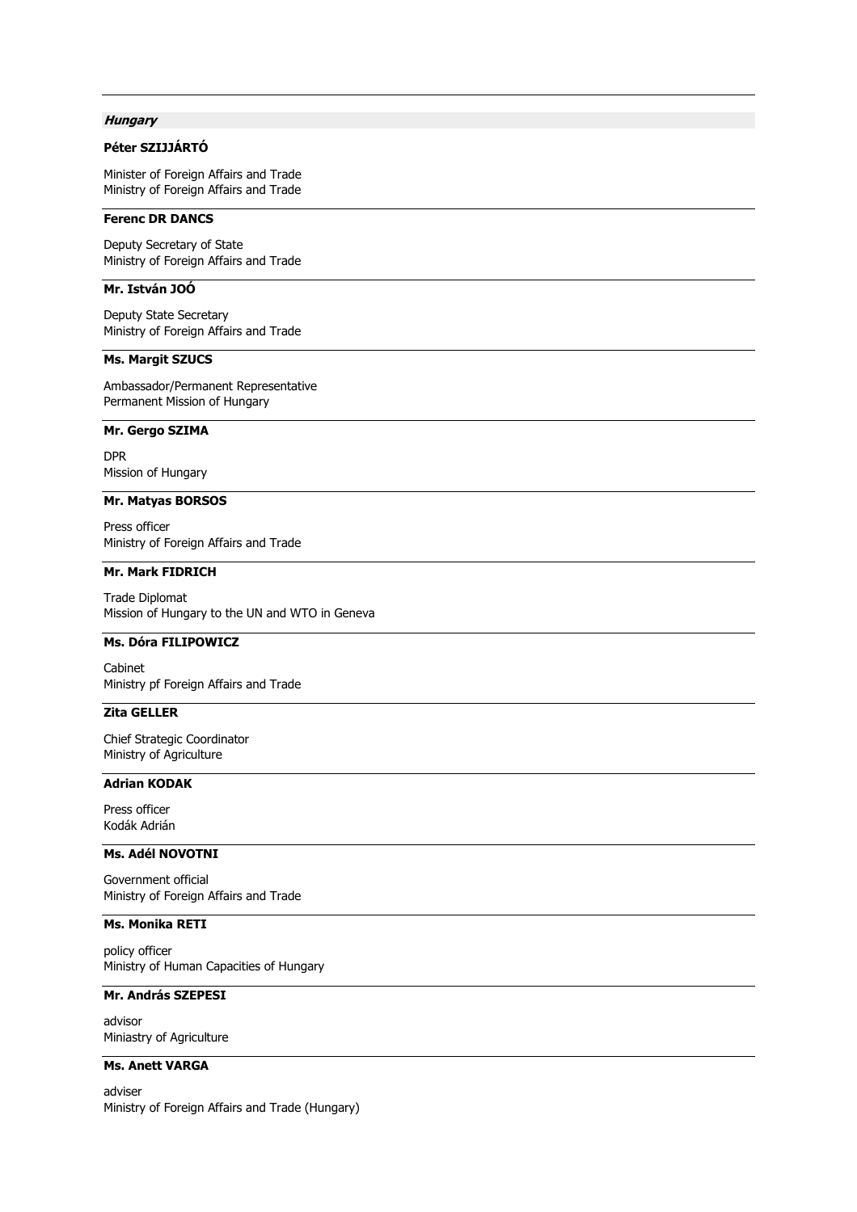***Hungary***

**Péter SZIJJÁRTÓ**

Minister of Foreign Affairs and Trade
Ministry of Foreign Affairs and Trade

**Ferenc DR DANCS**

Deputy Secretary of State
Ministry of Foreign Affairs and Trade

**Mr. István JOÓ**

Deputy State Secretary
Ministry of Foreign Affairs and Trade

**Ms. Margit SZUCS**

Ambassador/Permanent Representative
Permanent Mission of Hungary

**Mr. Gergo SZIMA**

DPR
Mission of Hungary

**Mr. Matyas BORSOS**

Press officer
Ministry of Foreign Affairs and Trade

**Mr. Mark FIDRICH**

Trade Diplomat
Mission of Hungary to the UN and WTO in Geneva

**Ms. Dóra FILIPOWICZ**

Cabinet
Ministry pf Foreign Affairs and Trade

**Zita GELLER**

Chief Strategic Coordinator
Ministry of Agriculture

**Adrian KODAK**

Press officer
Kodák Adrián

**Ms. Adél NOVOTNI**

Government official
Ministry of Foreign Affairs and Trade

**Ms. Monika RETI**

policy officer
Ministry of Human Capacities of Hungary

**Mr. András SZEPESI**

advisor
Miniastry of Agriculture

**Ms. Anett VARGA**

adviser
Ministry of Foreign Affairs and Trade (Hungary)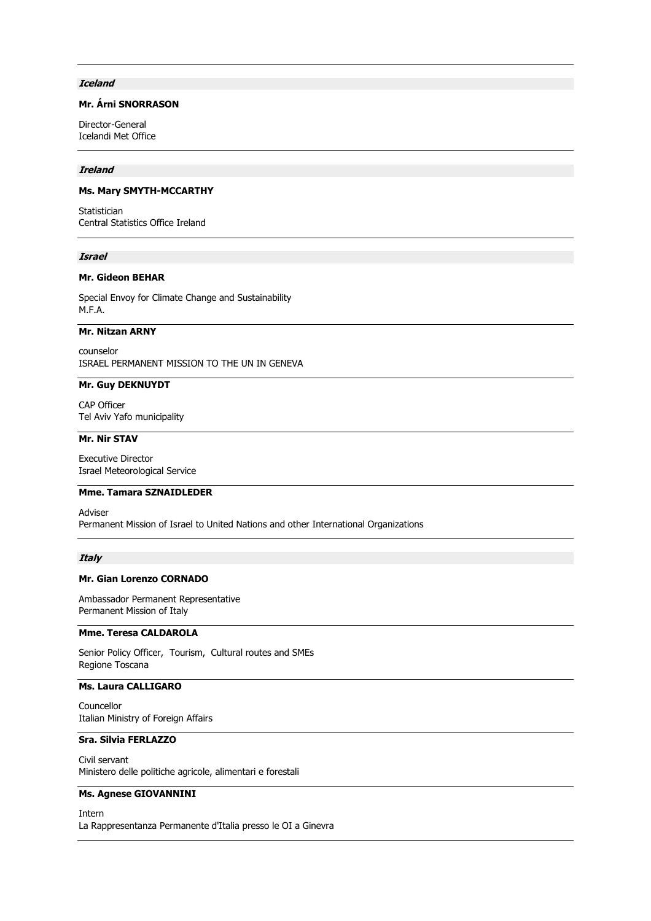***Iceland***

**Mr. Árni SNORRASON**

Director-General
Icelandi Met Office

***Ireland***

**Ms. Mary SMYTH-MCCARTHY**

Statistician
Central Statistics Office Ireland

***Israel***

**Mr. Gideon BEHAR**

Special Envoy for Climate Change and Sustainability
M.F.A.

**Mr. Nitzan ARNY**

counselor
ISRAEL PERMANENT MISSION TO THE UN IN GENEVA

**Mr. Guy DEKNUYDT**

CAP Officer
Tel Aviv Yafo municipality

**Mr. Nir STAV**

Executive Director
Israel Meteorological Service

**Mme. Tamara SZNAIDLEDER**

Adviser
Permanent Mission of Israel to United Nations and other International Organizations

***Italy***

**Mr. Gian Lorenzo CORNADO**

Ambassador Permanent Representative
Permanent Mission of Italy

**Mme. Teresa CALDAROLA**

Senior Policy Officer, Tourism, Cultural routes and SMEs
Regione Toscana

**Ms. Laura CALLIGARO**

Councellor
Italian Ministry of Foreign Affairs

**Sra. Silvia FERLAZZO**

Civil servant
Ministero delle politiche agricole, alimentari e forestali

**Ms. Agnese GIOVANNINI**

Intern
La Rappresentanza Permanente d'Italia presso le OI a Ginevra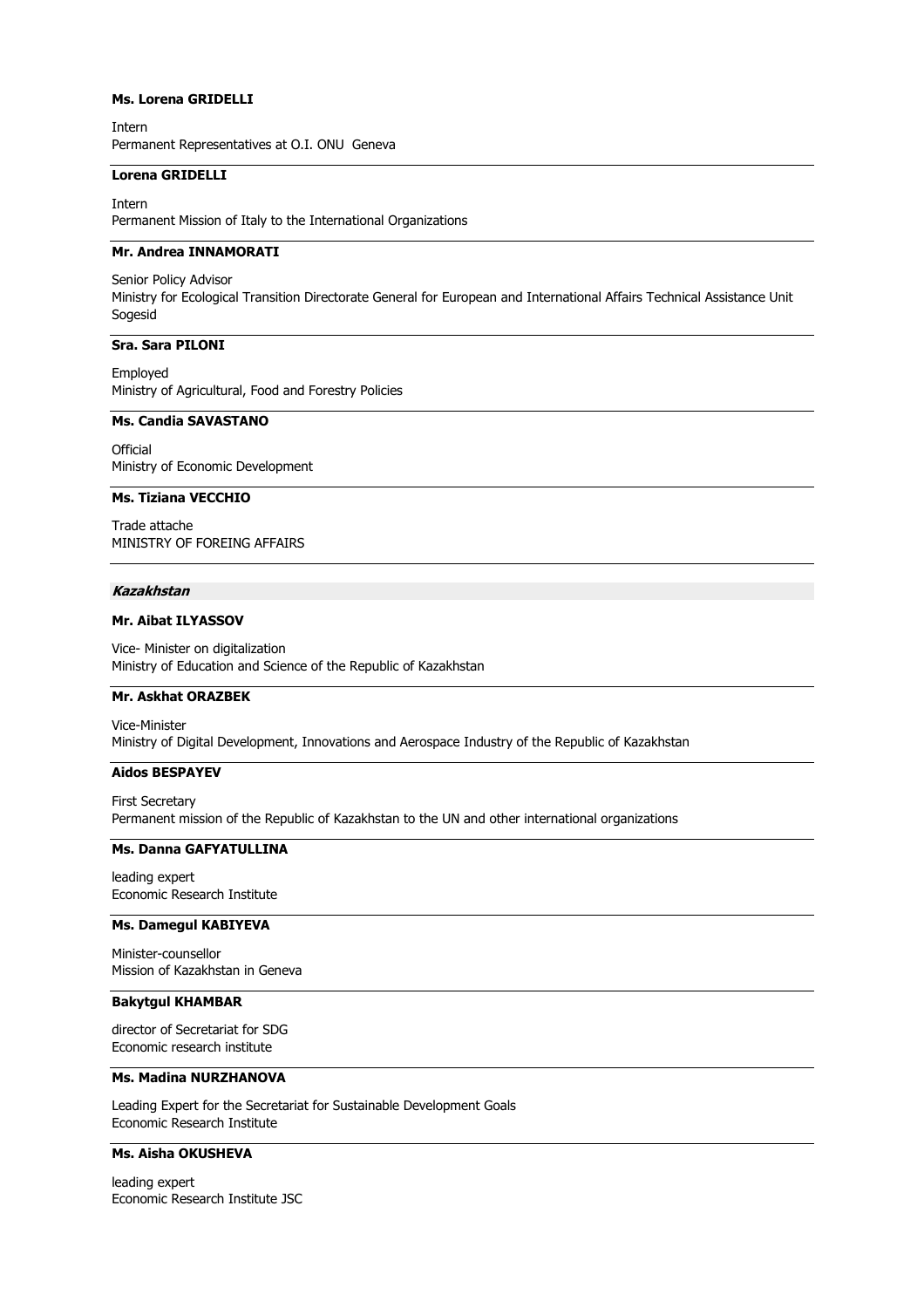**Ms. Lorena GRIDELLI**

Intern
Permanent Representatives at O.I. ONU Geneva

---

**Lorena GRIDELLI**

Intern
Permanent Mission of Italy to the International Organizations

---

**Mr. Andrea INNAMORATI**

Senior Policy Advisor
Ministry for Ecological Transition Directorate General for European and International Affairs Technical Assistance Unit Sogesid

---

**Sra. Sara PILONI**

Employed
Ministry of Agricultural, Food and Forestry Policies

---

**Ms. Candia SAVASTANO**

Official
Ministry of Economic Development

---

**Ms. Tiziana VECCHIO**

Trade attache
MINISTRY OF FOREING AFFAIRS

---

***Kazakhstan***

**Mr. Aibat ILYASSOV**

Vice- Minister on digitalization
Ministry of Education and Science of the Republic of Kazakhstan

---

**Mr. Askhat ORAZBEK**

Vice-Minister
Ministry of Digital Development, Innovations and Aerospace Industry of the Republic of Kazakhstan

---

**Aidos BESPAYEV**

First Secretary
Permanent mission of the Republic of Kazakhstan to the UN and other international organizations

---

**Ms. Danna GAFYATULLINA**

leading expert
Economic Research Institute

---

**Ms. Damegul KABIYEVA**

Minister-counsellor
Mission of Kazakhstan in Geneva

---

**Bakytgul KHAMBAR**

director of Secretariat for SDG
Economic research institute

---

**Ms. Madina NURZHANOVA**

Leading Expert for the Secretariat for Sustainable Development Goals
Economic Research Institute

---

**Ms. Aisha OKUSHEVA**

leading expert
Economic Research Institute JSC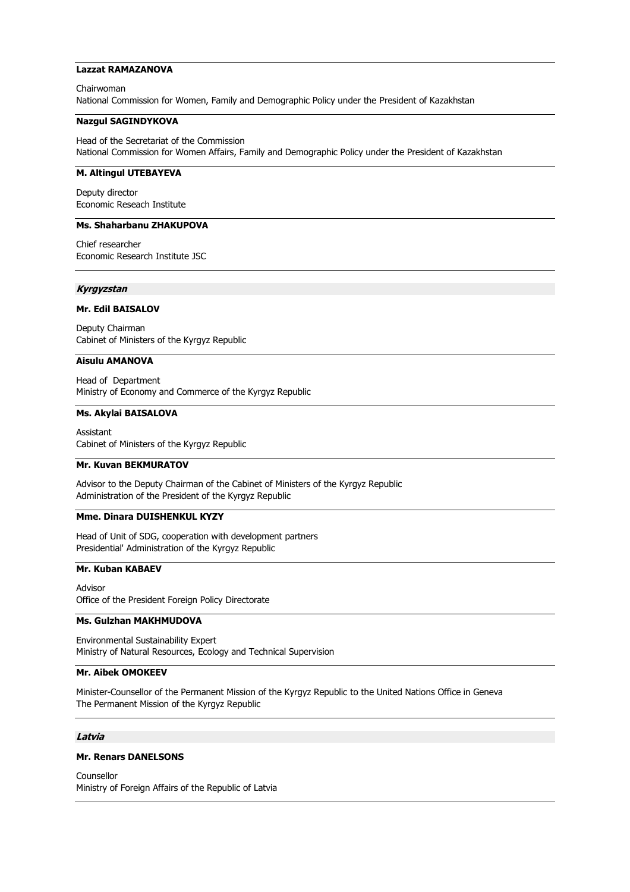**Lazzat RAMAZANOVA**

Chairwoman
National Commission for Women, Family and Demographic Policy under the President of Kazakhstan

**Nazgul SAGINDYKOVA**

Head of the Secretariat of the Commission
National Commission for Women Affairs, Family and Demographic Policy under the President of Kazakhstan

**M. Altingul UTEBAYEVA**

Deputy director
Economic Reseach Institute

**Ms. Shaharbanu ZHAKUPOVA**

Chief researcher
Economic Research Institute JSC

***Kyrgyzstan***

**Mr. Edil BAISALOV**

Deputy Chairman
Cabinet of Ministers of the Kyrgyz Republic

**Aisulu AMANOVA**

Head of Department
Ministry of Economy and Commerce of the Kyrgyz Republic

**Ms. Akylai BAISALOVA**

Assistant
Cabinet of Ministers of the Kyrgyz Republic

**Mr. Kuvan BEKMURATOV**

Advisor to the Deputy Chairman of the Cabinet of Ministers of the Kyrgyz Republic
Administration of the President of the Kyrgyz Republic

**Mme. Dinara DUISHENKUL KYZY**

Head of Unit of SDG, cooperation with development partners
Presidential' Administration of the Kyrgyz Republic

**Mr. Kuban KABAEV**

Advisor
Office of the President Foreign Policy Directorate

**Ms. Gulzhan MAKHMUDOVA**

Environmental Sustainability Expert
Ministry of Natural Resources, Ecology and Technical Supervision

**Mr. Aibek OMOKEEV**

Minister-Counsellor of the Permanent Mission of the Kyrgyz Republic to the United Nations Office in Geneva
The Permanent Mission of the Kyrgyz Republic

***Latvia***

**Mr. Renars DANELSONS**

Counsellor
Ministry of Foreign Affairs of the Republic of Latvia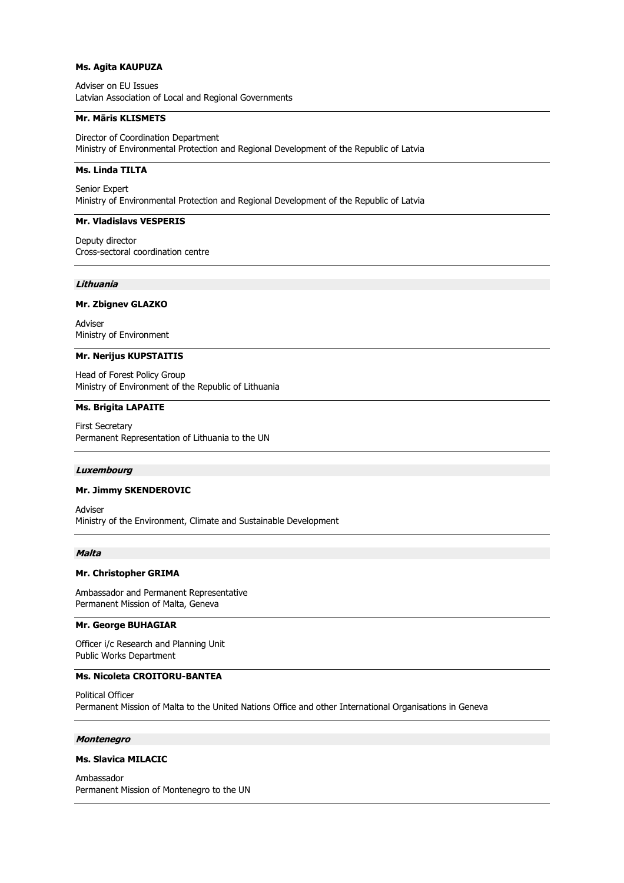**Ms. Agita KAUPUZA**

Adviser on EU Issues
Latvian Association of Local and Regional Governments

---

**Mr. Māris KLISMETS**

Director of Coordination Department
Ministry of Environmental Protection and Regional Development of the Republic of Latvia

---

**Ms. Linda TILTA**

Senior Expert
Ministry of Environmental Protection and Regional Development of the Republic of Latvia

---

**Mr. Vladislavs VESPERIS**

Deputy director
Cross-sectoral coordination centre

---

***Lithuania***

**Mr. Zbignev GLAZKO**

Adviser
Ministry of Environment

---

**Mr. Nerijus KUPSTAITIS**

Head of Forest Policy Group
Ministry of Environment of the Republic of Lithuania

---

**Ms. Brigita LAPAITE**

First Secretary
Permanent Representation of Lithuania to the UN

---

***Luxembourg***

**Mr. Jimmy SKENDEROVIC**

Adviser
Ministry of the Environment, Climate and Sustainable Development

---

***Malta***

**Mr. Christopher GRIMA**

Ambassador and Permanent Representative
Permanent Mission of Malta, Geneva

---

**Mr. George BUHAGIAR**

Officer i/c Research and Planning Unit
Public Works Department

---

**Ms. Nicoleta CROITORU-BANTEA**

Political Officer
Permanent Mission of Malta to the United Nations Office and other International Organisations in Geneva

---

***Montenegro***

**Ms. Slavica MILACIC**

Ambassador
Permanent Mission of Montenegro to the UN

---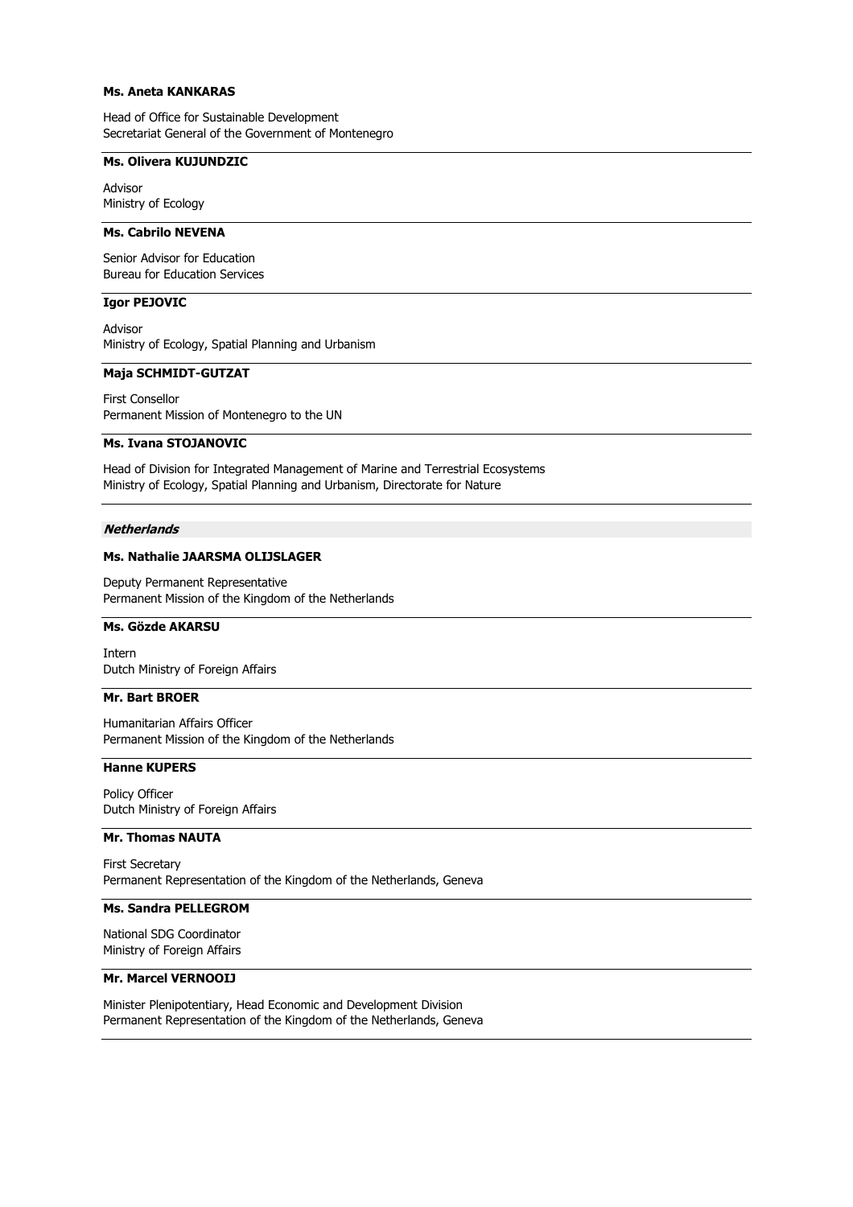**Ms. Aneta KANKARAS**

Head of Office for Sustainable Development
Secretariat General of the Government of Montenegro

---

**Ms. Olivera KUJUNDZIC**

Advisor
Ministry of Ecology

---

**Ms. Cabrilo NEVENA**

Senior Advisor for Education
Bureau for Education Services

---

**Igor PEJOVIC**

Advisor
Ministry of Ecology, Spatial Planning and Urbanism

---

**Maja SCHMIDT-GUTZAT**

First Consellor
Permanent Mission of Montenegro to the UN

---

**Ms. Ivana STOJANOVIC**

Head of Division for Integrated Management of Marine and Terrestrial Ecosystems
Ministry of Ecology, Spatial Planning and Urbanism, Directorate for Nature

---

***Netherlands***

**Ms. Nathalie JAARSMA OLIJSLAGER**

Deputy Permanent Representative
Permanent Mission of the Kingdom of the Netherlands

---

**Ms. Gözde AKARSU**

Intern
Dutch Ministry of Foreign Affairs

---

**Mr. Bart BROER**

Humanitarian Affairs Officer
Permanent Mission of the Kingdom of the Netherlands

---

**Hanne KUPERS**

Policy Officer
Dutch Ministry of Foreign Affairs

---

**Mr. Thomas NAUTA**

First Secretary
Permanent Representation of the Kingdom of the Netherlands, Geneva

---

**Ms. Sandra PELLEGROM**

National SDG Coordinator
Ministry of Foreign Affairs

---

**Mr. Marcel VERNOOIJ**

Minister Plenipotentiary, Head Economic and Development Division
Permanent Representation of the Kingdom of the Netherlands, Geneva

---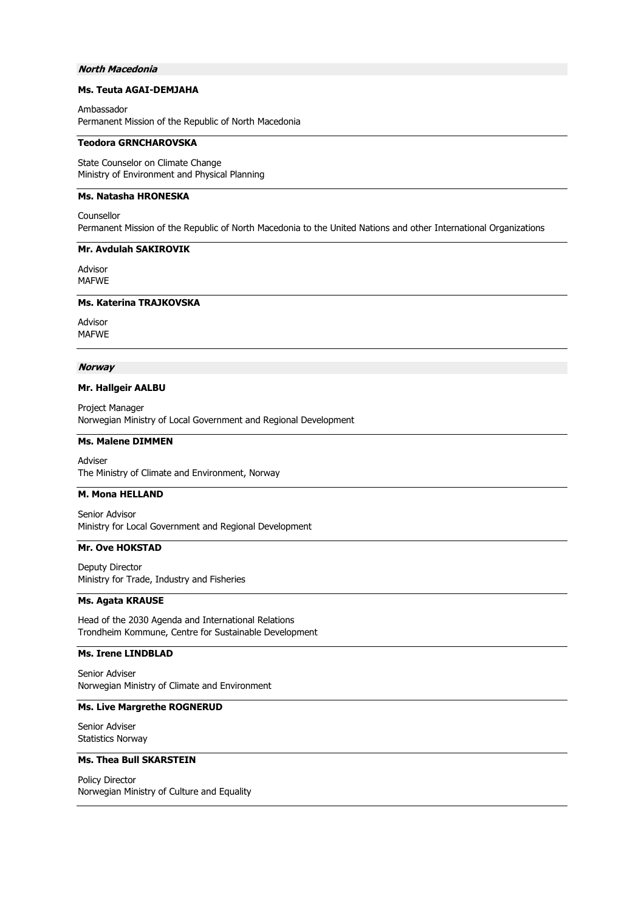***North Macedonia***

**Ms. Teuta AGAI-DEMJAHA**

Ambassador
Permanent Mission of the Republic of North Macedonia

---

**Teodora GRNCHAROVSKA**

State Counselor on Climate Change
Ministry of Environment and Physical Planning

---

**Ms. Natasha HRONESKA**

Counsellor
Permanent Mission of the Republic of North Macedonia to the United Nations and other International Organizations

---

**Mr. Avdulah SAKIROVIK**

Advisor
MAFWE

---

**Ms. Katerina TRAJKOVSKA**

Advisor
MAFWE

---

***Norway***

**Mr. Hallgeir AALBU**

Project Manager
Norwegian Ministry of Local Government and Regional Development

---

**Ms. Malene DIMMEN**

Adviser
The Ministry of Climate and Environment, Norway

---

**M. Mona HELLAND**

Senior Advisor
Ministry for Local Government and Regional Development

---

**Mr. Ove HOKSTAD**

Deputy Director
Ministry for Trade, Industry and Fisheries

---

**Ms. Agata KRAUSE**

Head of the 2030 Agenda and International Relations
Trondheim Kommune, Centre for Sustainable Development

---

**Ms. Irene LINDBLAD**

Senior Adviser
Norwegian Ministry of Climate and Environment

---

**Ms. Live Margrethe ROGNERUD**

Senior Adviser
Statistics Norway

---

**Ms. Thea Bull SKARSTEIN**

Policy Director
Norwegian Ministry of Culture and Equality

---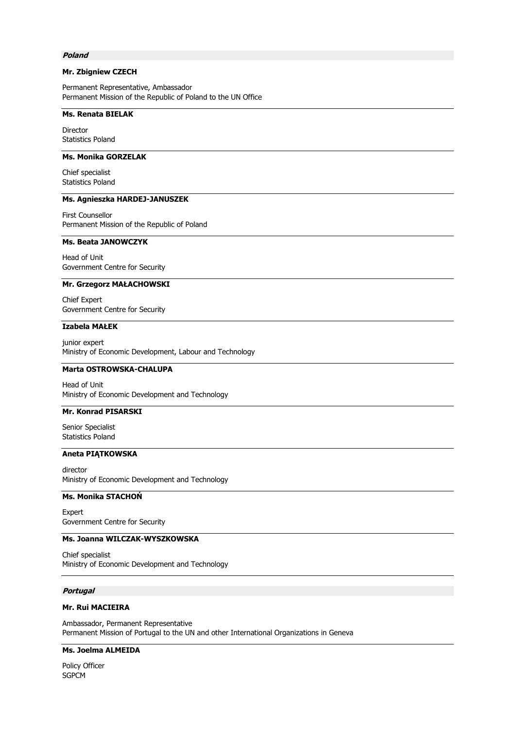***Poland***

**Mr. Zbigniew CZECH**

Permanent Representative, Ambassador
Permanent Mission of the Republic of Poland to the UN Office

---

**Ms. Renata BIELAK**

Director
Statistics Poland

---

**Ms. Monika GORZELAK**

Chief specialist
Statistics Poland

---

**Ms. Agnieszka HARDEJ-JANUSZEK**

First Counsellor
Permanent Mission of the Republic of Poland

---

**Ms. Beata JANOWCZYK**

Head of Unit
Government Centre for Security

---

**Mr. Grzegorz MAŁACHOWSKI**

Chief Expert
Government Centre for Security

---

**Izabela MAŁEK**

junior expert
Ministry of Economic Development, Labour and Technology

---

**Marta OSTROWSKA-CHALUPA**

Head of Unit
Ministry of Economic Development and Technology

---

**Mr. Konrad PISARSKI**

Senior Specialist
Statistics Poland

---

**Aneta PIĄTKOWSKA**

director
Ministry of Economic Development and Technology

---

**Ms. Monika STACHOŃ**

Expert
Government Centre for Security

---

**Ms. Joanna WILCZAK-WYSZKOWSKA**

Chief specialist
Ministry of Economic Development and Technology

---

***Portugal***

**Mr. Rui MACIEIRA**

Ambassador, Permanent Representative
Permanent Mission of Portugal to the UN and other International Organizations in Geneva

---

**Ms. Joelma ALMEIDA**

Policy Officer
SGPCM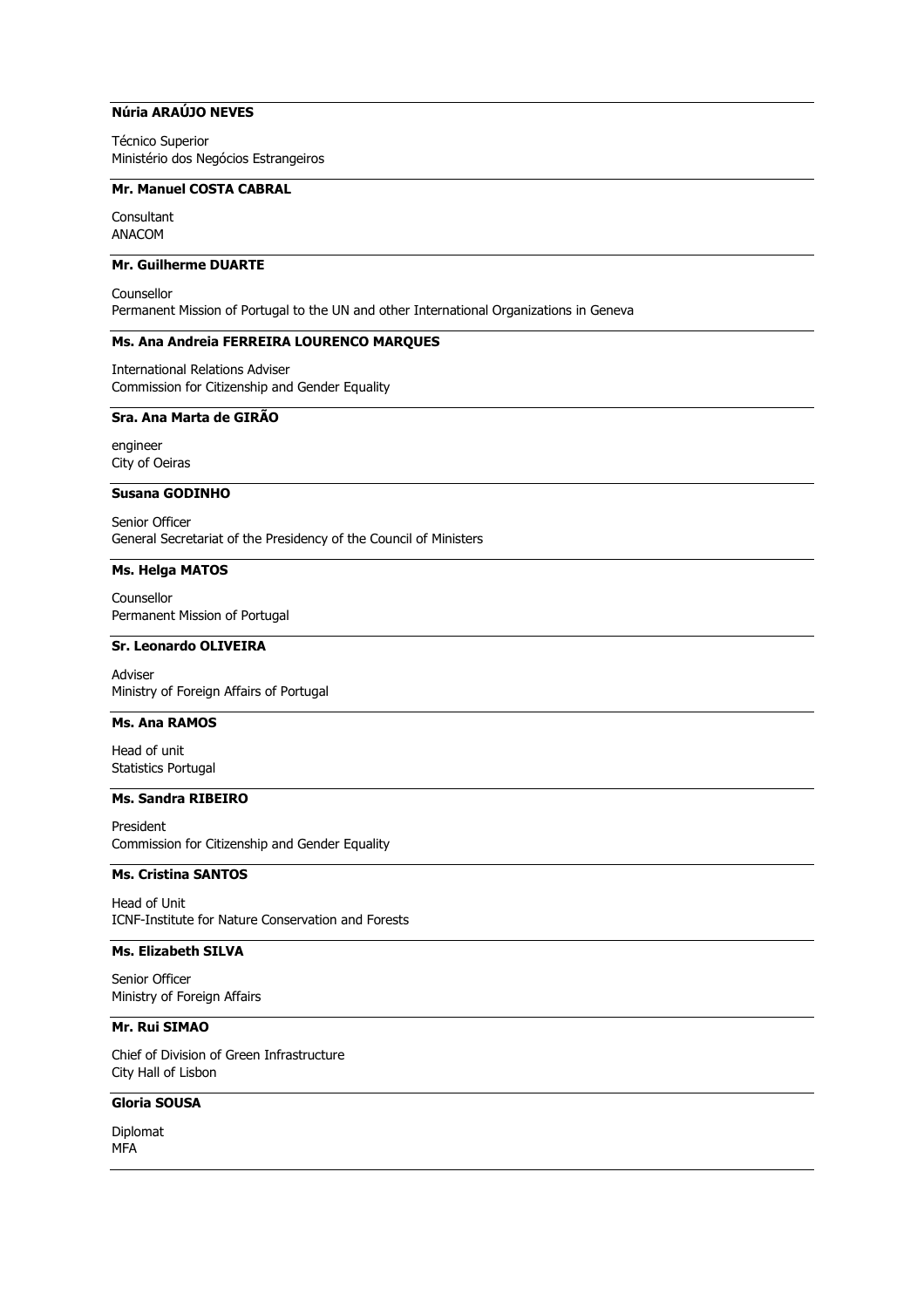**Núria ARAÚJO NEVES**

Técnico Superior
Ministério dos Negócios Estrangeiros

---

**Mr. Manuel COSTA CABRAL**

Consultant
ANACOM

---

**Mr. Guilherme DUARTE**

Counsellor
Permanent Mission of Portugal to the UN and other International Organizations in Geneva

---

**Ms. Ana Andreia FERREIRA LOURENCO MARQUES**

International Relations Adviser
Commission for Citizenship and Gender Equality

---

**Sra. Ana Marta de GIRÃO**

engineer
City of Oeiras

---

**Susana GODINHO**

Senior Officer
General Secretariat of the Presidency of the Council of Ministers

---

**Ms. Helga MATOS**

Counsellor
Permanent Mission of Portugal

---

**Sr. Leonardo OLIVEIRA**

Adviser
Ministry of Foreign Affairs of Portugal

---

**Ms. Ana RAMOS**

Head of unit
Statistics Portugal

---

**Ms. Sandra RIBEIRO**

President
Commission for Citizenship and Gender Equality

---

**Ms. Cristina SANTOS**

Head of Unit
ICNF-Institute for Nature Conservation and Forests

---

**Ms. Elizabeth SILVA**

Senior Officer
Ministry of Foreign Affairs

---

**Mr. Rui SIMAO**

Chief of Division of Green Infrastructure
City Hall of Lisbon

---

**Gloria SOUSA**

Diplomat
MFA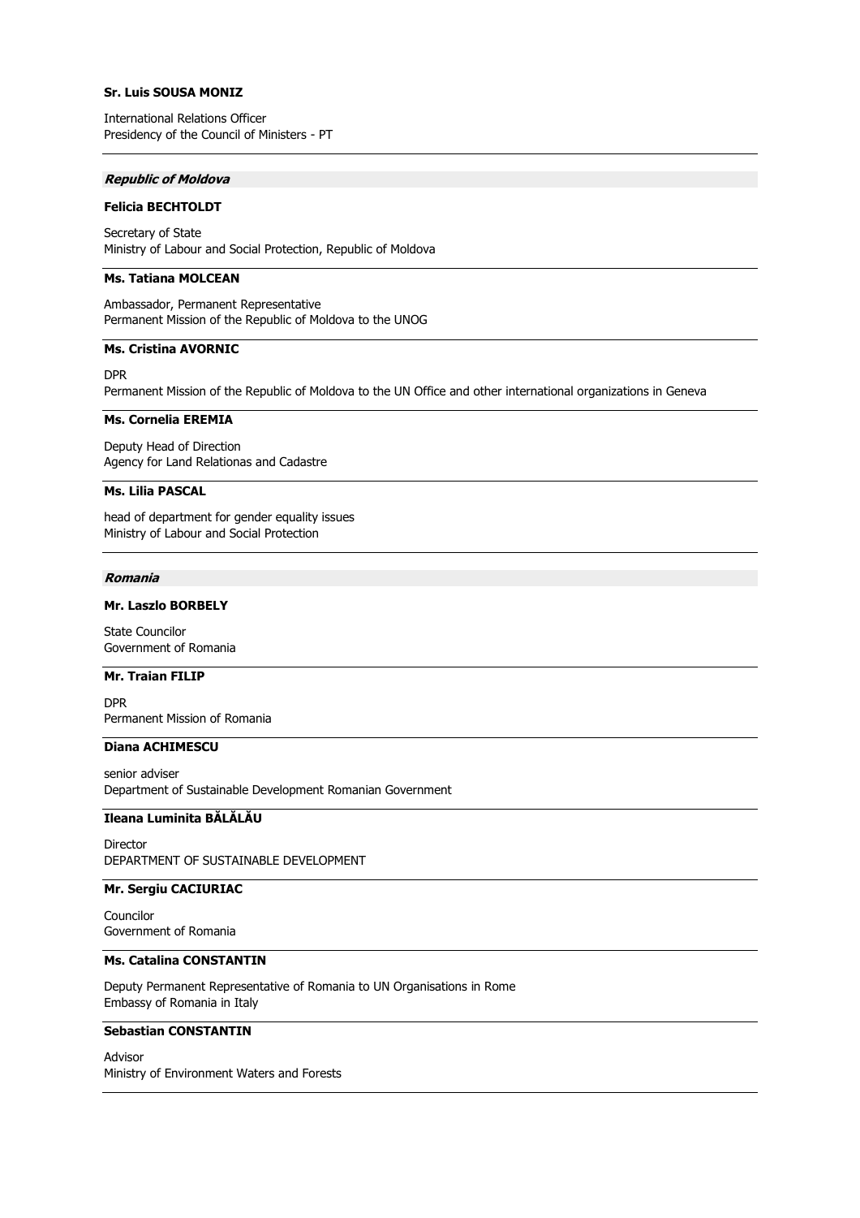**Sr. Luis SOUSA MONIZ**

International Relations Officer
Presidency of the Council of Ministers - PT

---

***Republic of Moldova***

**Felicia BECHTOLDT**

Secretary of State
Ministry of Labour and Social Protection, Republic of Moldova

---

**Ms. Tatiana MOLCEAN**

Ambassador, Permanent Representative
Permanent Mission of the Republic of Moldova to the UNOG

---

**Ms. Cristina AVORNIC**

DPR
Permanent Mission of the Republic of Moldova to the UN Office and other international organizations in Geneva

---

**Ms. Cornelia EREMIA**

Deputy Head of Direction
Agency for Land Relationas and Cadastre

---

**Ms. Lilia PASCAL**

head of department for gender equality issues
Ministry of Labour and Social Protection

---

***Romania***

**Mr. Laszlo BORBELY**

State Councilor
Government of Romania

---

**Mr. Traian FILIP**

DPR
Permanent Mission of Romania

---

**Diana ACHIMESCU**

senior adviser
Department of Sustainable Development Romanian Government

---

**Ileana Luminita BĂLĂLĂU**

Director
DEPARTMENT OF SUSTAINABLE DEVELOPMENT

---

**Mr. Sergiu CACIURIAC**

Councilor
Government of Romania

---

**Ms. Catalina CONSTANTIN**

Deputy Permanent Representative of Romania to UN Organisations in Rome
Embassy of Romania in Italy

---

**Sebastian CONSTANTIN**

Advisor
Ministry of Environment Waters and Forests

---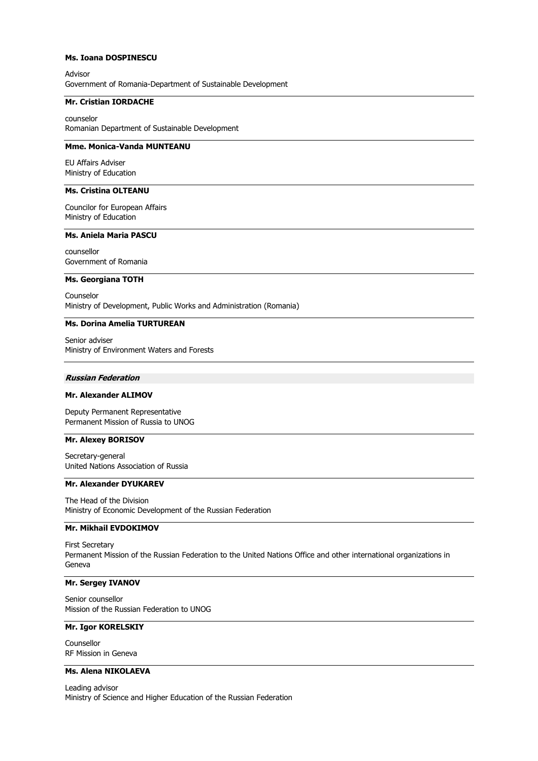**Ms. Ioana DOSPINESCU**

Advisor
Government of Romania-Department of Sustainable Development

---

**Mr. Cristian IORDACHE**

counselor
Romanian Department of Sustainable Development

---

**Mme. Monica-Vanda MUNTEANU**

EU Affairs Adviser
Ministry of Education

---

**Ms. Cristina OLTEANU**

Councilor for European Affairs
Ministry of Education

---

**Ms. Aniela Maria PASCU**

counsellor
Government of Romania

---

**Ms. Georgiana TOTH**

Counselor
Ministry of Development, Public Works and Administration (Romania)

---

**Ms. Dorina Amelia TURTUREAN**

Senior adviser
Ministry of Environment Waters and Forests

---

***Russian Federation***

**Mr. Alexander ALIMOV**

Deputy Permanent Representative
Permanent Mission of Russia to UNOG

---

**Mr. Alexey BORISOV**

Secretary-general
United Nations Association of Russia

---

**Mr. Alexander DYUKAREV**

The Head of the Division
Ministry of Economic Development of the Russian Federation

---

**Mr. Mikhail EVDOKIMOV**

First Secretary
Permanent Mission of the Russian Federation to the United Nations Office and other international organizations in Geneva

---

**Mr. Sergey IVANOV**

Senior counsellor
Mission of the Russian Federation to UNOG

---

**Mr. Igor KORELSKIY**

Counsellor
RF Mission in Geneva

---

**Ms. Alena NIKOLAEVA**

Leading advisor
Ministry of Science and Higher Education of the Russian Federation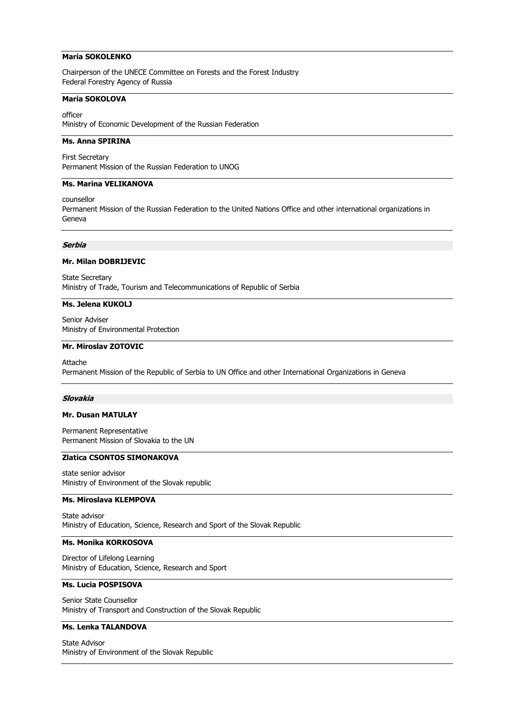**Maria SOKOLENKO**

Chairperson of the UNECE Committee on Forests and the Forest Industry
Federal Forestry Agency of Russia

**Maria SOKOLOVA**

officer
Ministry of Economic Development of the Russian Federation

**Ms. Anna SPIRINA**

First Secretary
Permanent Mission of the Russian Federation to UNOG

**Ms. Marina VELIKANOVA**

counsellor
Permanent Mission of the Russian Federation to the United Nations Office and other international organizations in Geneva

### *Serbia*

**Mr. Milan DOBRIJEVIC**

State Secretary
Ministry of Trade, Tourism and Telecommunications of Republic of Serbia

**Ms. Jelena KUKOLJ**

Senior Adviser
Ministry of Environmental Protection

**Mr. Miroslav ZOTOVIC**

Attache
Permanent Mission of the Republic of Serbia to UN Office and other International Organizations in Geneva

### *Slovakia*

**Mr. Dusan MATULAY**

Permanent Representative
Permanent Mission of Slovakia to the UN

**Zlatica CSONTOS SIMONAKOVA**

state senior advisor
Ministry of Environment of the Slovak republic

**Ms. Miroslava KLEMPOVA**

State advisor
Ministry of Education, Science, Research and Sport of the Slovak Republic

**Ms. Monika KORKOSOVA**

Director of Lifelong Learning
Ministry of Education, Science, Research and Sport

**Ms. Lucia POSPISOVA**

Senior State Counsellor
Ministry of Transport and Construction of the Slovak Republic

**Ms. Lenka TALANDOVA**

State Advisor
Ministry of Environment of the Slovak Republic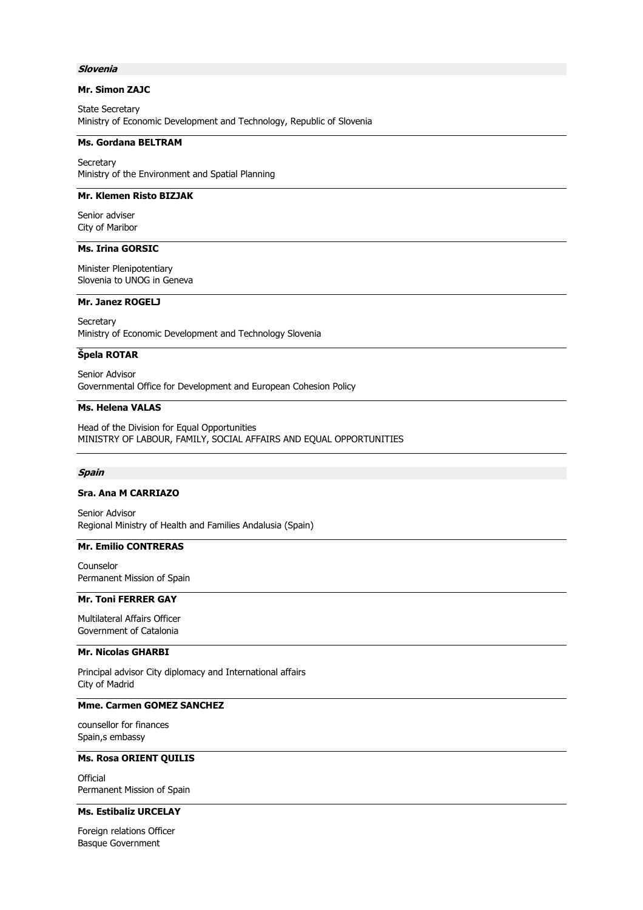***Slovenia***

**Mr. Simon ZAJC**

State Secretary
Ministry of Economic Development and Technology, Republic of Slovenia

---

**Ms. Gordana BELTRAM**

Secretary
Ministry of the Environment and Spatial Planning

---

**Mr. Klemen Risto BIZJAK**

Senior adviser
City of Maribor

---

**Ms. Irina GORSIC**

Minister Plenipotentiary
Slovenia to UNOG in Geneva

---

**Mr. Janez ROGELJ**

Secretary
Ministry of Economic Development and Technology Slovenia

---

**Špela ROTAR**

Senior Advisor
Governmental Office for Development and European Cohesion Policy

---

**Ms. Helena VALAS**

Head of the Division for Equal Opportunities
MINISTRY OF LABOUR, FAMILY, SOCIAL AFFAIRS AND EQUAL OPPORTUNITIES

---

***Spain***

**Sra. Ana M CARRIAZO**

Senior Advisor
Regional Ministry of Health and Families Andalusia (Spain)

---

**Mr. Emilio CONTRERAS**

Counselor
Permanent Mission of Spain

---

**Mr. Toni FERRER GAY**

Multilateral Affairs Officer
Government of Catalonia

---

**Mr. Nicolas GHARBI**

Principal advisor City diplomacy and International affairs
City of Madrid

---

**Mme. Carmen GOMEZ SANCHEZ**

counsellor for finances
Spain,s embassy

---

**Ms. Rosa ORIENT QUILIS**

Official
Permanent Mission of Spain

---

**Ms. Estibaliz URCELAY**

Foreign relations Officer
Basque Government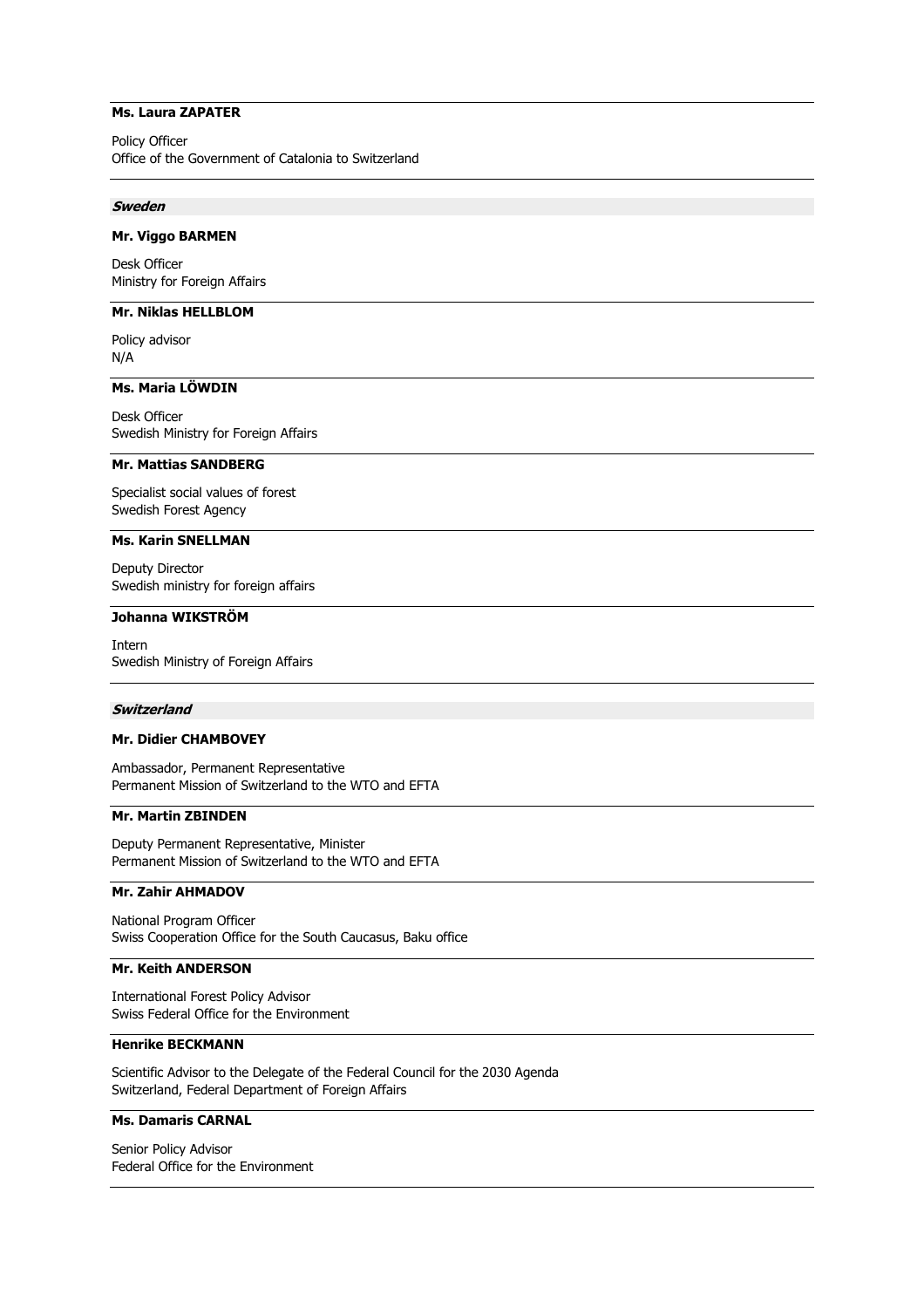**Ms. Laura ZAPATER**

Policy Officer
Office of the Government of Catalonia to Switzerland

---

### *Sweden*

**Mr. Viggo BARMEN**

Desk Officer
Ministry for Foreign Affairs

---

**Mr. Niklas HELLBLOM**

Policy advisor
N/A

---

**Ms. Maria LÖWDIN**

Desk Officer
Swedish Ministry for Foreign Affairs

---

**Mr. Mattias SANDBERG**

Specialist social values of forest
Swedish Forest Agency

---

**Ms. Karin SNELLMAN**

Deputy Director
Swedish ministry for foreign affairs

---

**Johanna WIKSTRÖM**

Intern
Swedish Ministry of Foreign Affairs

---

### *Switzerland*

**Mr. Didier CHAMBOVEY**

Ambassador, Permanent Representative
Permanent Mission of Switzerland to the WTO and EFTA

---

**Mr. Martin ZBINDEN**

Deputy Permanent Representative, Minister
Permanent Mission of Switzerland to the WTO and EFTA

---

**Mr. Zahir AHMADOV**

National Program Officer
Swiss Cooperation Office for the South Caucasus, Baku office

---

**Mr. Keith ANDERSON**

International Forest Policy Advisor
Swiss Federal Office for the Environment

---

**Henrike BECKMANN**

Scientific Advisor to the Delegate of the Federal Council for the 2030 Agenda
Switzerland, Federal Department of Foreign Affairs

---

**Ms. Damaris CARNAL**

Senior Policy Advisor
Federal Office for the Environment

---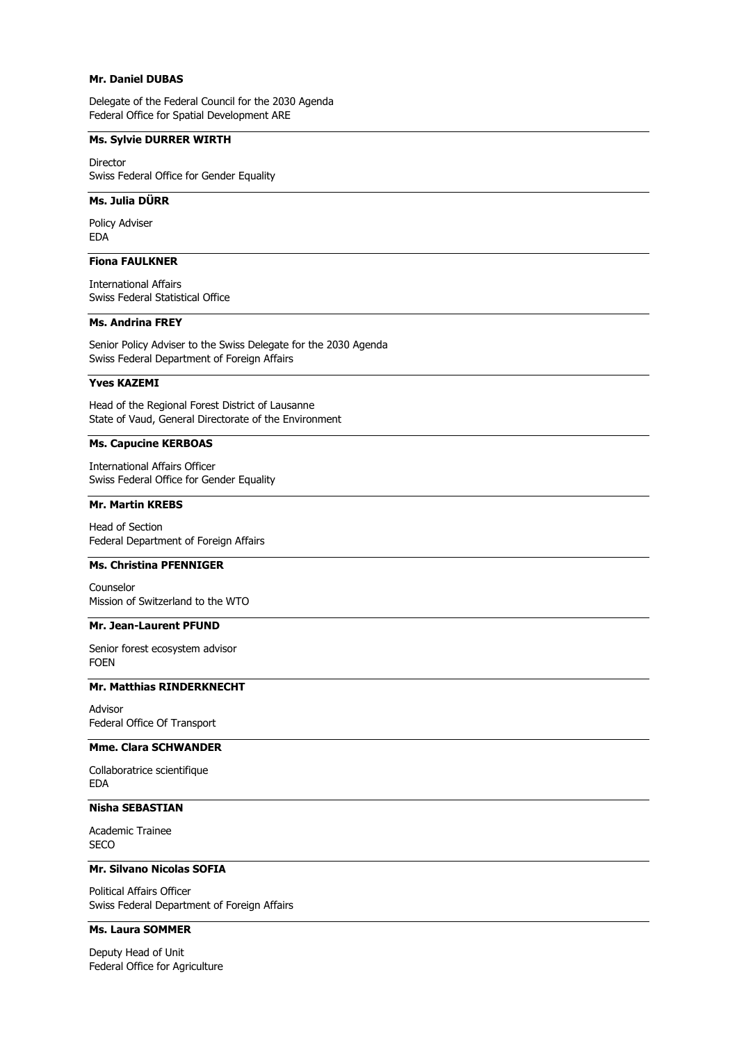**Mr. Daniel DUBAS**

Delegate of the Federal Council for the 2030 Agenda
Federal Office for Spatial Development ARE

---

**Ms. Sylvie DURRER WIRTH**

Director
Swiss Federal Office for Gender Equality

---

**Ms. Julia DÜRR**

Policy Adviser
EDA

---

**Fiona FAULKNER**

International Affairs
Swiss Federal Statistical Office

---

**Ms. Andrina FREY**

Senior Policy Adviser to the Swiss Delegate for the 2030 Agenda
Swiss Federal Department of Foreign Affairs

---

**Yves KAZEMI**

Head of the Regional Forest District of Lausanne
State of Vaud, General Directorate of the Environment

---

**Ms. Capucine KERBOAS**

International Affairs Officer
Swiss Federal Office for Gender Equality

---

**Mr. Martin KREBS**

Head of Section
Federal Department of Foreign Affairs

---

**Ms. Christina PFENNIGER**

Counselor
Mission of Switzerland to the WTO

---

**Mr. Jean-Laurent PFUND**

Senior forest ecosystem advisor
FOEN

---

**Mr. Matthias RINDERKNECHT**

Advisor
Federal Office Of Transport

---

**Mme. Clara SCHWANDER**

Collaboratrice scientifique
EDA

---

**Nisha SEBASTIAN**

Academic Trainee
SECO

---

**Mr. Silvano Nicolas SOFIA**

Political Affairs Officer
Swiss Federal Department of Foreign Affairs

---

**Ms. Laura SOMMER**

Deputy Head of Unit
Federal Office for Agriculture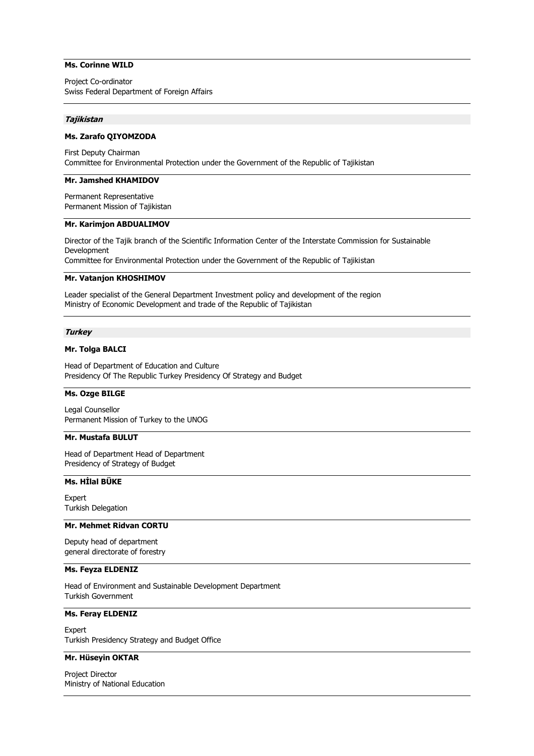**Ms. Corinne WILD**

Project Co-ordinator
Swiss Federal Department of Foreign Affairs

---

***Tajikistan***

**Ms. Zarafo QIYOMZODA**

First Deputy Chairman
Committee for Environmental Protection under the Government of the Republic of Tajikistan

---

**Mr. Jamshed KHAMIDOV**

Permanent Representative
Permanent Mission of Tajikistan

---

**Mr. Karimjon ABDUALIMOV**

Director of the Tajik branch of the Scientific Information Center of the Interstate Commission for Sustainable Development
Committee for Environmental Protection under the Government of the Republic of Tajikistan

---

**Mr. Vatanjon KHOSHIMOV**

Leader specialist of the General Department Investment policy and development of the region
Ministry of Economic Development and trade of the Republic of Tajikistan

---

***Turkey***

**Mr. Tolga BALCI**

Head of Department of Education and Culture
Presidency Of The Republic Turkey Presidency Of Strategy and Budget

---

**Ms. Ozge BILGE**

Legal Counsellor
Permanent Mission of Turkey to the UNOG

---

**Mr. Mustafa BULUT**

Head of Department Head of Department
Presidency of Strategy of Budget

---

**Ms. HİlaI BÜKE**

Expert
Turkish Delegation

---

**Mr. Mehmet Ridvan CORTU**

Deputy head of department
general directorate of forestry

---

**Ms. Feyza ELDENIZ**

Head of Environment and Sustainable Development Department
Turkish Government

---

**Ms. Feray ELDENIZ**

Expert
Turkish Presidency Strategy and Budget Office

---

**Mr. Hüseyin OKTAR**

Project Director
Ministry of National Education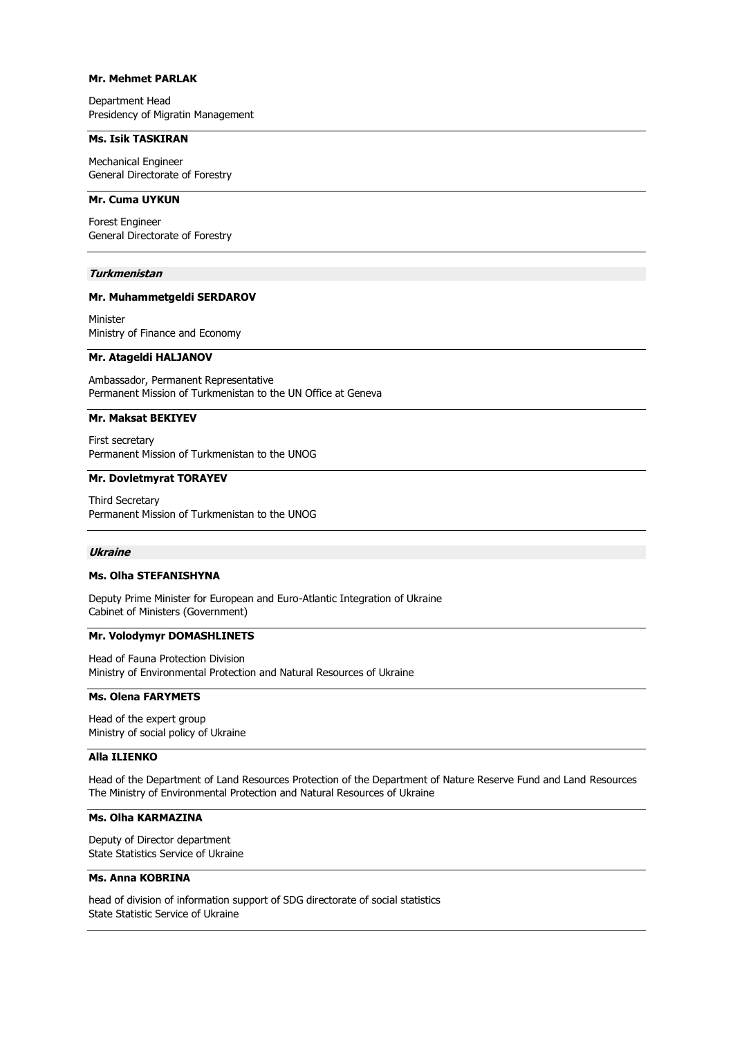**Mr. Mehmet PARLAK**

Department Head
Presidency of Migratin Management

---

**Ms. Isik TASKIRAN**

Mechanical Engineer
General Directorate of Forestry

---

**Mr. Cuma UYKUN**

Forest Engineer
General Directorate of Forestry

---

### *Turkmenistan*

**Mr. Muhammetgeldi SERDAROV**

Minister
Ministry of Finance and Economy

---

**Mr. Atageldi HALJANOV**

Ambassador, Permanent Representative
Permanent Mission of Turkmenistan to the UN Office at Geneva

---

**Mr. Maksat BEKIYEV**

First secretary
Permanent Mission of Turkmenistan to the UNOG

---

**Mr. Dovletmyrat TORAYEV**

Third Secretary
Permanent Mission of Turkmenistan to the UNOG

---

### *Ukraine*

**Ms. Olha STEFANISHYNA**

Deputy Prime Minister for European and Euro-Atlantic Integration of Ukraine
Cabinet of Ministers (Government)

---

**Mr. Volodymyr DOMASHLINETS**

Head of Fauna Protection Division
Ministry of Environmental Protection and Natural Resources of Ukraine

---

**Ms. Olena FARYMETS**

Head of the expert group
Ministry of social policy of Ukraine

---

**Alla ILIENKO**

Head of the Department of Land Resources Protection of the Department of Nature Reserve Fund and Land Resources
The Ministry of Environmental Protection and Natural Resources of Ukraine

---

**Ms. Olha KARMAZINA**

Deputy of Director department
State Statistics Service of Ukraine

---

**Ms. Anna KOBRINA**

head of division of information support of SDG directorate of social statistics
State Statistic Service of Ukraine

---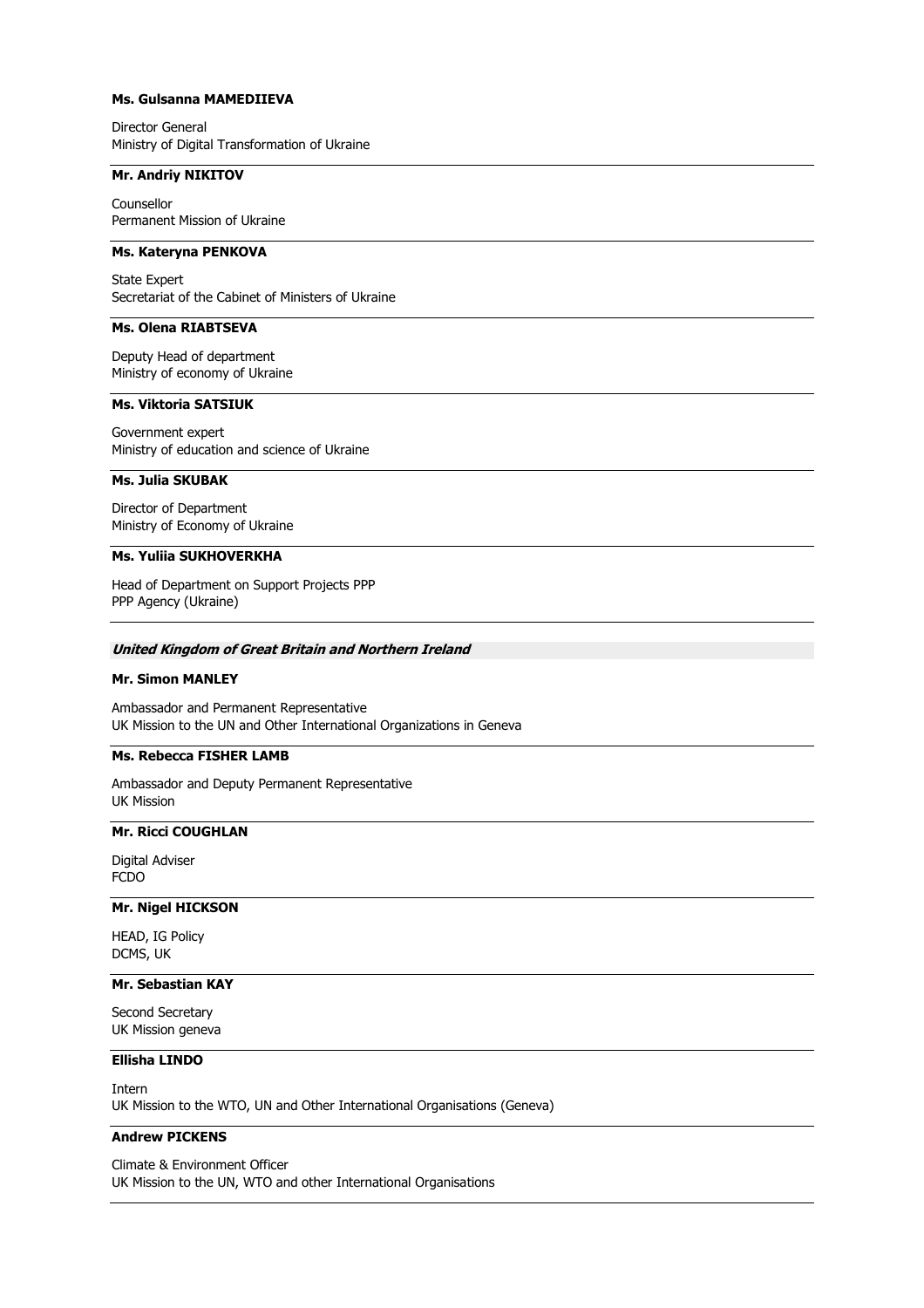**Ms. Gulsanna MAMEDIIEVA**

Director General
Ministry of Digital Transformation of Ukraine

---

**Mr. Andriy NIKITOV**

Counsellor
Permanent Mission of Ukraine

---

**Ms. Kateryna PENKOVA**

State Expert
Secretariat of the Cabinet of Ministers of Ukraine

---

**Ms. Olena RIABTSEVA**

Deputy Head of department
Ministry of economy of Ukraine

---

**Ms. Viktoria SATSIUK**

Government expert
Ministry of education and science of Ukraine

---

**Ms. Julia SKUBAK**

Director of Department
Ministry of Economy of Ukraine

---

**Ms. Yuliia SUKHOVERKHA**

Head of Department on Support Projects PPP
PPP Agency (Ukraine)

---

***United Kingdom of Great Britain and Northern Ireland***

**Mr. Simon MANLEY**

Ambassador and Permanent Representative
UK Mission to the UN and Other International Organizations in Geneva

---

**Ms. Rebecca FISHER LAMB**

Ambassador and Deputy Permanent Representative
UK Mission

---

**Mr. Ricci COUGHLAN**

Digital Adviser
FCDO

---

**Mr. Nigel HICKSON**

HEAD, IG Policy
DCMS, UK

---

**Mr. Sebastian KAY**

Second Secretary
UK Mission geneva

---

**Ellisha LINDO**

Intern
UK Mission to the WTO, UN and Other International Organisations (Geneva)

---

**Andrew PICKENS**

Climate & Environment Officer
UK Mission to the UN, WTO and other International Organisations

---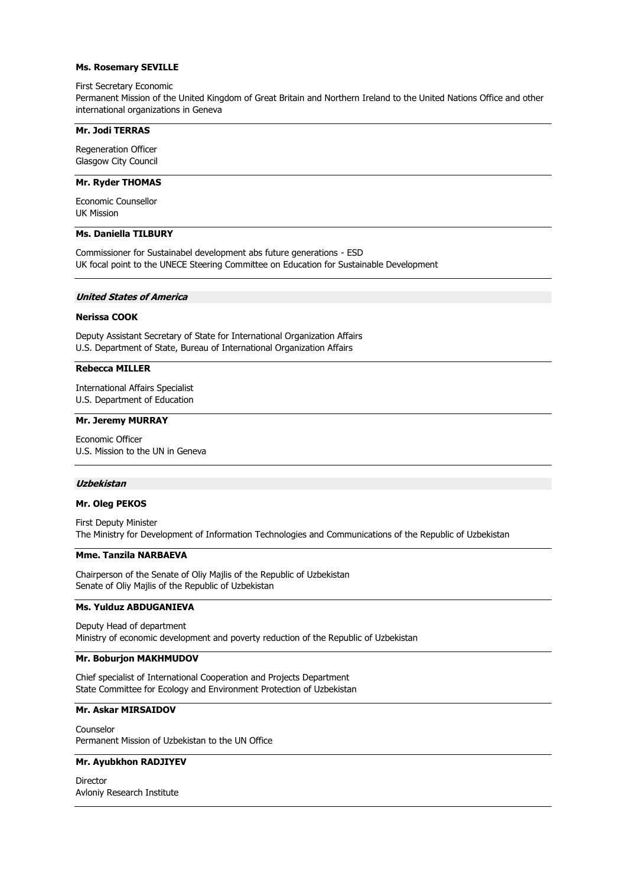**Ms. Rosemary SEVILLE**

First Secretary Economic
Permanent Mission of the United Kingdom of Great Britain and Northern Ireland to the United Nations Office and other international organizations in Geneva

---

**Mr. Jodi TERRAS**

Regeneration Officer
Glasgow City Council

---

**Mr. Ryder THOMAS**

Economic Counsellor
UK Mission

---

**Ms. Daniella TILBURY**

Commissioner for Sustainabel development abs future generations - ESD
UK focal point to the UNECE Steering Committee on Education for Sustainable Development

---

### *United States of America*

**Nerissa COOK**

Deputy Assistant Secretary of State for International Organization Affairs
U.S. Department of State, Bureau of International Organization Affairs

---

**Rebecca MILLER**

International Affairs Specialist
U.S. Department of Education

---

**Mr. Jeremy MURRAY**

Economic Officer
U.S. Mission to the UN in Geneva

---

### *Uzbekistan*

**Mr. Oleg PEKOS**

First Deputy Minister
The Ministry for Development of Information Technologies and Communications of the Republic of Uzbekistan

---

**Mme. Tanzila NARBAEVA**

Chairperson of the Senate of Oliy Majlis of the Republic of Uzbekistan
Senate of Oliy Majlis of the Republic of Uzbekistan

---

**Ms. Yulduz ABDUGANIEVA**

Deputy Head of department
Ministry of economic development and poverty reduction of the Republic of Uzbekistan

---

**Mr. Boburjon MAKHMUDOV**

Chief specialist of International Cooperation and Projects Department
State Committee for Ecology and Environment Protection of Uzbekistan

---

**Mr. Askar MIRSAIDOV**

Counselor
Permanent Mission of Uzbekistan to the UN Office

---

**Mr. Ayubkhon RADJIYEV**

Director
Avloniy Research Institute

---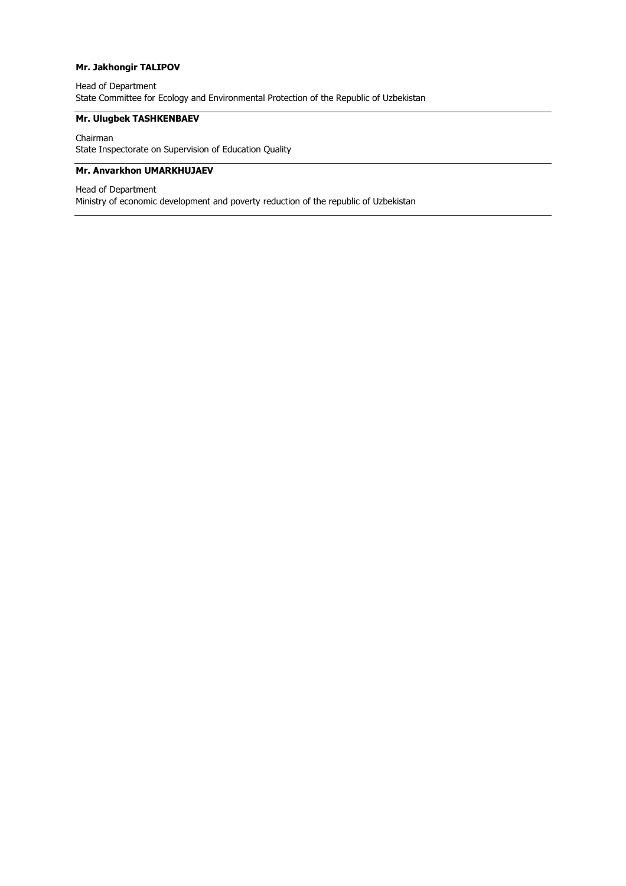**Mr. Jakhongir TALIPOV**

Head of Department
State Committee for Ecology and Environmental Protection of the Republic of Uzbekistan

---

**Mr. Ulugbek TASHKENBAEV**

Chairman
State Inspectorate on Supervision of Education Quality

---

**Mr. Anvarkhon UMARKHUJAEV**

Head of Department
Ministry of economic development and poverty reduction of the republic of Uzbekistan

---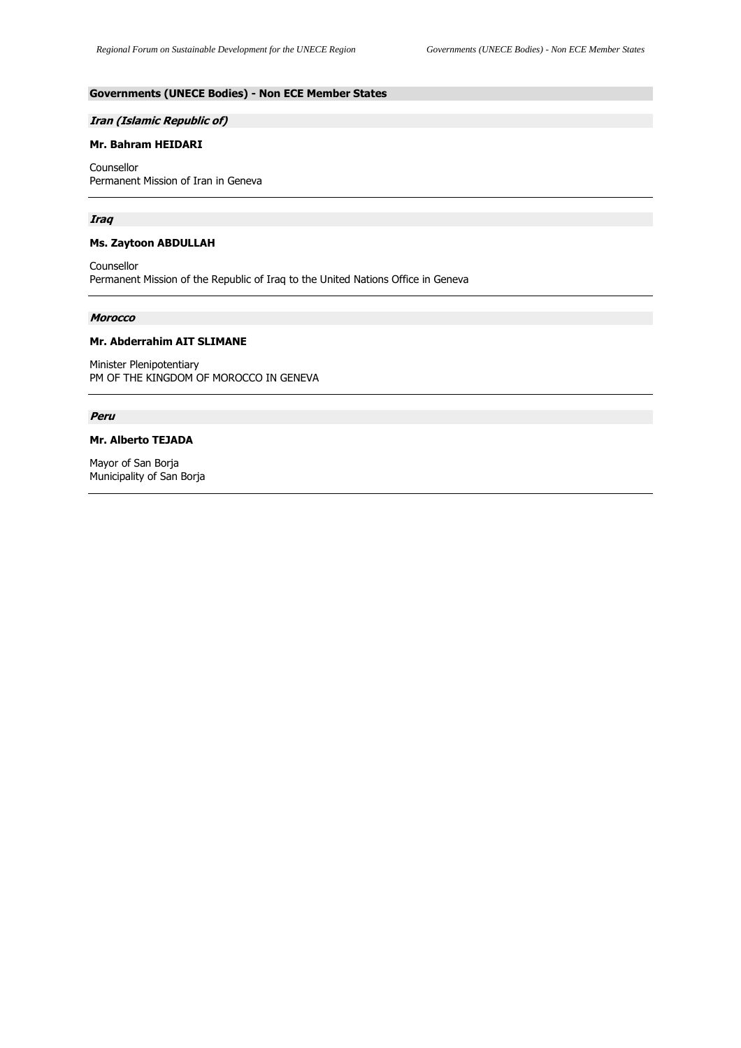## Governments (UNECE Bodies) - Non ECE Member States

### *Iran (Islamic Republic of)*

**Mr. Bahram HEIDARI**

Counsellor
Permanent Mission of Iran in Geneva

---

### *Iraq*

**Ms. Zaytoon ABDULLAH**

Counsellor
Permanent Mission of the Republic of Iraq to the United Nations Office in Geneva

---

### *Morocco*

**Mr. Abderrahim AIT SLIMANE**

Minister Plenipotentiary
PM OF THE KINGDOM OF MOROCCO IN GENEVA

---

### *Peru*

**Mr. Alberto TEJADA**

Mayor of San Borja
Municipality of San Borja

---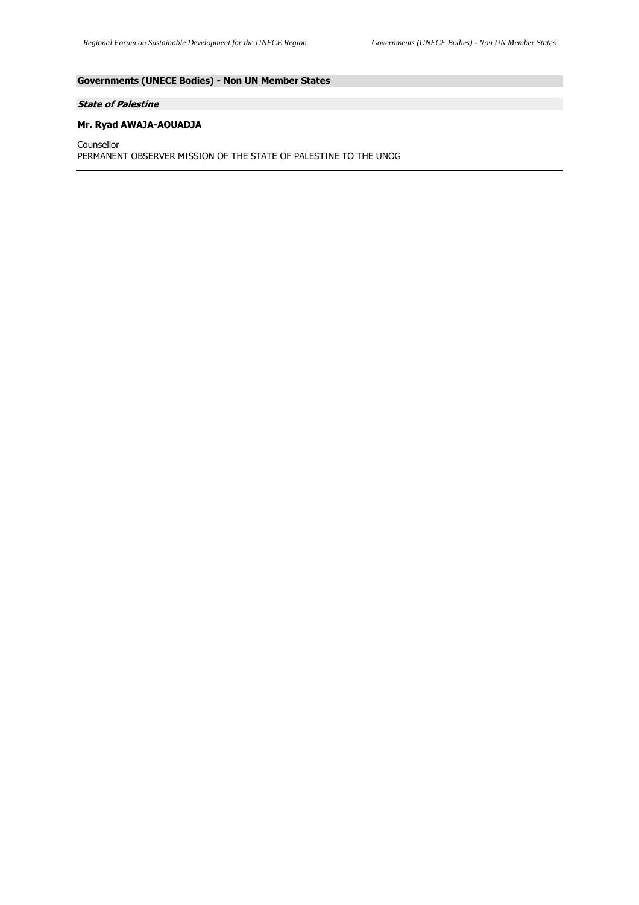## Governments (UNECE Bodies) - Non UN Member States

### *State of Palestine*

**Mr. Ryad AWAJA-AOUADJA**

Counsellor
PERMANENT OBSERVER MISSION OF THE STATE OF PALESTINE TO THE UNOG

---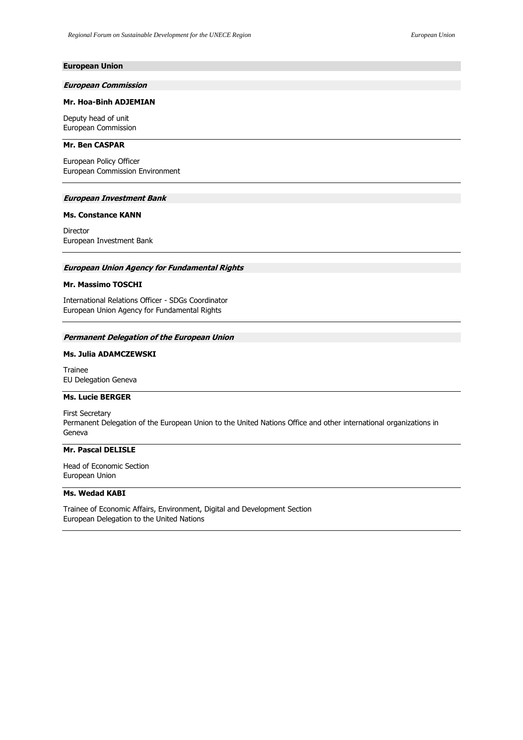## European Union

### *European Commission*

**Mr. Hoa-Binh ADJEMIAN**

Deputy head of unit
European Commission

---

**Mr. Ben CASPAR**

European Policy Officer
European Commission Environment

---

### *European Investment Bank*

**Ms. Constance KANN**

Director
European Investment Bank

---

### *European Union Agency for Fundamental Rights*

**Mr. Massimo TOSCHI**

International Relations Officer - SDGs Coordinator
European Union Agency for Fundamental Rights

---

### *Permanent Delegation of the European Union*

**Ms. Julia ADAMCZEWSKI**

Trainee
EU Delegation Geneva

---

**Ms. Lucie BERGER**

First Secretary
Permanent Delegation of the European Union to the United Nations Office and other international organizations in Geneva

---

**Mr. Pascal DELISLE**

Head of Economic Section
European Union

---

**Ms. Wedad KABI**

Trainee of Economic Affairs, Environment, Digital and Development Section
European Delegation to the United Nations

---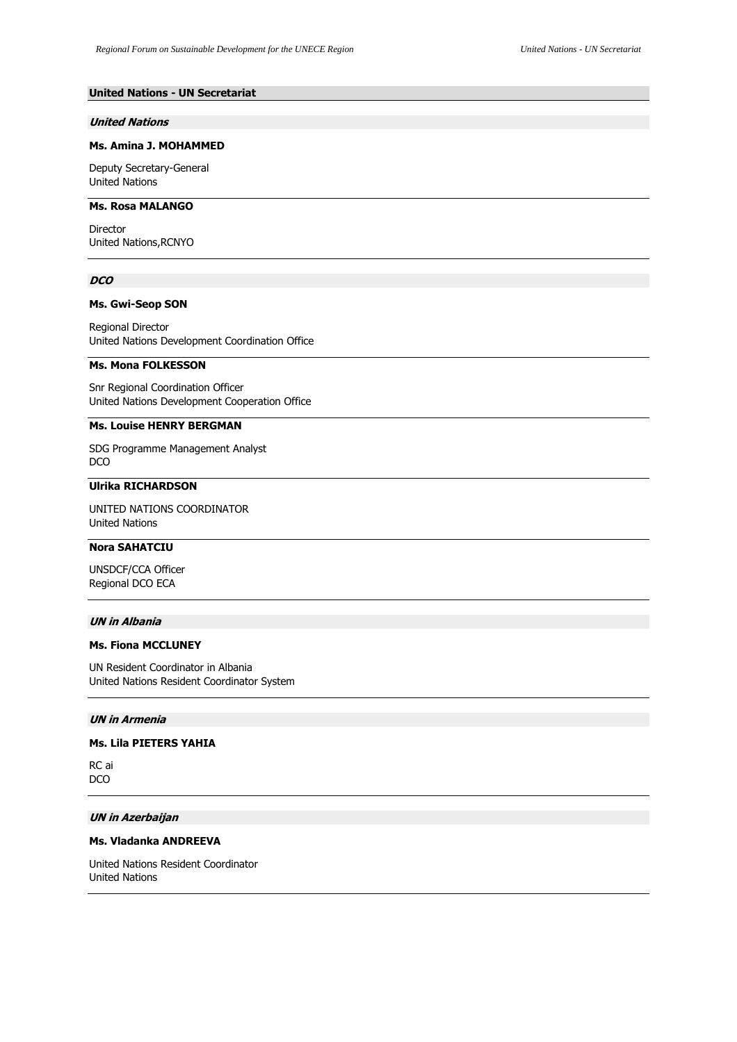## United Nations - UN Secretariat

### *United Nations*

**Ms. Amina J. MOHAMMED**

Deputy Secretary-General
United Nations

**Ms. Rosa MALANGO**

Director
United Nations,RCNYO

### *DCO*

**Ms. Gwi-Seop SON**

Regional Director
United Nations Development Coordination Office

**Ms. Mona FOLKESSON**

Snr Regional Coordination Officer
United Nations Development Cooperation Office

**Ms. Louise HENRY BERGMAN**

SDG Programme Management Analyst
DCO

**Ulrika RICHARDSON**

UNITED NATIONS COORDINATOR
United Nations

**Nora SAHATCIU**

UNSDCF/CCA Officer
Regional DCO ECA

### *UN in Albania*

**Ms. Fiona MCCLUNEY**

UN Resident Coordinator in Albania
United Nations Resident Coordinator System

### *UN in Armenia*

**Ms. Lila PIETERS YAHIA**

RC ai
DCO

### *UN in Azerbaijan*

**Ms. Vladanka ANDREEVA**

United Nations Resident Coordinator
United Nations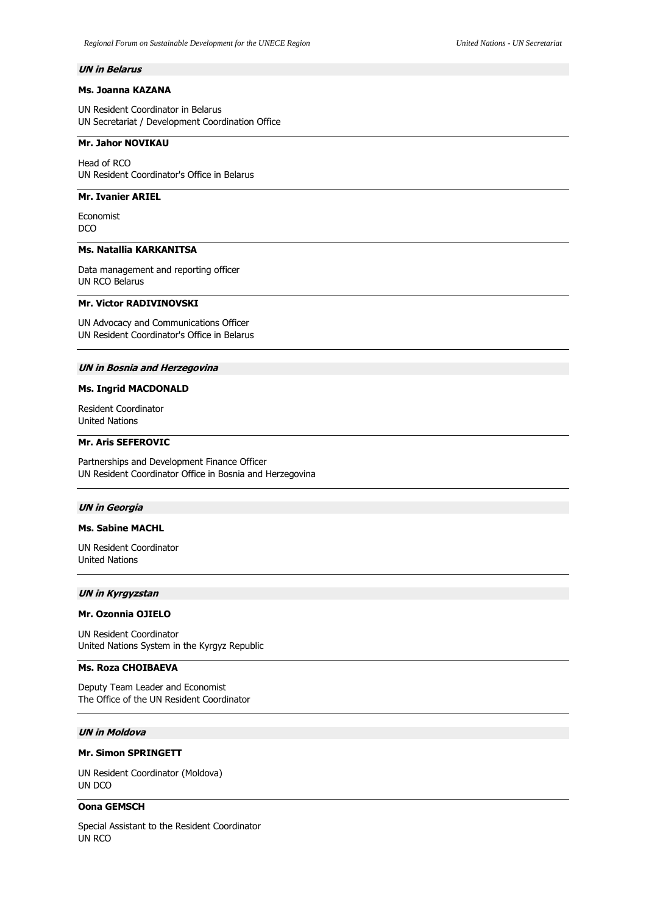### *UN in Belarus*

**Ms. Joanna KAZANA**

UN Resident Coordinator in Belarus
UN Secretariat / Development Coordination Office

---

**Mr. Jahor NOVIKAU**

Head of RCO
UN Resident Coordinator's Office in Belarus

---

**Mr. Ivanier ARIEL**

Economist
DCO

---

**Ms. Natallia KARKANITSA**

Data management and reporting officer
UN RCO Belarus

---

**Mr. Victor RADIVINOVSKI**

UN Advocacy and Communications Officer
UN Resident Coordinator's Office in Belarus

---

### *UN in Bosnia and Herzegovina*

**Ms. Ingrid MACDONALD**

Resident Coordinator
United Nations

---

**Mr. Aris SEFEROVIC**

Partnerships and Development Finance Officer
UN Resident Coordinator Office in Bosnia and Herzegovina

---

### *UN in Georgia*

**Ms. Sabine MACHL**

UN Resident Coordinator
United Nations

---

### *UN in Kyrgyzstan*

**Mr. Ozonnia OJIELO**

UN Resident Coordinator
United Nations System in the Kyrgyz Republic

---

**Ms. Roza CHOIBAEVA**

Deputy Team Leader and Economist
The Office of the UN Resident Coordinator

---

### *UN in Moldova*

**Mr. Simon SPRINGETT**

UN Resident Coordinator (Moldova)
UN DCO

---

**Oona GEMSCH**

Special Assistant to the Resident Coordinator
UN RCO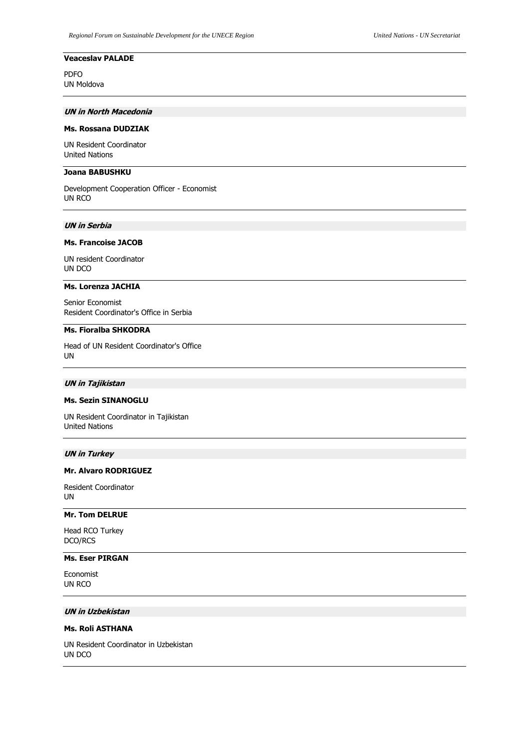**Veaceslav PALADE**

PDFO
UN Moldova

### *UN in North Macedonia*

**Ms. Rossana DUDZIAK**

UN Resident Coordinator
United Nations

**Joana BABUSHKU**

Development Cooperation Officer - Economist
UN RCO

### *UN in Serbia*

**Ms. Francoise JACOB**

UN resident Coordinator
UN DCO

**Ms. Lorenza JACHIA**

Senior Economist
Resident Coordinator's Office in Serbia

**Ms. Fioralba SHKODRA**

Head of UN Resident Coordinator's Office
UN

### *UN in Tajikistan*

**Ms. Sezin SINANOGLU**

UN Resident Coordinator in Tajikistan
United Nations

### *UN in Turkey*

**Mr. Alvaro RODRIGUEZ**

Resident Coordinator
UN

**Mr. Tom DELRUE**

Head RCO Turkey
DCO/RCS

**Ms. Eser PIRGAN**

Economist
UN RCO

### *UN in Uzbekistan*

**Ms. Roli ASTHANA**

UN Resident Coordinator in Uzbekistan
UN DCO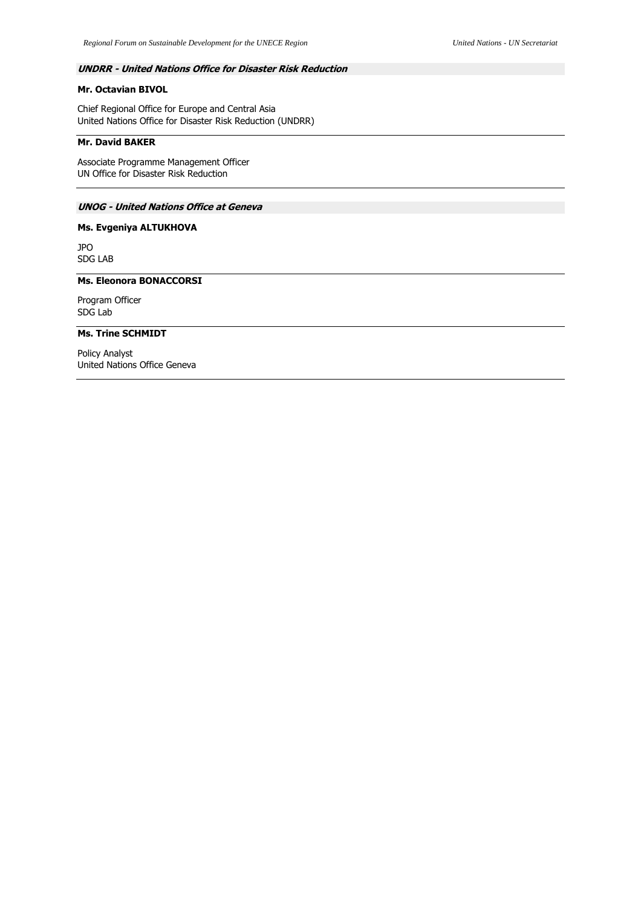***UNDRR - United Nations Office for Disaster Risk Reduction***

**Mr. Octavian BIVOL**

Chief Regional Office for Europe and Central Asia
United Nations Office for Disaster Risk Reduction (UNDRR)

---

**Mr. David BAKER**

Associate Programme Management Officer
UN Office for Disaster Risk Reduction

---

***UNOG - United Nations Office at Geneva***

**Ms. Evgeniya ALTUKHOVA**

JPO
SDG LAB

---

**Ms. Eleonora BONACCORSI**

Program Officer
SDG Lab

---

**Ms. Trine SCHMIDT**

Policy Analyst
United Nations Office Geneva

---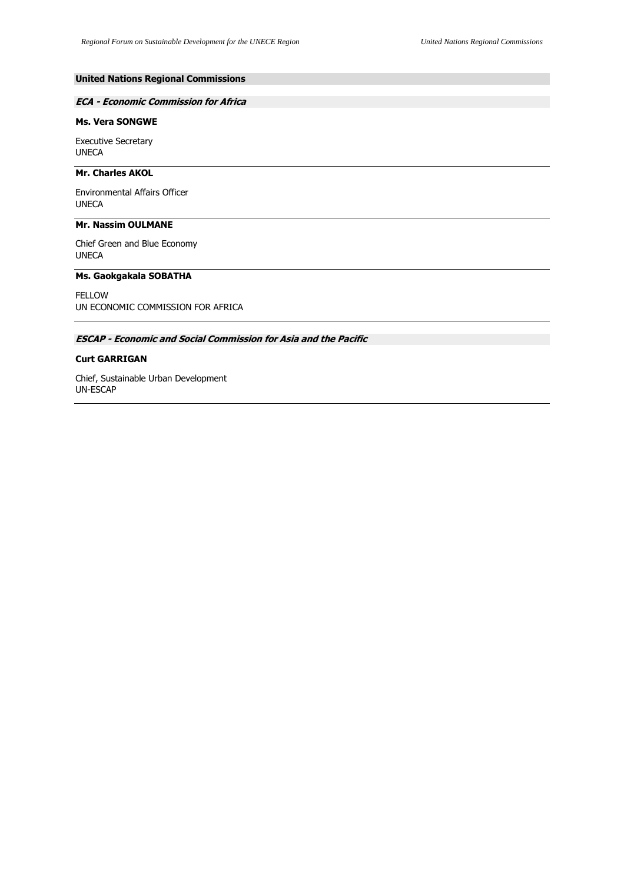## United Nations Regional Commissions

### *ECA - Economic Commission for Africa*

**Ms. Vera SONGWE**

Executive Secretary
UNECA

---

**Mr. Charles AKOL**

Environmental Affairs Officer
UNECA

---

**Mr. Nassim OULMANE**

Chief Green and Blue Economy
UNECA

---

**Ms. Gaokgakala SOBATHA**

FELLOW
UN ECONOMIC COMMISSION FOR AFRICA

---

### *ESCAP - Economic and Social Commission for Asia and the Pacific*

**Curt GARRIGAN**

Chief, Sustainable Urban Development
UN-ESCAP

---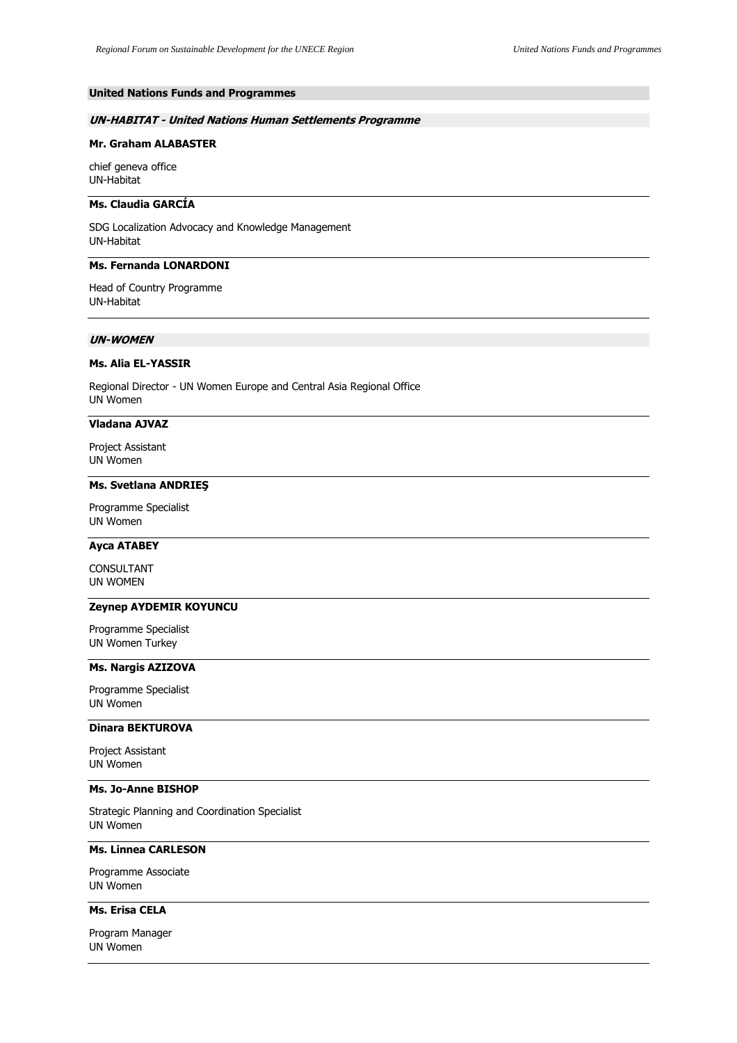## United Nations Funds and Programmes

### *UN-HABITAT - United Nations Human Settlements Programme*

**Mr. Graham ALABASTER**

chief geneva office
UN-Habitat

---

**Ms. Claudia GARCÍA**

SDG Localization Advocacy and Knowledge Management
UN-Habitat

---

**Ms. Fernanda LONARDONI**

Head of Country Programme
UN-Habitat

---

### *UN-WOMEN*

**Ms. Alia EL-YASSIR**

Regional Director - UN Women Europe and Central Asia Regional Office
UN Women

---

**Vladana AJVAZ**

Project Assistant
UN Women

---

**Ms. Svetlana ANDRIEŞ**

Programme Specialist
UN Women

---

**Ayca ATABEY**

CONSULTANT
UN WOMEN

---

**Zeynep AYDEMIR KOYUNCU**

Programme Specialist
UN Women Turkey

---

**Ms. Nargis AZIZOVA**

Programme Specialist
UN Women

---

**Dinara BEKTUROVA**

Project Assistant
UN Women

---

**Ms. Jo-Anne BISHOP**

Strategic Planning and Coordination Specialist
UN Women

---

**Ms. Linnea CARLESON**

Programme Associate
UN Women

---

**Ms. Erisa CELA**

Program Manager
UN Women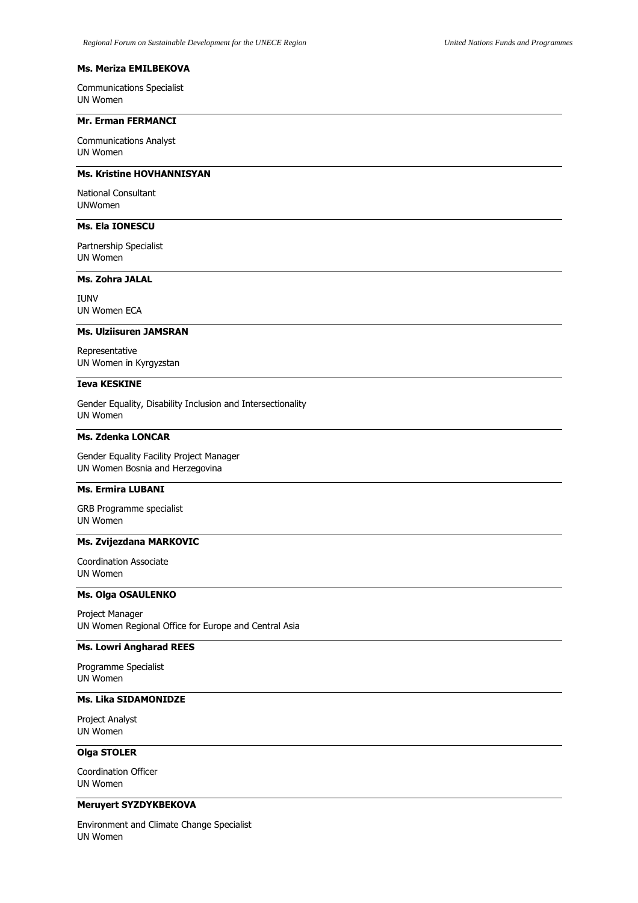**Ms. Meriza EMILBEKOVA**

Communications Specialist
UN Women

---

**Mr. Erman FERMANCI**

Communications Analyst
UN Women

---

**Ms. Kristine HOVHANNISYAN**

National Consultant
UNWomen

---

**Ms. Ela IONESCU**

Partnership Specialist
UN Women

---

**Ms. Zohra JALAL**

IUNV
UN Women ECA

---

**Ms. Ulziisuren JAMSRAN**

Representative
UN Women in Kyrgyzstan

---

**Ieva KESKINE**

Gender Equality, Disability Inclusion and Intersectionality
UN Women

---

**Ms. Zdenka LONCAR**

Gender Equality Facility Project Manager
UN Women Bosnia and Herzegovina

---

**Ms. Ermira LUBANI**

GRB Programme specialist
UN Women

---

**Ms. Zvijezdana MARKOVIC**

Coordination Associate
UN Women

---

**Ms. Olga OSAULENKO**

Project Manager
UN Women Regional Office for Europe and Central Asia

---

**Ms. Lowri Angharad REES**

Programme Specialist
UN Women

---

**Ms. Lika SIDAMONIDZE**

Project Analyst
UN Women

---

**Olga STOLER**

Coordination Officer
UN Women

---

**Meruyert SYZDYKBEKOVA**

Environment and Climate Change Specialist
UN Women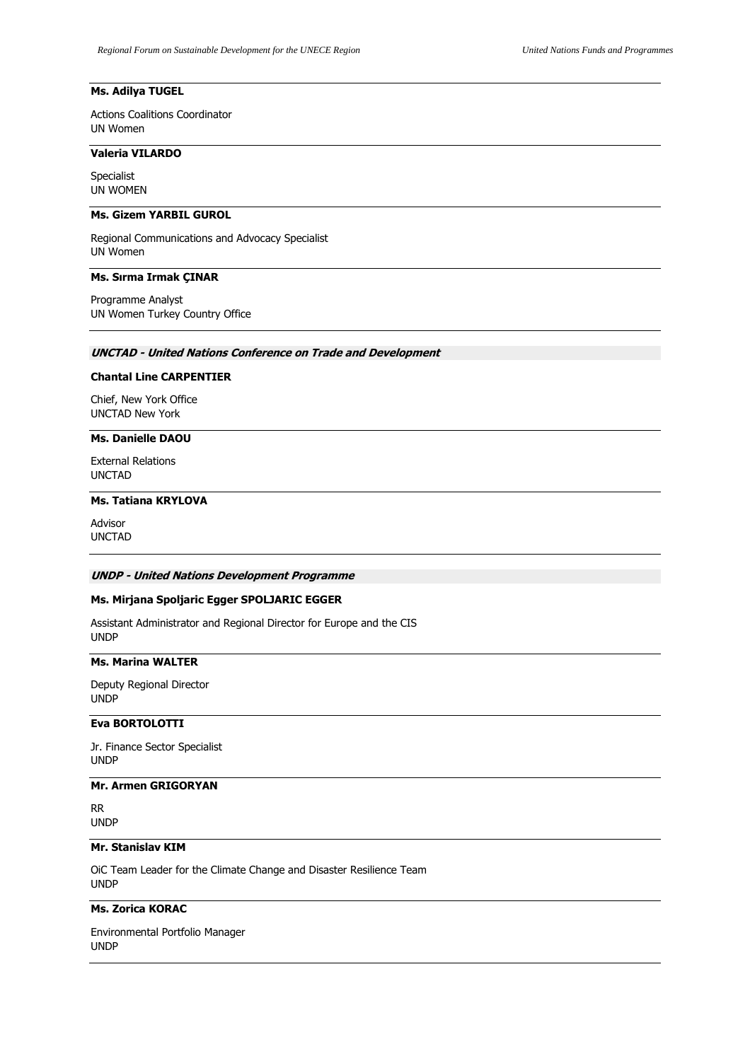**Ms. Adilya TUGEL**

Actions Coalitions Coordinator
UN Women

---

**Valeria VILARDO**

Specialist
UN WOMEN

---

**Ms. Gizem YARBIL GUROL**

Regional Communications and Advocacy Specialist
UN Women

---

**Ms. Sırma Irmak ÇINAR**

Programme Analyst
UN Women Turkey Country Office

---

***UNCTAD - United Nations Conference on Trade and Development***

**Chantal Line CARPENTIER**

Chief, New York Office
UNCTAD New York

---

**Ms. Danielle DAOU**

External Relations
UNCTAD

---

**Ms. Tatiana KRYLOVA**

Advisor
UNCTAD

---

***UNDP - United Nations Development Programme***

**Ms. Mirjana Spoljaric Egger SPOLJARIC EGGER**

Assistant Administrator and Regional Director for Europe and the CIS
UNDP

---

**Ms. Marina WALTER**

Deputy Regional Director
UNDP

---

**Eva BORTOLOTTI**

Jr. Finance Sector Specialist
UNDP

---

**Mr. Armen GRIGORYAN**

RR
UNDP

---

**Mr. Stanislav KIM**

OiC Team Leader for the Climate Change and Disaster Resilience Team
UNDP

---

**Ms. Zorica KORAC**

Environmental Portfolio Manager
UNDP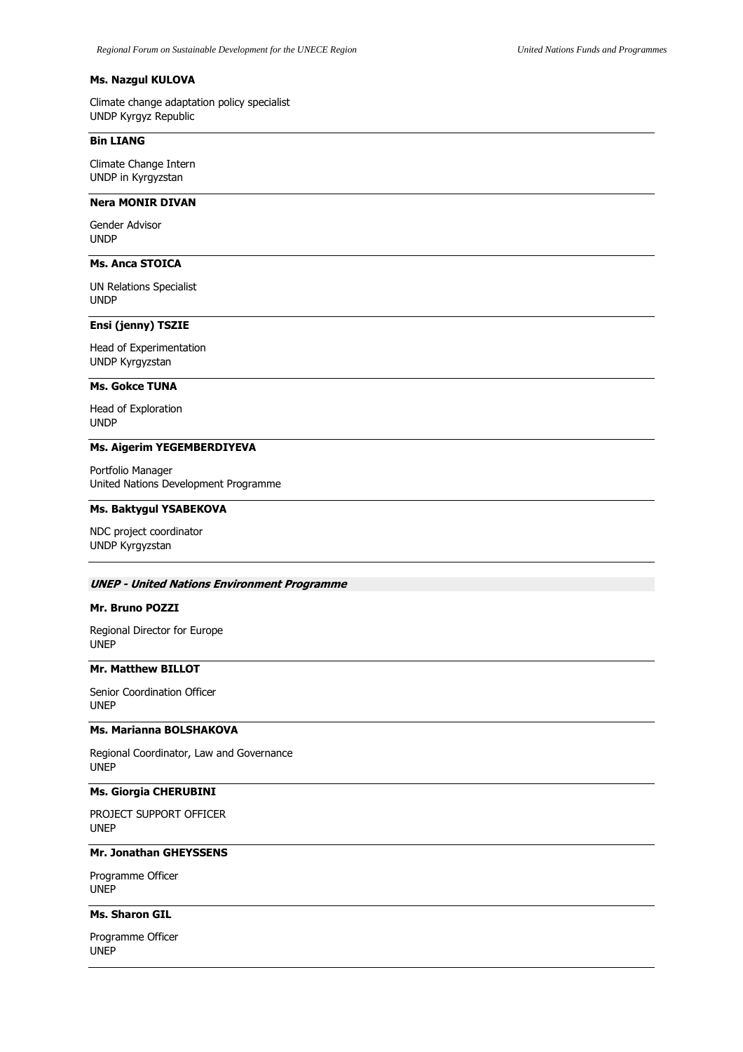**Ms. Nazgul KULOVA**

Climate change adaptation policy specialist
UNDP Kyrgyz Republic

---

**Bin LIANG**

Climate Change Intern
UNDP in Kyrgyzstan

---

**Nera MONIR DIVAN**

Gender Advisor
UNDP

---

**Ms. Anca STOICA**

UN Relations Specialist
UNDP

---

**Ensi (jenny) TSZIE**

Head of Experimentation
UNDP Kyrgyzstan

---

**Ms. Gokce TUNA**

Head of Exploration
UNDP

---

**Ms. Aigerim YEGEMBERDIYEVA**

Portfolio Manager
United Nations Development Programme

---

**Ms. Baktygul YSABEKOVA**

NDC project coordinator
UNDP Kyrgyzstan

---

***UNEP - United Nations Environment Programme***

**Mr. Bruno POZZI**

Regional Director for Europe
UNEP

---

**Mr. Matthew BILLOT**

Senior Coordination Officer
UNEP

---

**Ms. Marianna BOLSHAKOVA**

Regional Coordinator, Law and Governance
UNEP

---

**Ms. Giorgia CHERUBINI**

PROJECT SUPPORT OFFICER
UNEP

---

**Mr. Jonathan GHEYSSENS**

Programme Officer
UNEP

---

**Ms. Sharon GIL**

Programme Officer
UNEP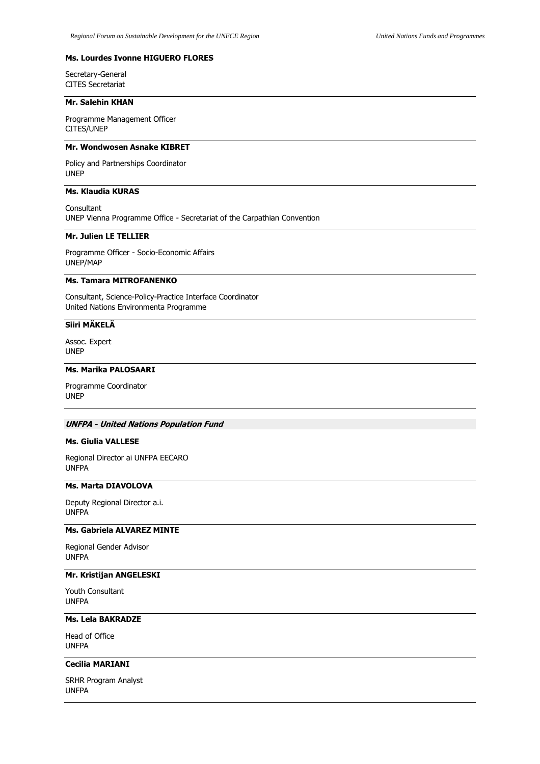**Ms. Lourdes Ivonne HIGUERO FLORES**

Secretary-General
CITES Secretariat

---

**Mr. Salehin KHAN**

Programme Management Officer
CITES/UNEP

---

**Mr. Wondwosen Asnake KIBRET**

Policy and Partnerships Coordinator
UNEP

---

**Ms. Klaudia KURAS**

Consultant
UNEP Vienna Programme Office - Secretariat of the Carpathian Convention

---

**Mr. Julien LE TELLIER**

Programme Officer - Socio-Economic Affairs
UNEP/MAP

---

**Ms. Tamara MITROFANENKO**

Consultant, Science-Policy-Practice Interface Coordinator
United Nations Environmenta Programme

---

**Siiri MÄKELÄ**

Assoc. Expert
UNEP

---

**Ms. Marika PALOSAARI**

Programme Coordinator
UNEP

---

***UNFPA - United Nations Population Fund***

**Ms. Giulia VALLESE**

Regional Director ai UNFPA EECARO
UNFPA

---

**Ms. Marta DIAVOLOVA**

Deputy Regional Director a.i.
UNFPA

---

**Ms. Gabriela ALVAREZ MINTE**

Regional Gender Advisor
UNFPA

---

**Mr. Kristijan ANGELESKI**

Youth Consultant
UNFPA

---

**Ms. Lela BAKRADZE**

Head of Office
UNFPA

---

**Cecilia MARIANI**

SRHR Program Analyst
UNFPA

---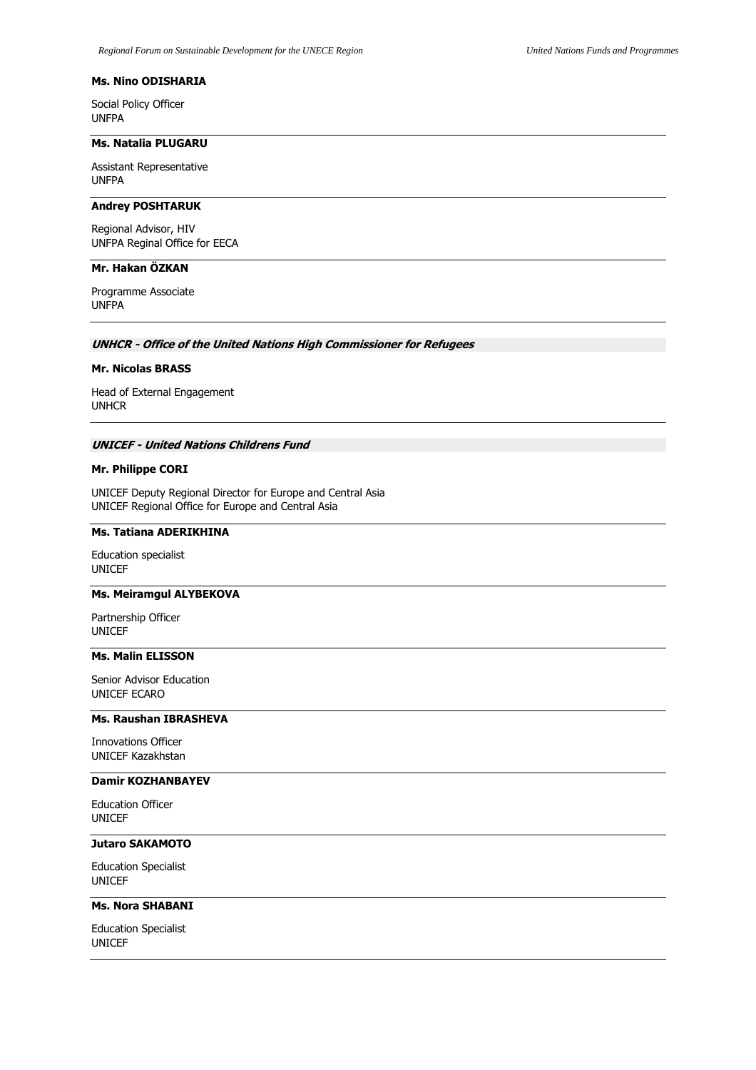**Ms. Nino ODISHARIA**

Social Policy Officer
UNFPA

---

**Ms. Natalia PLUGARU**

Assistant Representative
UNFPA

---

**Andrey POSHTARUK**

Regional Advisor, HIV
UNFPA Reginal Office for EECA

---

**Mr. Hakan ÖZKAN**

Programme Associate
UNFPA

---

***UNHCR - Office of the United Nations High Commissioner for Refugees***

**Mr. Nicolas BRASS**

Head of External Engagement
UNHCR

---

***UNICEF - United Nations Childrens Fund***

**Mr. Philippe CORI**

UNICEF Deputy Regional Director for Europe and Central Asia
UNICEF Regional Office for Europe and Central Asia

---

**Ms. Tatiana ADERIKHINA**

Education specialist
UNICEF

---

**Ms. Meiramgul ALYBEKOVA**

Partnership Officer
UNICEF

---

**Ms. Malin ELISSON**

Senior Advisor Education
UNICEF ECARO

---

**Ms. Raushan IBRASHEVA**

Innovations Officer
UNICEF Kazakhstan

---

**Damir KOZHANBAYEV**

Education Officer
UNICEF

---

**Jutaro SAKAMOTO**

Education Specialist
UNICEF

---

**Ms. Nora SHABANI**

Education Specialist
UNICEF

---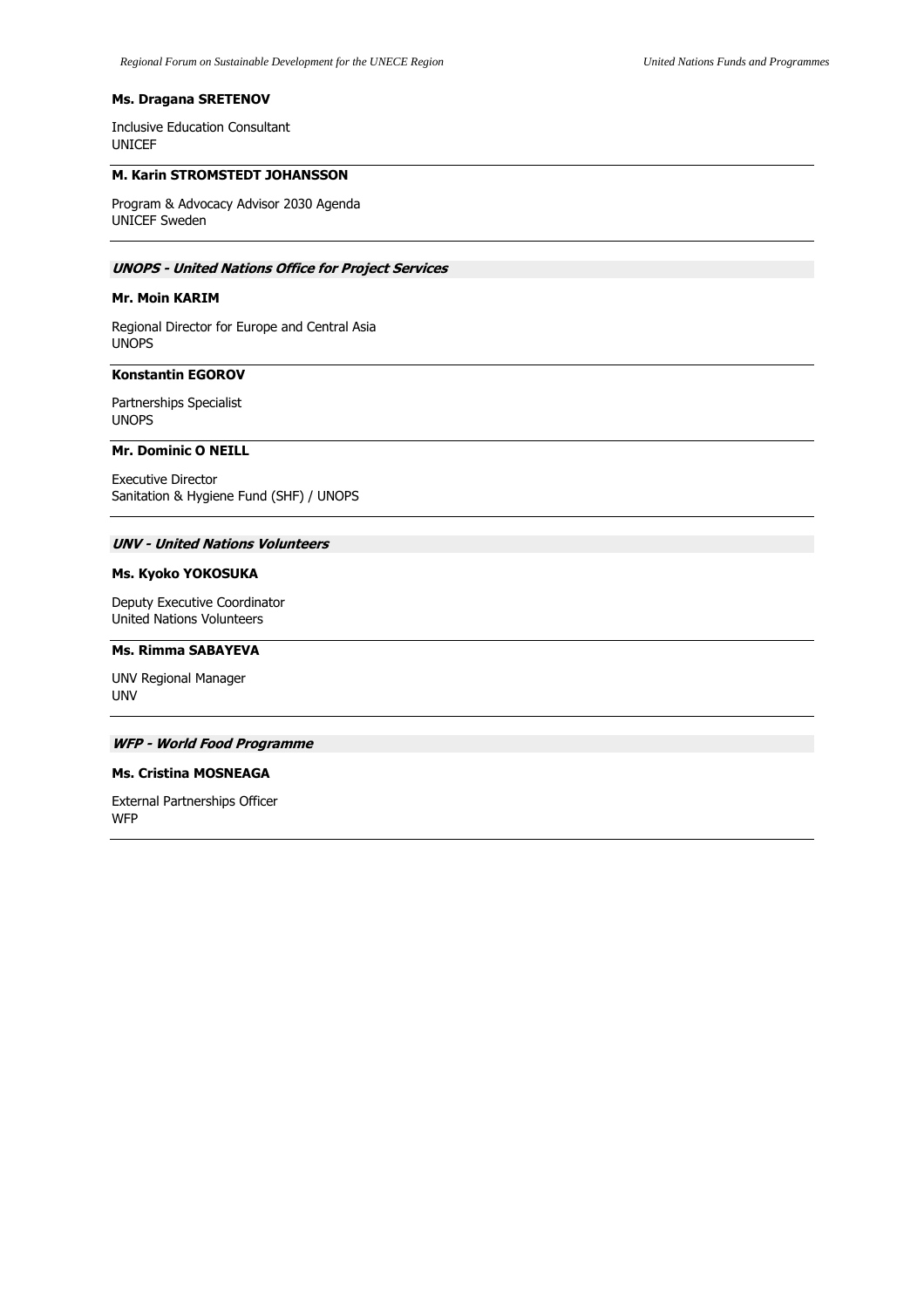**Ms. Dragana SRETENOV**

Inclusive Education Consultant
UNICEF

---

**M. Karin STROMSTEDT JOHANSSON**

Program & Advocacy Advisor 2030 Agenda
UNICEF Sweden

---

***UNOPS - United Nations Office for Project Services***

**Mr. Moin KARIM**

Regional Director for Europe and Central Asia
UNOPS

---

**Konstantin EGOROV**

Partnerships Specialist
UNOPS

---

**Mr. Dominic O NEILL**

Executive Director
Sanitation & Hygiene Fund (SHF) / UNOPS

---

***UNV - United Nations Volunteers***

**Ms. Kyoko YOKOSUKA**

Deputy Executive Coordinator
United Nations Volunteers

---

**Ms. Rimma SABAYEVA**

UNV Regional Manager
UNV

---

***WFP - World Food Programme***

**Ms. Cristina MOSNEAGA**

External Partnerships Officer
WFP

---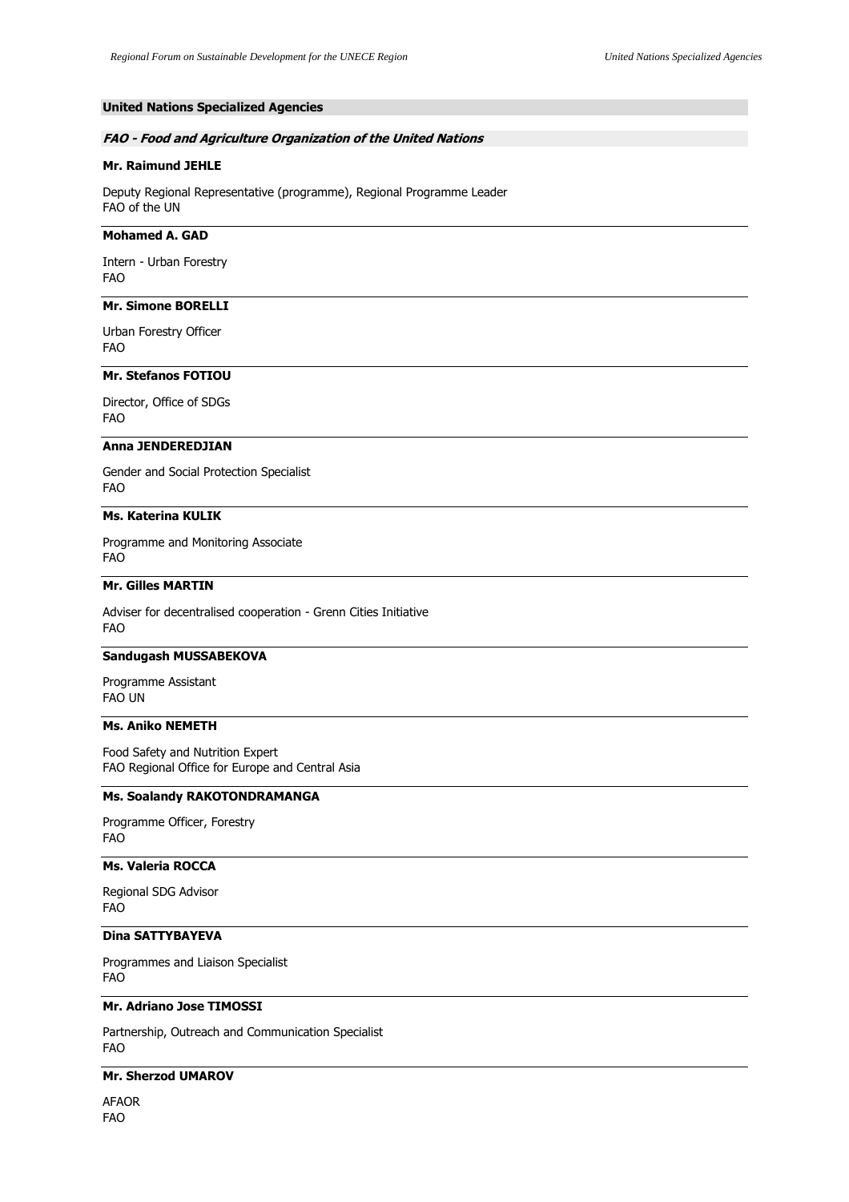## United Nations Specialized Agencies

### *FAO - Food and Agriculture Organization of the United Nations*

**Mr. Raimund JEHLE**

Deputy Regional Representative (programme), Regional Programme Leader
FAO of the UN

---

**Mohamed A. GAD**

Intern - Urban Forestry
FAO

---

**Mr. Simone BORELLI**

Urban Forestry Officer
FAO

---

**Mr. Stefanos FOTIOU**

Director, Office of SDGs
FAO

---

**Anna JENDEREDJIAN**

Gender and Social Protection Specialist
FAO

---

**Ms. Katerina KULIK**

Programme and Monitoring Associate
FAO

---

**Mr. Gilles MARTIN**

Adviser for decentralised cooperation - Grenn Cities Initiative
FAO

---

**Sandugash MUSSABEKOVA**

Programme Assistant
FAO UN

---

**Ms. Aniko NEMETH**

Food Safety and Nutrition Expert
FAO Regional Office for Europe and Central Asia

---

**Ms. Soalandy RAKOTONDRAMANGA**

Programme Officer, Forestry
FAO

---

**Ms. Valeria ROCCA**

Regional SDG Advisor
FAO

---

**Dina SATTYBAYEVA**

Programmes and Liaison Specialist
FAO

---

**Mr. Adriano Jose TIMOSSI**

Partnership, Outreach and Communication Specialist
FAO

---

**Mr. Sherzod UMAROV**

AFAOR
FAO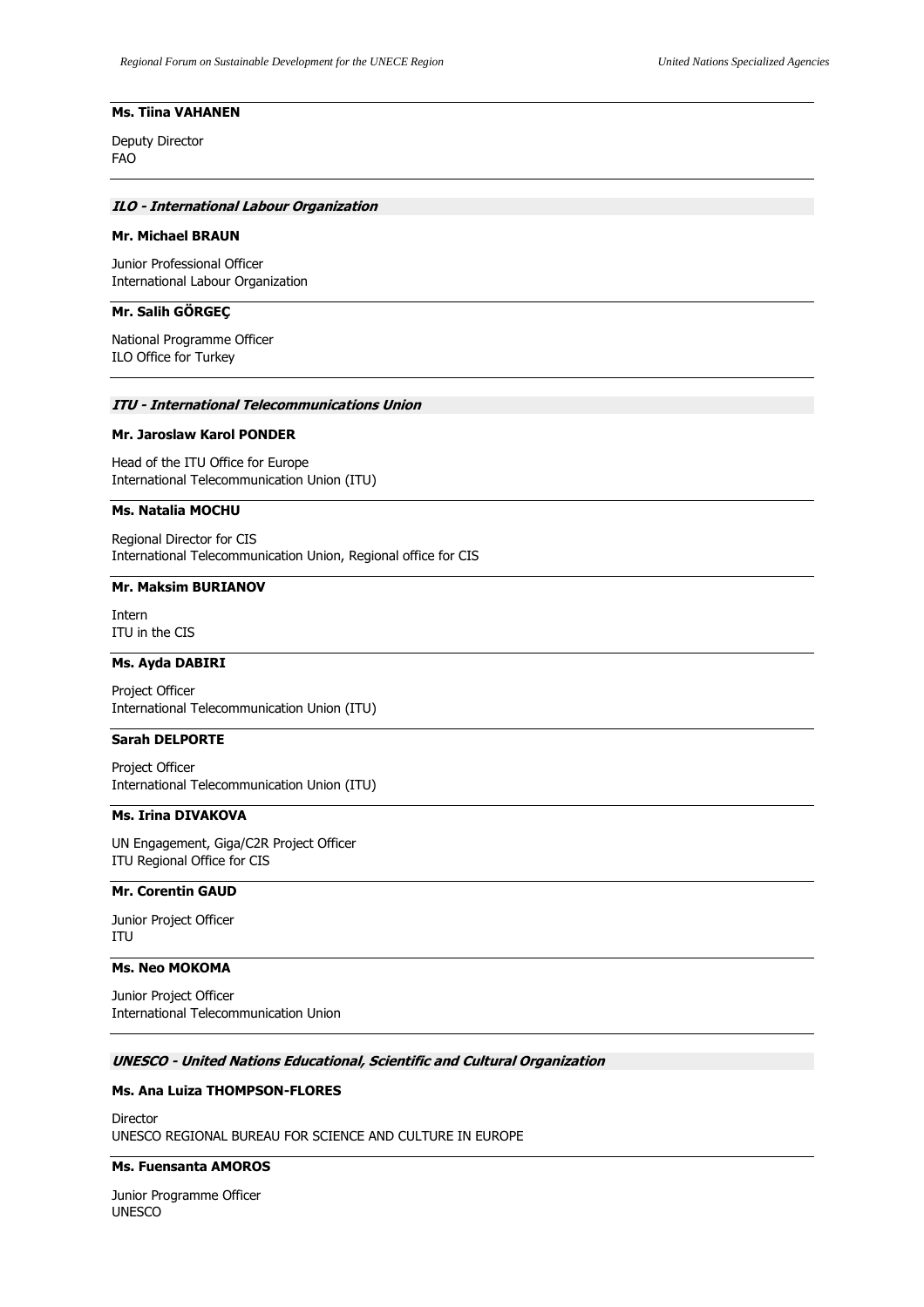**Ms. Tiina VAHANEN**

Deputy Director
FAO

***ILO - International Labour Organization***

**Mr. Michael BRAUN**

Junior Professional Officer
International Labour Organization

**Mr. Salih GÖRGEÇ**

National Programme Officer
ILO Office for Turkey

***ITU - International Telecommunications Union***

**Mr. Jaroslaw Karol PONDER**

Head of the ITU Office for Europe
International Telecommunication Union (ITU)

**Ms. Natalia MOCHU**

Regional Director for CIS
International Telecommunication Union, Regional office for CIS

**Mr. Maksim BURIANOV**

Intern
ITU in the CIS

**Ms. Ayda DABIRI**

Project Officer
International Telecommunication Union (ITU)

**Sarah DELPORTE**

Project Officer
International Telecommunication Union (ITU)

**Ms. Irina DIVAKOVA**

UN Engagement, Giga/C2R Project Officer
ITU Regional Office for CIS

**Mr. Corentin GAUD**

Junior Project Officer
ITU

**Ms. Neo MOKOMA**

Junior Project Officer
International Telecommunication Union

***UNESCO - United Nations Educational, Scientific and Cultural Organization***

**Ms. Ana Luiza THOMPSON-FLORES**

Director
UNESCO REGIONAL BUREAU FOR SCIENCE AND CULTURE IN EUROPE

**Ms. Fuensanta AMOROS**

Junior Programme Officer
UNESCO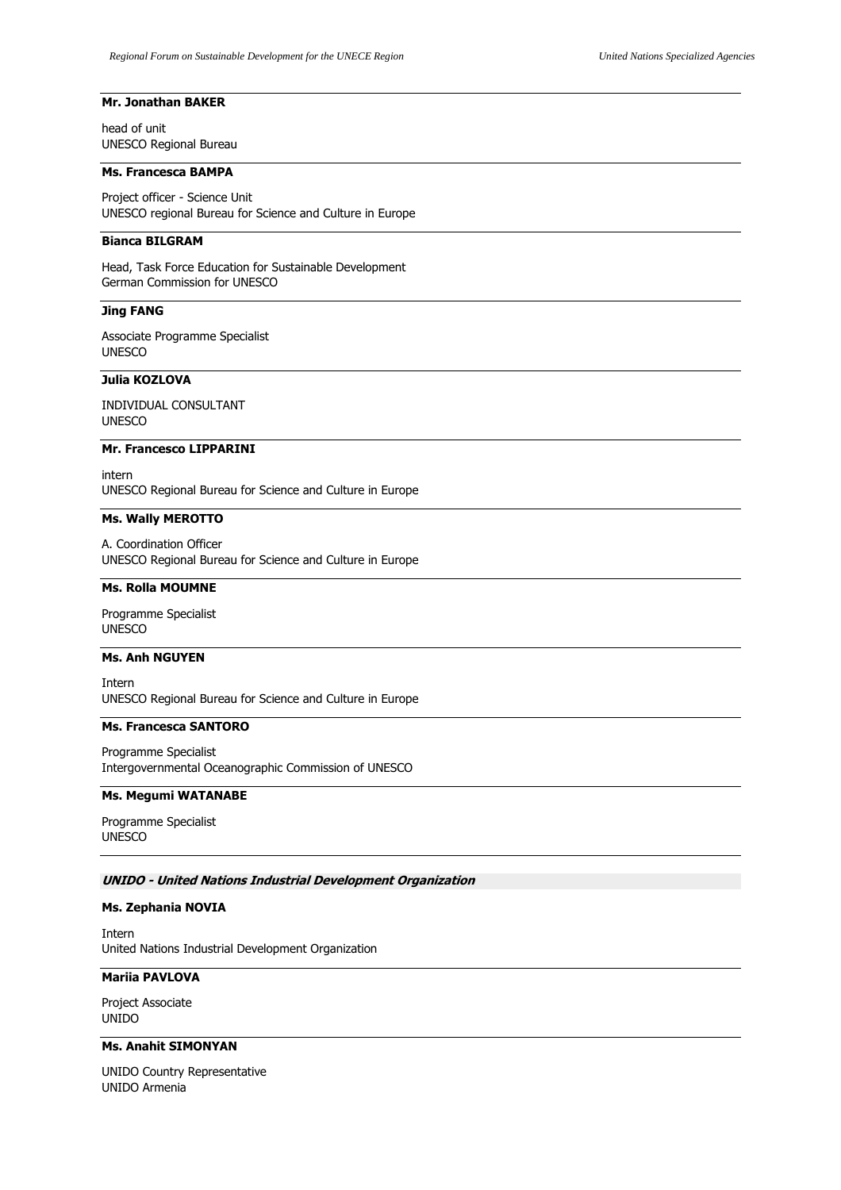**Mr. Jonathan BAKER**

head of unit
UNESCO Regional Bureau

**Ms. Francesca BAMPA**

Project officer - Science Unit
UNESCO regional Bureau for Science and Culture in Europe

**Bianca BILGRAM**

Head, Task Force Education for Sustainable Development
German Commission for UNESCO

**Jing FANG**

Associate Programme Specialist
UNESCO

**Julia KOZLOVA**

INDIVIDUAL CONSULTANT
UNESCO

**Mr. Francesco LIPPARINI**

intern
UNESCO Regional Bureau for Science and Culture in Europe

**Ms. Wally MEROTTO**

A. Coordination Officer
UNESCO Regional Bureau for Science and Culture in Europe

**Ms. Rolla MOUMNE**

Programme Specialist
UNESCO

**Ms. Anh NGUYEN**

Intern
UNESCO Regional Bureau for Science and Culture in Europe

**Ms. Francesca SANTORO**

Programme Specialist
Intergovernmental Oceanographic Commission of UNESCO

**Ms. Megumi WATANABE**

Programme Specialist
UNESCO

***UNIDO - United Nations Industrial Development Organization***

**Ms. Zephania NOVIA**

Intern
United Nations Industrial Development Organization

**Mariia PAVLOVA**

Project Associate
UNIDO

**Ms. Anahit SIMONYAN**

UNIDO Country Representative
UNIDO Armenia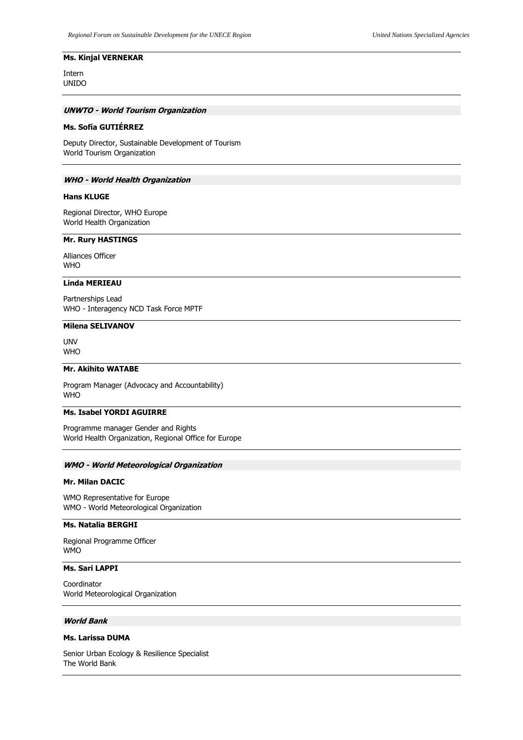**Ms. Kinjal VERNEKAR**

Intern
UNIDO

---

### *UNWTO - World Tourism Organization*

**Ms. Sofía GUTIÉRREZ**

Deputy Director, Sustainable Development of Tourism
World Tourism Organization

---

### *WHO - World Health Organization*

**Hans KLUGE**

Regional Director, WHO Europe
World Health Organization

---

**Mr. Rury HASTINGS**

Alliances Officer
WHO

---

**Linda MERIEAU**

Partnerships Lead
WHO - Interagency NCD Task Force MPTF

---

**Milena SELIVANOV**

UNV
WHO

---

**Mr. Akihito WATABE**

Program Manager (Advocacy and Accountability)
WHO

---

**Ms. Isabel YORDI AGUIRRE**

Programme manager Gender and Rights
World Health Organization, Regional Office for Europe

---

### *WMO - World Meteorological Organization*

**Mr. Milan DACIC**

WMO Representative for Europe
WMO - World Meteorological Organization

---

**Ms. Natalia BERGHI**

Regional Programme Officer
WMO

---

**Ms. Sari LAPPI**

Coordinator
World Meteorological Organization

---

### *World Bank*

**Ms. Larissa DUMA**

Senior Urban Ecology & Resilience Specialist
The World Bank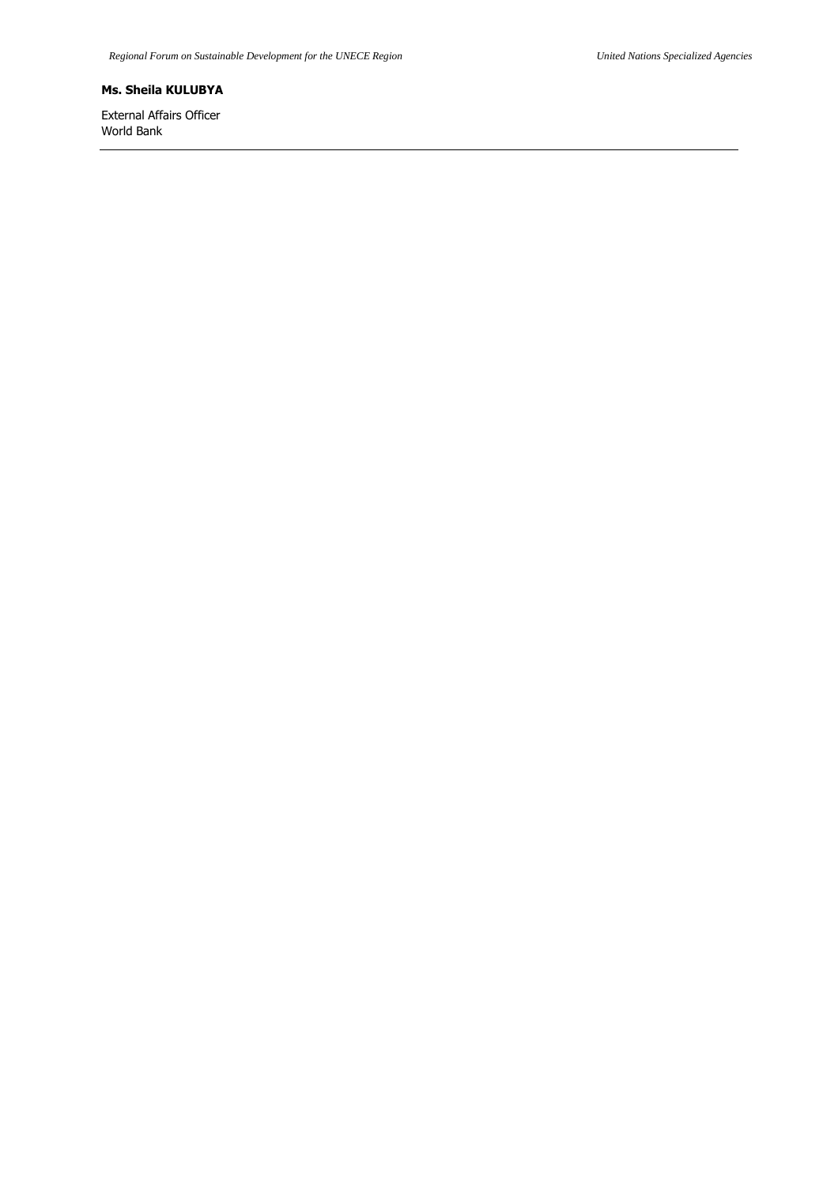**Ms. Sheila KULUBYA**

External Affairs Officer
World Bank

---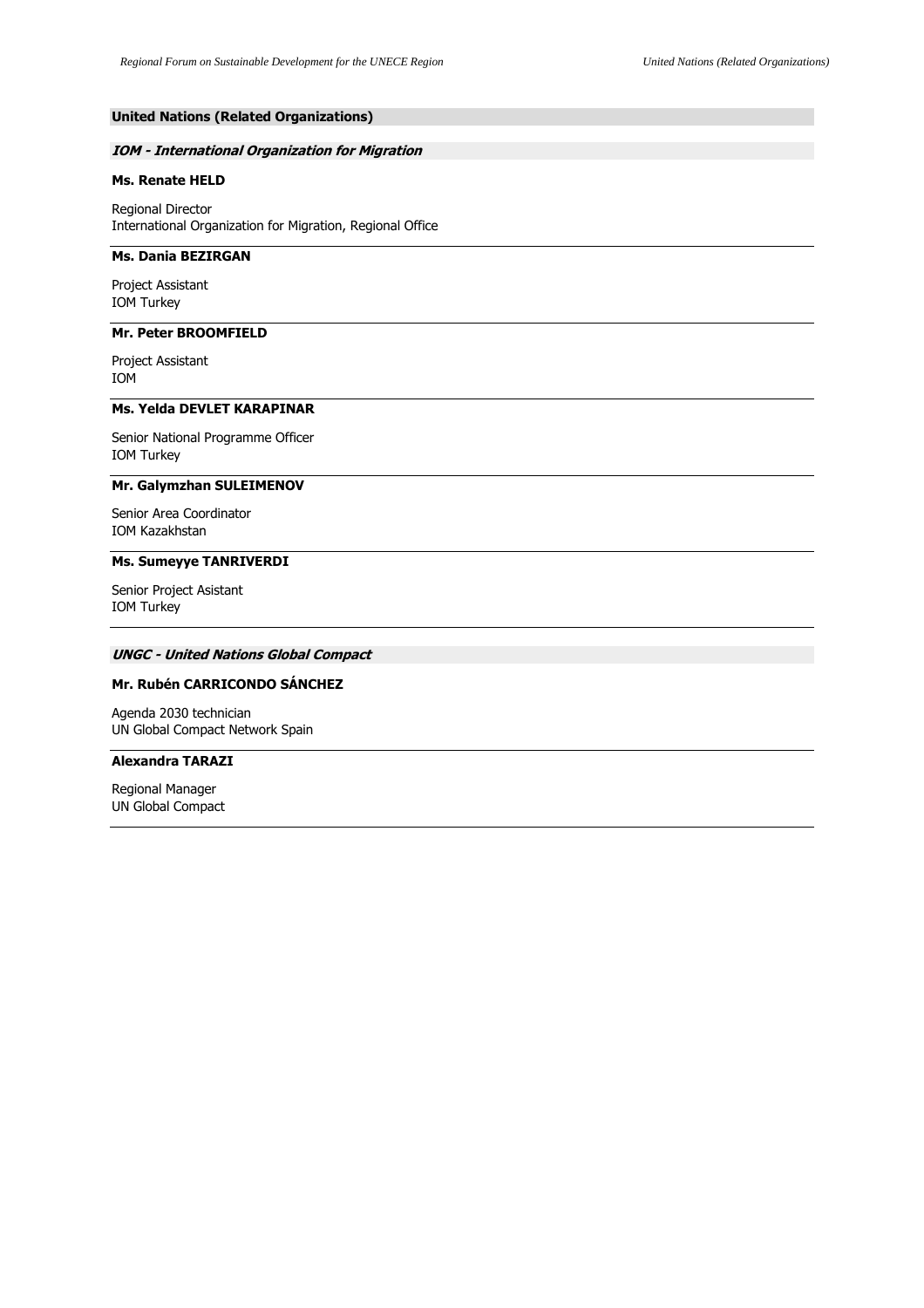## United Nations (Related Organizations)

### *IOM - International Organization for Migration*

**Ms. Renate HELD**

Regional Director
International Organization for Migration, Regional Office

---

**Ms. Dania BEZIRGAN**

Project Assistant
IOM Turkey

---

**Mr. Peter BROOMFIELD**

Project Assistant
IOM

---

**Ms. Yelda DEVLET KARAPINAR**

Senior National Programme Officer
IOM Turkey

---

**Mr. Galymzhan SULEIMENOV**

Senior Area Coordinator
IOM Kazakhstan

---

**Ms. Sumeyye TANRIVERDI**

Senior Project Asistant
IOM Turkey

---

### *UNGC - United Nations Global Compact*

**Mr. Rubén CARRICONDO SÁNCHEZ**

Agenda 2030 technician
UN Global Compact Network Spain

---

**Alexandra TARAZI**

Regional Manager
UN Global Compact

---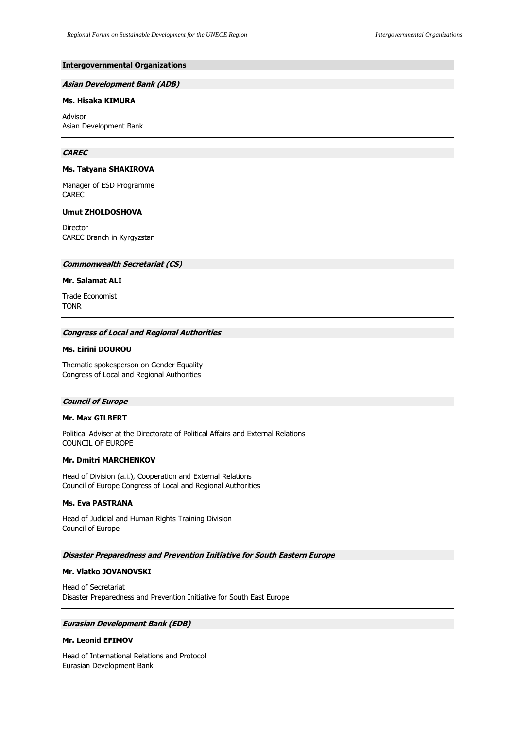## Intergovernmental Organizations

### *Asian Development Bank (ADB)*

**Ms. Hisaka KIMURA**

Advisor
Asian Development Bank

---

### *CAREC*

**Ms. Tatyana SHAKIROVA**

Manager of ESD Programme
CAREC

---

**Umut ZHOLDOSHOVA**

Director
CAREC Branch in Kyrgyzstan

---

### *Commonwealth Secretariat (CS)*

**Mr. Salamat ALI**

Trade Economist
TONR

---

### *Congress of Local and Regional Authorities*

**Ms. Eirini DOUROU**

Thematic spokesperson on Gender Equality
Congress of Local and Regional Authorities

---

### *Council of Europe*

**Mr. Max GILBERT**

Political Adviser at the Directorate of Political Affairs and External Relations
COUNCIL OF EUROPE

---

**Mr. Dmitri MARCHENKOV**

Head of Division (a.i.), Cooperation and External Relations
Council of Europe Congress of Local and Regional Authorities

---

**Ms. Eva PASTRANA**

Head of Judicial and Human Rights Training Division
Council of Europe

---

### *Disaster Preparedness and Prevention Initiative for South Eastern Europe*

**Mr. Vlatko JOVANOVSKI**

Head of Secretariat
Disaster Preparedness and Prevention Initiative for South East Europe

---

### *Eurasian Development Bank (EDB)*

**Mr. Leonid EFIMOV**

Head of International Relations and Protocol
Eurasian Development Bank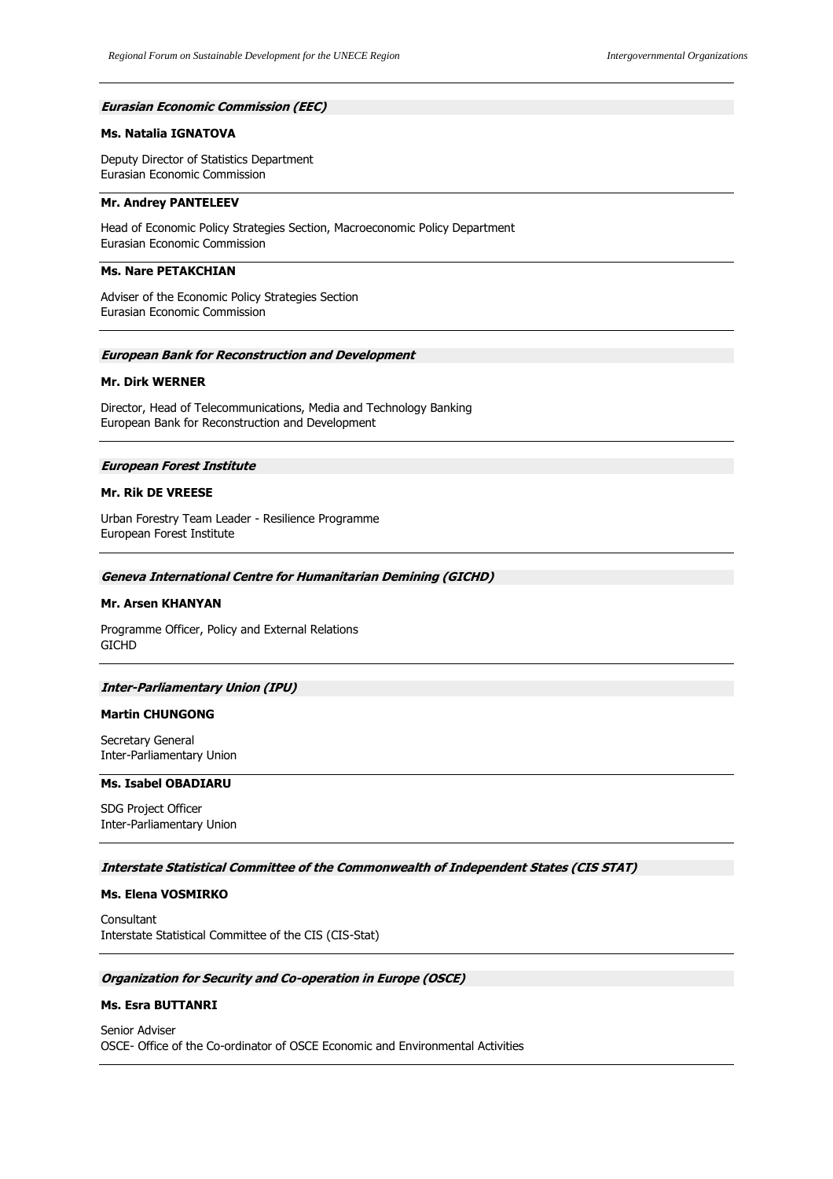### *Eurasian Economic Commission (EEC)*

**Ms. Natalia IGNATOVA**

Deputy Director of Statistics Department
Eurasian Economic Commission

**Mr. Andrey PANTELEEV**

Head of Economic Policy Strategies Section, Macroeconomic Policy Department
Eurasian Economic Commission

**Ms. Nare PETAKCHIAN**

Adviser of the Economic Policy Strategies Section
Eurasian Economic Commission

### *European Bank for Reconstruction and Development*

**Mr. Dirk WERNER**

Director, Head of Telecommunications, Media and Technology Banking
European Bank for Reconstruction and Development

### *European Forest Institute*

**Mr. Rik DE VREESE**

Urban Forestry Team Leader - Resilience Programme
European Forest Institute

### *Geneva International Centre for Humanitarian Demining (GICHD)*

**Mr. Arsen KHANYAN**

Programme Officer, Policy and External Relations
GICHD

### *Inter-Parliamentary Union (IPU)*

**Martin CHUNGONG**

Secretary General
Inter-Parliamentary Union

**Ms. Isabel OBADIARU**

SDG Project Officer
Inter-Parliamentary Union

### *Interstate Statistical Committee of the Commonwealth of Independent States (CIS STAT)*

**Ms. Elena VOSMIRKO**

Consultant
Interstate Statistical Committee of the CIS (CIS-Stat)

### *Organization for Security and Co-operation in Europe (OSCE)*

**Ms. Esra BUTTANRI**

Senior Adviser
OSCE- Office of the Co-ordinator of OSCE Economic and Environmental Activities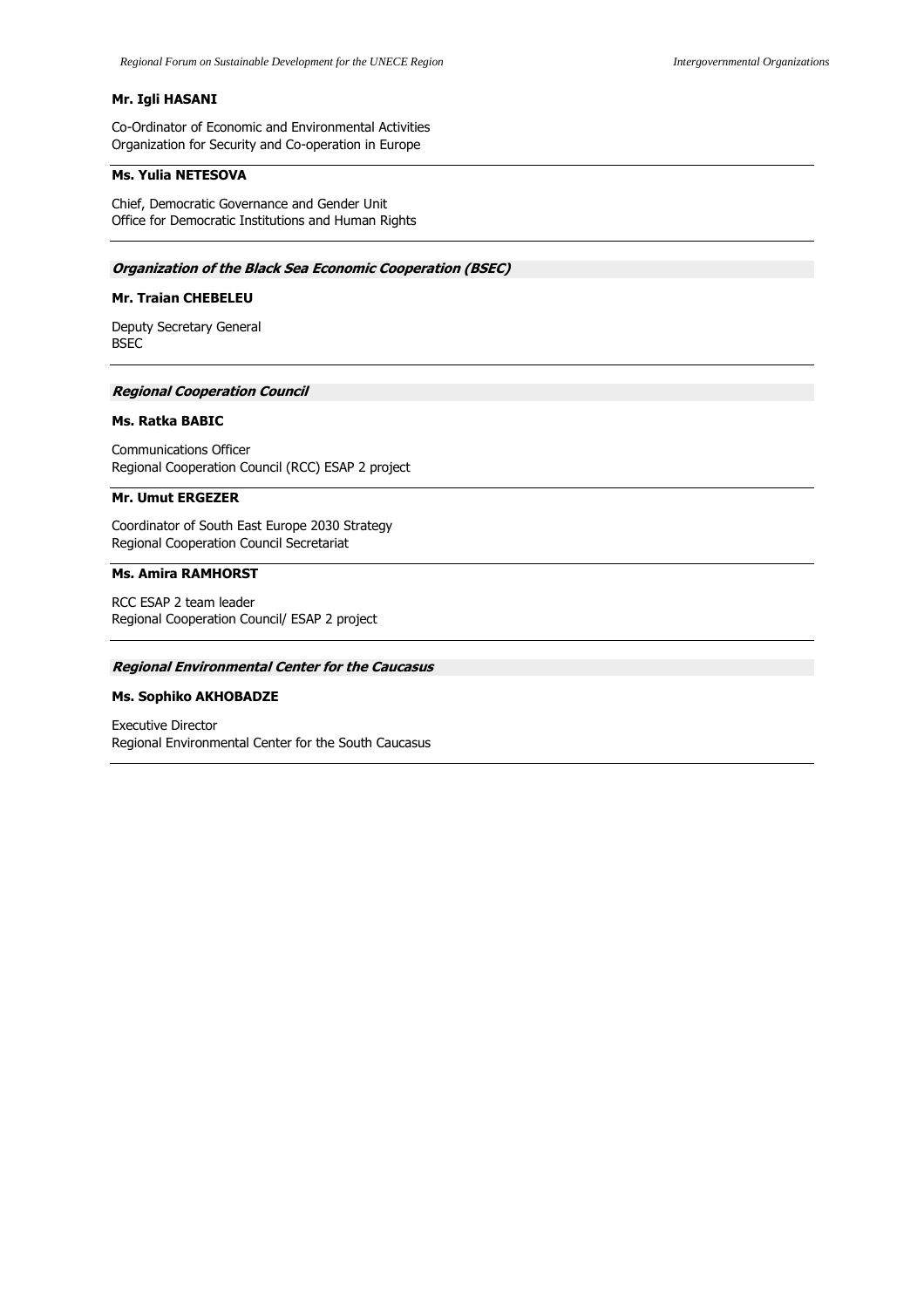**Mr. Igli HASANI**

Co-Ordinator of Economic and Environmental Activities
Organization for Security and Co-operation in Europe

---

**Ms. Yulia NETESOVA**

Chief, Democratic Governance and Gender Unit
Office for Democratic Institutions and Human Rights

---

### *Organization of the Black Sea Economic Cooperation (BSEC)*

**Mr. Traian CHEBELEU**

Deputy Secretary General
BSEC

---

### *Regional Cooperation Council*

**Ms. Ratka BABIC**

Communications Officer
Regional Cooperation Council (RCC) ESAP 2 project

---

**Mr. Umut ERGEZER**

Coordinator of South East Europe 2030 Strategy
Regional Cooperation Council Secretariat

---

**Ms. Amira RAMHORST**

RCC ESAP 2 team leader
Regional Cooperation Council/ ESAP 2 project

---

### *Regional Environmental Center for the Caucasus*

**Ms. Sophiko AKHOBADZE**

Executive Director
Regional Environmental Center for the South Caucasus

---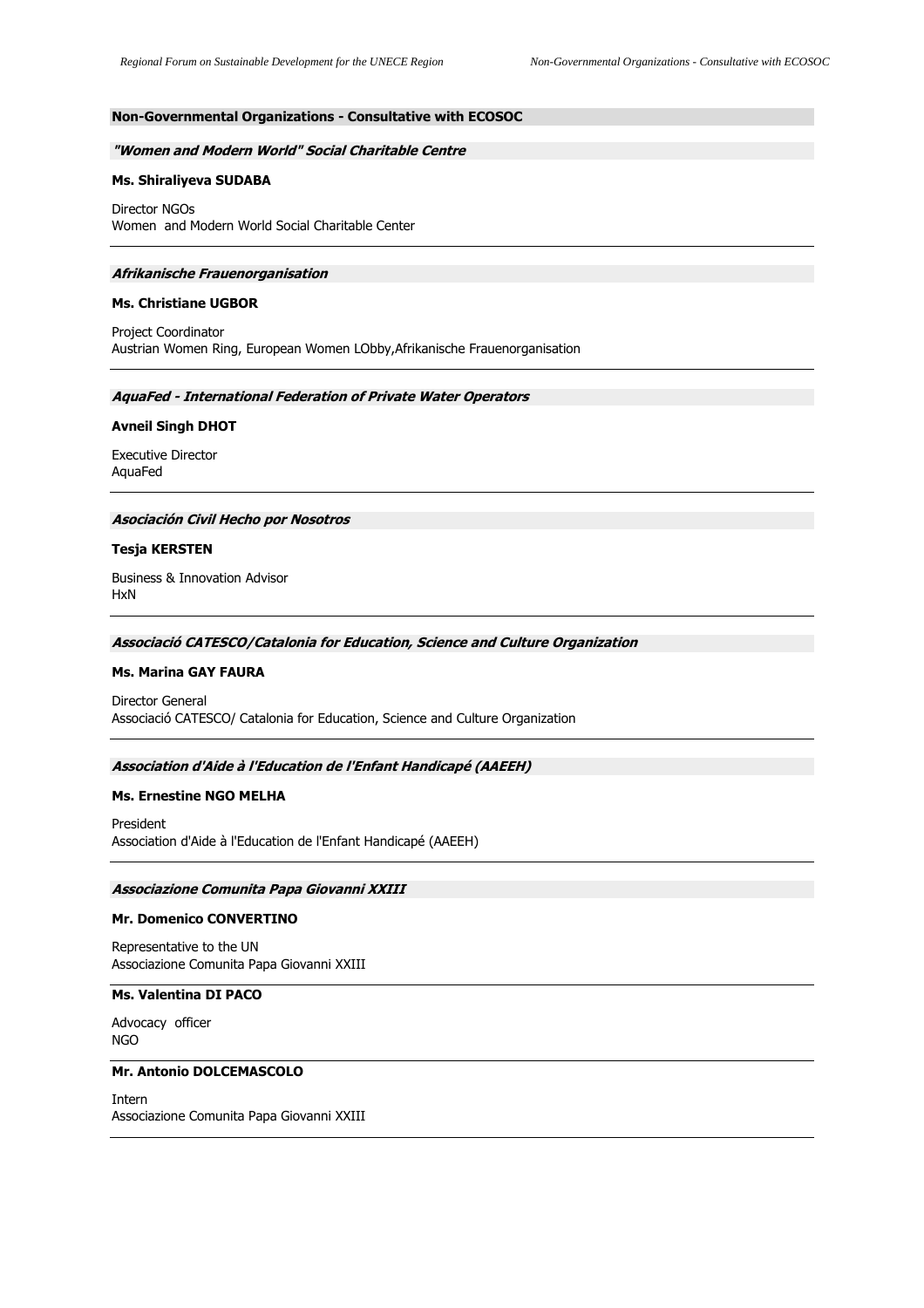## Non-Governmental Organizations - Consultative with ECOSOC

### *"Women and Modern World" Social Charitable Centre*

**Ms. Shiraliyeva SUDABA**

Director NGOs
Women and Modern World Social Charitable Center

---

### *Afrikanische Frauenorganisation*

**Ms. Christiane UGBOR**

Project Coordinator
Austrian Women Ring, European Women LObby,Afrikanische Frauenorganisation

---

### *AquaFed - International Federation of Private Water Operators*

**Avneil Singh DHOT**

Executive Director
AquaFed

---

### *Asociación Civil Hecho por Nosotros*

**Tesja KERSTEN**

Business & Innovation Advisor
HxN

---

### *Associació CATESCO/Catalonia for Education, Science and Culture Organization*

**Ms. Marina GAY FAURA**

Director General
Associació CATESCO/ Catalonia for Education, Science and Culture Organization

---

### *Association d'Aide à l'Education de l'Enfant Handicapé (AAEEH)*

**Ms. Ernestine NGO MELHA**

President
Association d'Aide à l'Education de l'Enfant Handicapé (AAEEH)

---

### *Associazione Comunita Papa Giovanni XXIII*

**Mr. Domenico CONVERTINO**

Representative to the UN
Associazione Comunita Papa Giovanni XXIII

---

**Ms. Valentina DI PACO**

Advocacy officer
NGO

---

**Mr. Antonio DOLCEMASCOLO**

Intern
Associazione Comunita Papa Giovanni XXIII

---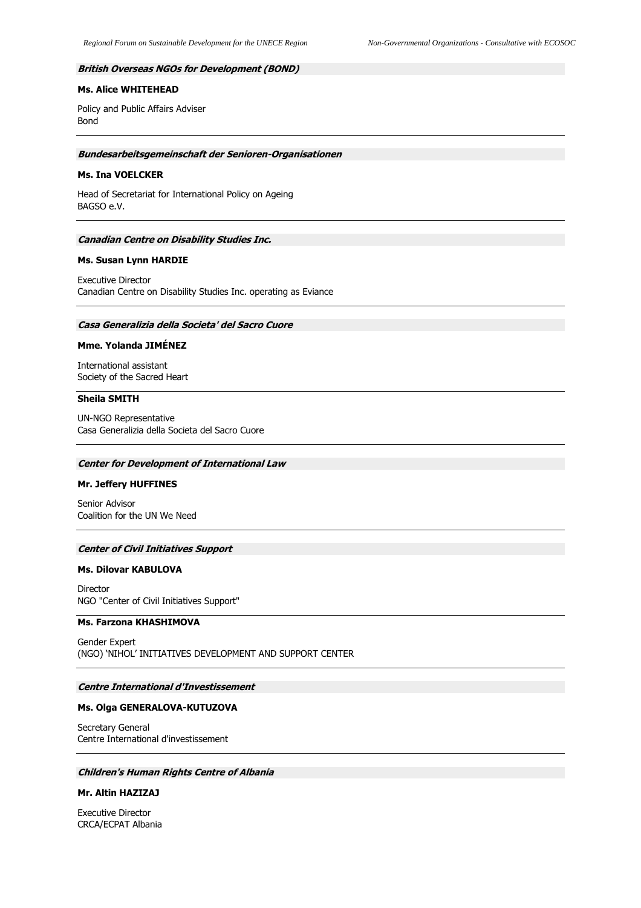***British Overseas NGOs for Development (BOND)***

**Ms. Alice WHITEHEAD**

Policy and Public Affairs Adviser
Bond

---

***Bundesarbeitsgemeinschaft der Senioren-Organisationen***

**Ms. Ina VOELCKER**

Head of Secretariat for International Policy on Ageing
BAGSO e.V.

---

***Canadian Centre on Disability Studies Inc.***

**Ms. Susan Lynn HARDIE**

Executive Director
Canadian Centre on Disability Studies Inc. operating as Eviance

---

***Casa Generalizia della Societa' del Sacro Cuore***

**Mme. Yolanda JIMÉNEZ**

International assistant
Society of the Sacred Heart

---

**Sheila SMITH**

UN-NGO Representative
Casa Generalizia della Societa del Sacro Cuore

---

***Center for Development of International Law***

**Mr. Jeffery HUFFINES**

Senior Advisor
Coalition for the UN We Need

---

***Center of Civil Initiatives Support***

**Ms. Dilovar KABULOVA**

Director
NGO "Center of Civil Initiatives Support"

---

**Ms. Farzona KHASHIMOVA**

Gender Expert
(NGO) 'NIHOL' INITIATIVES DEVELOPMENT AND SUPPORT CENTER

---

***Centre International d'Investissement***

**Ms. Olga GENERALOVA-KUTUZOVA**

Secretary General
Centre International d'investissement

---

***Children's Human Rights Centre of Albania***

**Mr. Altin HAZIZAJ**

Executive Director
CRCA/ECPAT Albania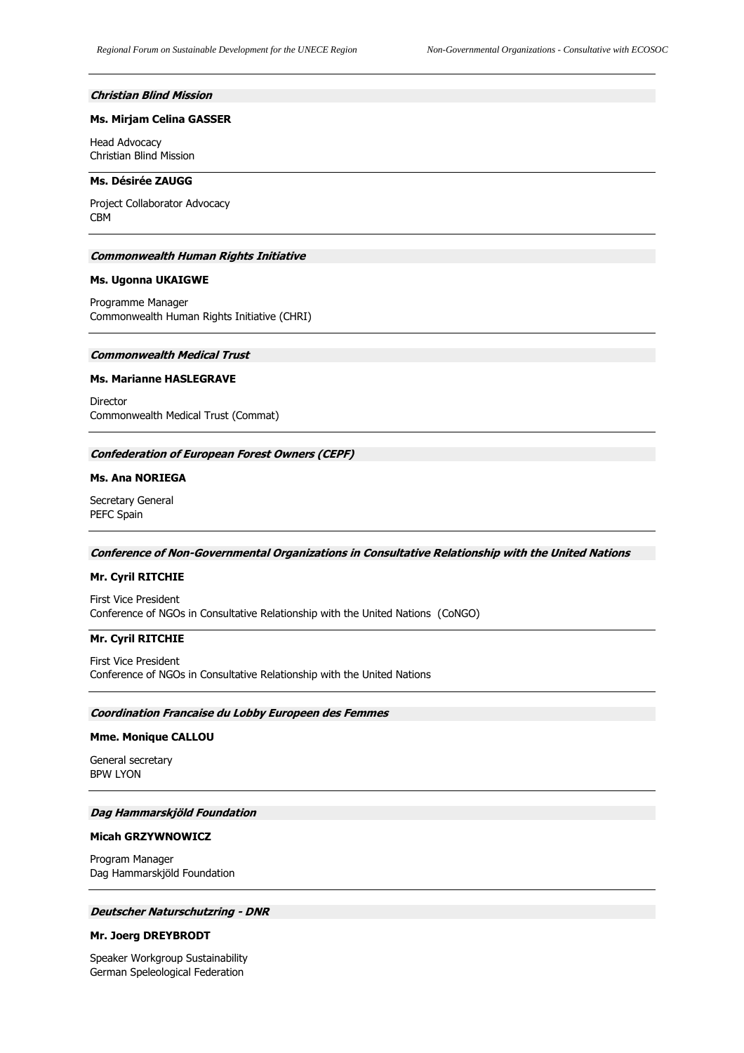***Christian Blind Mission***

**Ms. Mirjam Celina GASSER**

Head Advocacy
Christian Blind Mission

---

**Ms. Désirée ZAUGG**

Project Collaborator Advocacy
CBM

---

***Commonwealth Human Rights Initiative***

**Ms. Ugonna UKAIGWE**

Programme Manager
Commonwealth Human Rights Initiative (CHRI)

---

***Commonwealth Medical Trust***

**Ms. Marianne HASLEGRAVE**

Director
Commonwealth Medical Trust (Commat)

---

***Confederation of European Forest Owners (CEPF)***

**Ms. Ana NORIEGA**

Secretary General
PEFC Spain

---

***Conference of Non-Governmental Organizations in Consultative Relationship with the United Nations***

**Mr. Cyril RITCHIE**

First Vice President
Conference of NGOs in Consultative Relationship with the United Nations (CoNGO)

---

**Mr. Cyril RITCHIE**

First Vice President
Conference of NGOs in Consultative Relationship with the United Nations

---

***Coordination Francaise du Lobby Europeen des Femmes***

**Mme. Monique CALLOU**

General secretary
BPW LYON

---

***Dag Hammarskjöld Foundation***

**Micah GRZYWNOWICZ**

Program Manager
Dag Hammarskjöld Foundation

---

***Deutscher Naturschutzring - DNR***

**Mr. Joerg DREYBRODT**

Speaker Workgroup Sustainability
German Speleological Federation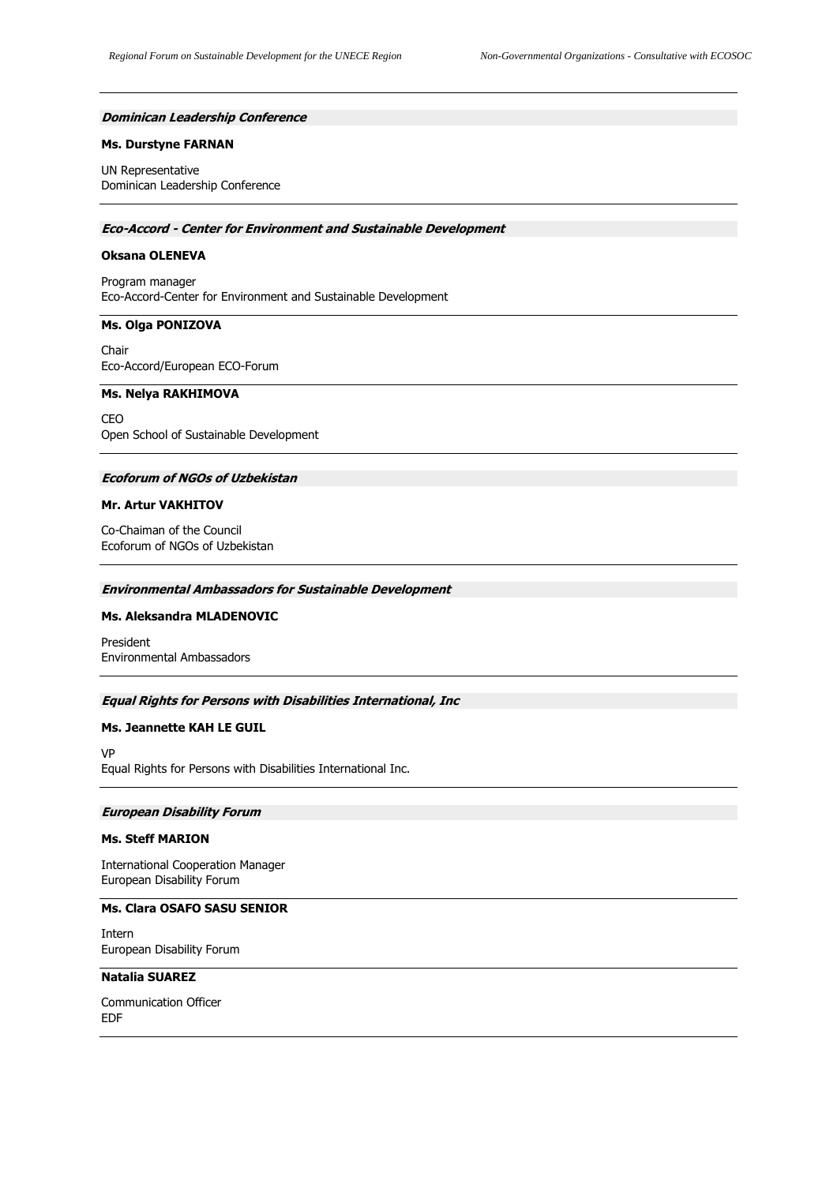***Dominican Leadership Conference***

**Ms. Durstyne FARNAN**

UN Representative
Dominican Leadership Conference

***Eco-Accord - Center for Environment and Sustainable Development***

**Oksana OLENEVA**

Program manager
Eco-Accord-Center for Environment and Sustainable Development

**Ms. Olga PONIZOVA**

Chair
Eco-Accord/European ECO-Forum

**Ms. Nelya RAKHIMOVA**

CEO
Open School of Sustainable Development

***Ecoforum of NGOs of Uzbekistan***

**Mr. Artur VAKHITOV**

Co-Chaiman of the Council
Ecoforum of NGOs of Uzbekistan

***Environmental Ambassadors for Sustainable Development***

**Ms. Aleksandra MLADENOVIC**

President
Environmental Ambassadors

***Equal Rights for Persons with Disabilities International, Inc***

**Ms. Jeannette KAH LE GUIL**

VP
Equal Rights for Persons with Disabilities International Inc.

***European Disability Forum***

**Ms. Steff MARION**

International Cooperation Manager
European Disability Forum

**Ms. Clara OSAFO SASU SENIOR**

Intern
European Disability Forum

**Natalia SUAREZ**

Communication Officer
EDF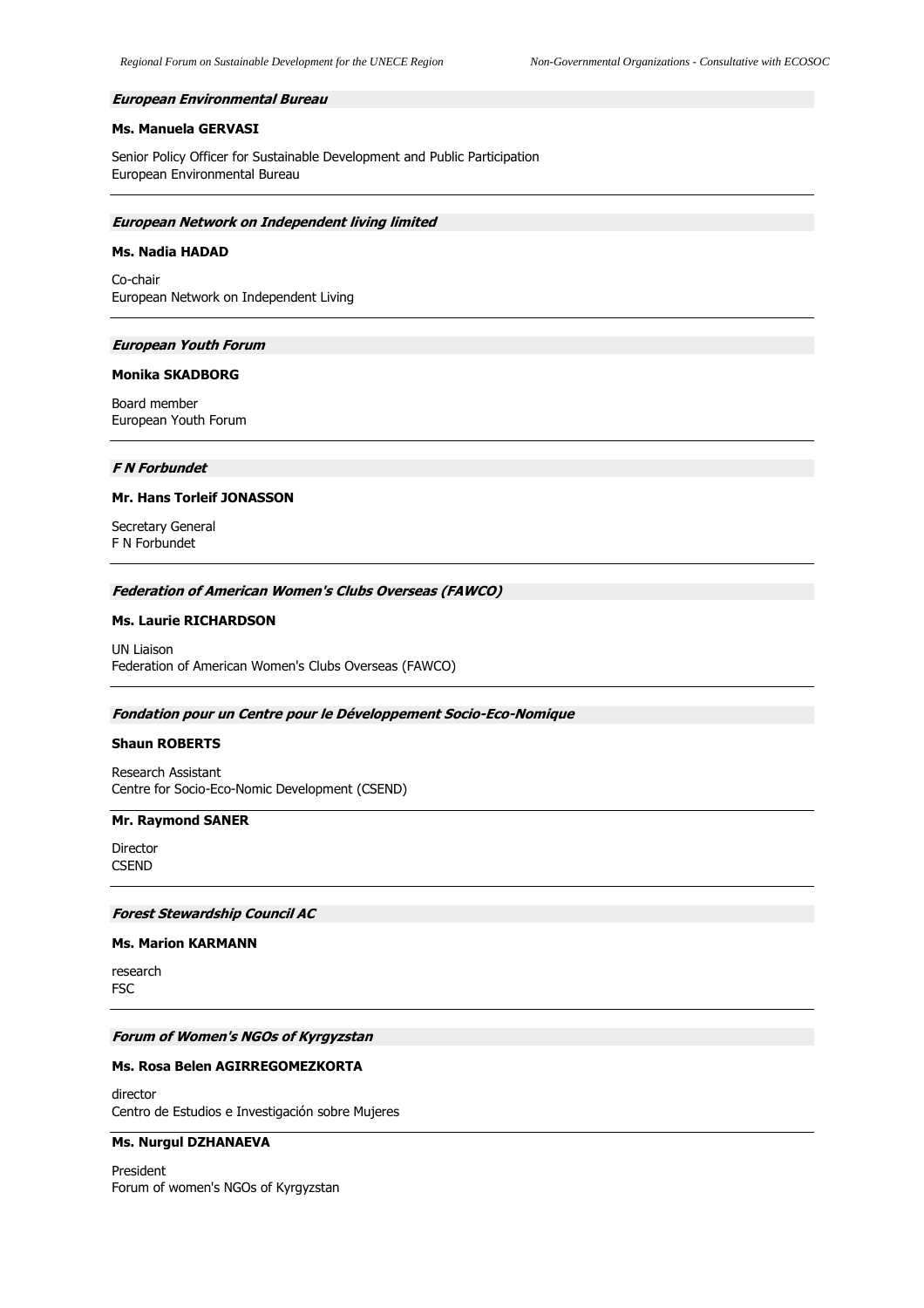***European Environmental Bureau***

**Ms. Manuela GERVASI**

Senior Policy Officer for Sustainable Development and Public Participation
European Environmental Bureau

---

***European Network on Independent living limited***

**Ms. Nadia HADAD**

Co-chair
European Network on Independent Living

---

***European Youth Forum***

**Monika SKADBORG**

Board member
European Youth Forum

---

***F N Forbundet***

**Mr. Hans Torleif JONASSON**

Secretary General
F N Forbundet

---

***Federation of American Women's Clubs Overseas (FAWCO)***

**Ms. Laurie RICHARDSON**

UN Liaison
Federation of American Women's Clubs Overseas (FAWCO)

---

***Fondation pour un Centre pour le Développement Socio-Eco-Nomique***

**Shaun ROBERTS**

Research Assistant
Centre for Socio-Eco-Nomic Development (CSEND)

---

**Mr. Raymond SANER**

Director
CSEND

---

***Forest Stewardship Council AC***

**Ms. Marion KARMANN**

research
FSC

---

***Forum of Women's NGOs of Kyrgyzstan***

**Ms. Rosa Belen AGIRREGOMEZKORTA**

director
Centro de Estudios e Investigación sobre Mujeres

---

**Ms. Nurgul DZHANAEVA**

President
Forum of women's NGOs of Kyrgyzstan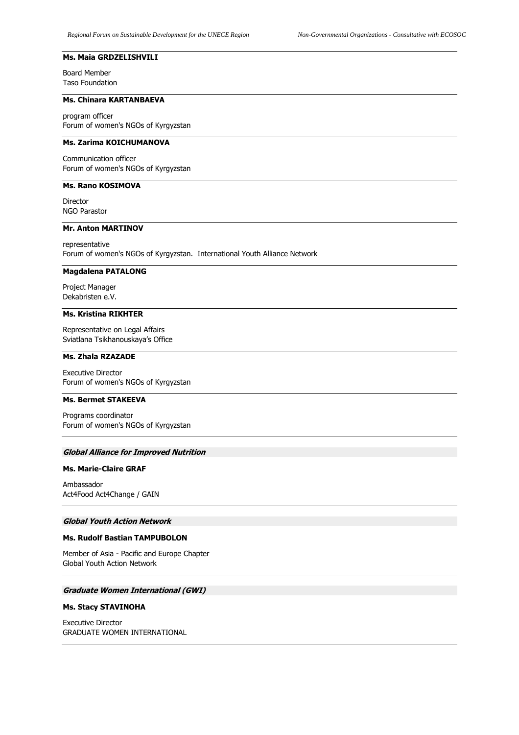**Ms. Maia GRDZELISHVILI**

Board Member
Taso Foundation

---

**Ms. Chinara KARTANBAEVA**

program officer
Forum of women's NGOs of Kyrgyzstan

---

**Ms. Zarima KOICHUMANOVA**

Communication officer
Forum of women's NGOs of Kyrgyzstan

---

**Ms. Rano KOSIMOVA**

Director
NGO Parastor

---

**Mr. Anton MARTINOV**

representative
Forum of women's NGOs of Kyrgyzstan. International Youth Alliance Network

---

**Magdalena PATALONG**

Project Manager
Dekabristen e.V.

---

**Ms. Kristina RIKHTER**

Representative on Legal Affairs
Sviatlana Tsikhanouskaya's Office

---

**Ms. Zhala RZAZADE**

Executive Director
Forum of women's NGOs of Kyrgyzstan

---

**Ms. Bermet STAKEEVA**

Programs coordinator
Forum of women's NGOs of Kyrgyzstan

---

***Global Alliance for Improved Nutrition***

**Ms. Marie-Claire GRAF**

Ambassador
Act4Food Act4Change / GAIN

---

***Global Youth Action Network***

**Ms. Rudolf Bastian TAMPUBOLON**

Member of Asia - Pacific and Europe Chapter
Global Youth Action Network

---

***Graduate Women International (GWI)***

**Ms. Stacy STAVINOHA**

Executive Director
GRADUATE WOMEN INTERNATIONAL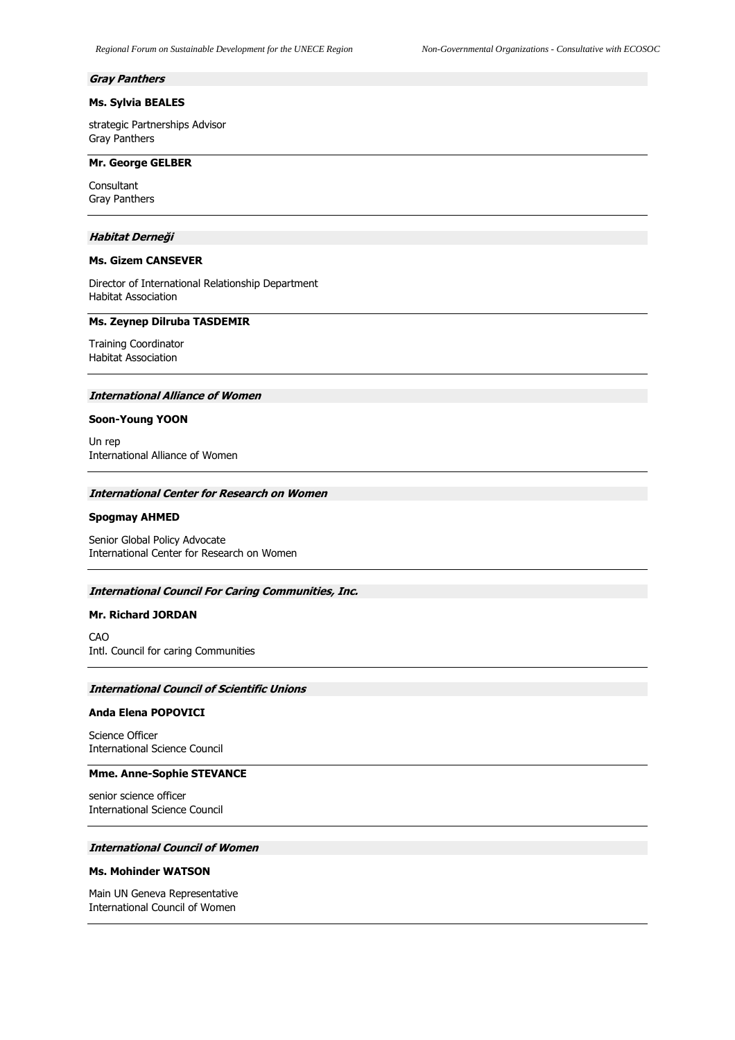### *Gray Panthers*

**Ms. Sylvia BEALES**

strategic Partnerships Advisor
Gray Panthers

---

**Mr. George GELBER**

Consultant
Gray Panthers

---

### *Habitat Derneği*

**Ms. Gizem CANSEVER**

Director of International Relationship Department
Habitat Association

---

**Ms. Zeynep Dilruba TASDEMIR**

Training Coordinator
Habitat Association

---

### *International Alliance of Women*

**Soon-Young YOON**

Un rep
International Alliance of Women

---

### *International Center for Research on Women*

**Spogmay AHMED**

Senior Global Policy Advocate
International Center for Research on Women

---

### *International Council For Caring Communities, Inc.*

**Mr. Richard JORDAN**

CAO
Intl. Council for caring Communities

---

### *International Council of Scientific Unions*

**Anda Elena POPOVICI**

Science Officer
International Science Council

---

**Mme. Anne-Sophie STEVANCE**

senior science officer
International Science Council

---

### *International Council of Women*

**Ms. Mohinder WATSON**

Main UN Geneva Representative
International Council of Women

---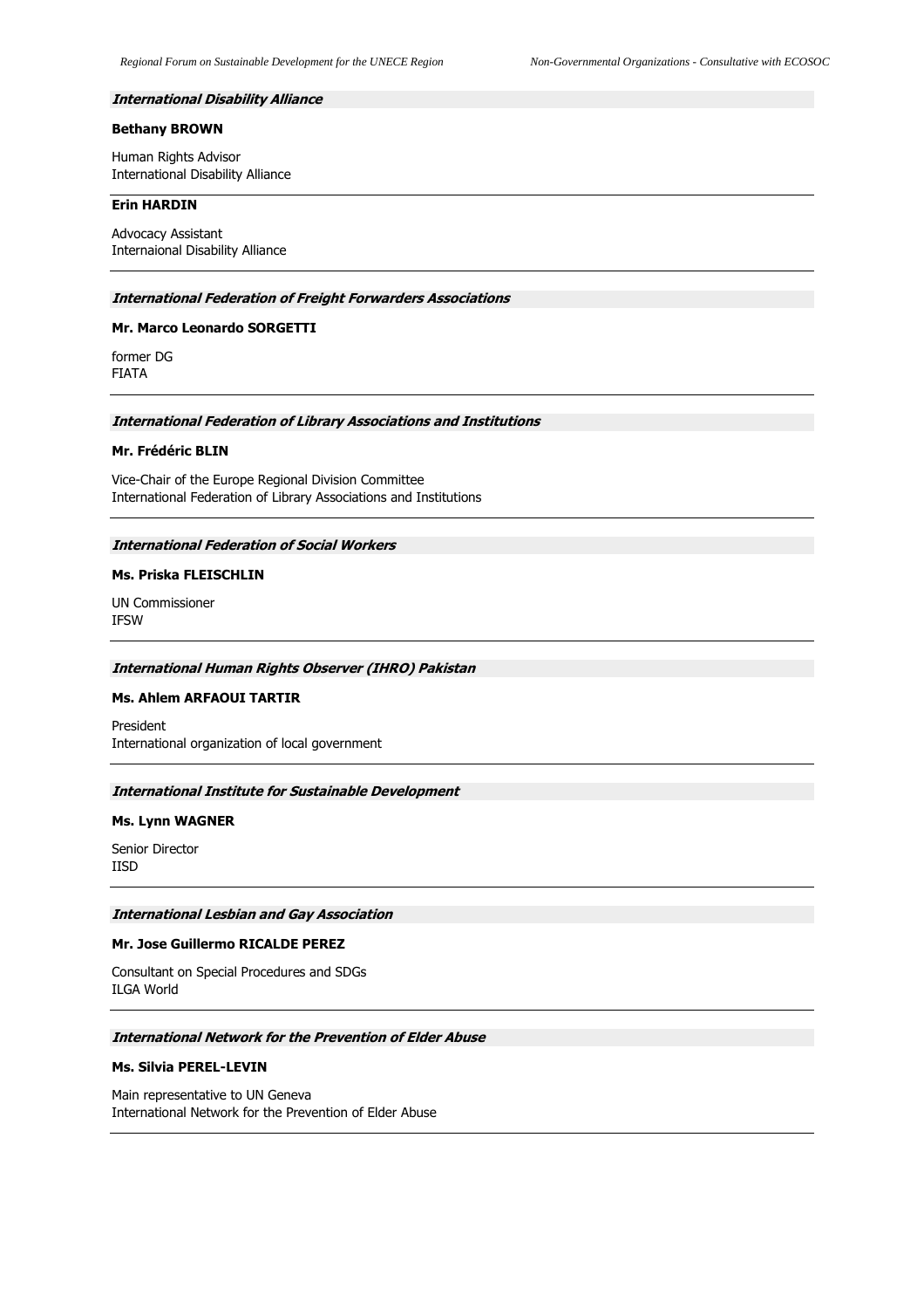***International Disability Alliance***

**Bethany BROWN**

Human Rights Advisor
International Disability Alliance

---

**Erin HARDIN**

Advocacy Assistant
Internaional Disability Alliance

---

***International Federation of Freight Forwarders Associations***

**Mr. Marco Leonardo SORGETTI**

former DG
FIATA

---

***International Federation of Library Associations and Institutions***

**Mr. Frédéric BLIN**

Vice-Chair of the Europe Regional Division Committee
International Federation of Library Associations and Institutions

---

***International Federation of Social Workers***

**Ms. Priska FLEISCHLIN**

UN Commissioner
IFSW

---

***International Human Rights Observer (IHRO) Pakistan***

**Ms. Ahlem ARFAOUI TARTIR**

President
International organization of local government

---

***International Institute for Sustainable Development***

**Ms. Lynn WAGNER**

Senior Director
IISD

---

***International Lesbian and Gay Association***

**Mr. Jose Guillermo RICALDE PEREZ**

Consultant on Special Procedures and SDGs
ILGA World

---

***International Network for the Prevention of Elder Abuse***

**Ms. Silvia PEREL-LEVIN**

Main representative to UN Geneva
International Network for the Prevention of Elder Abuse

---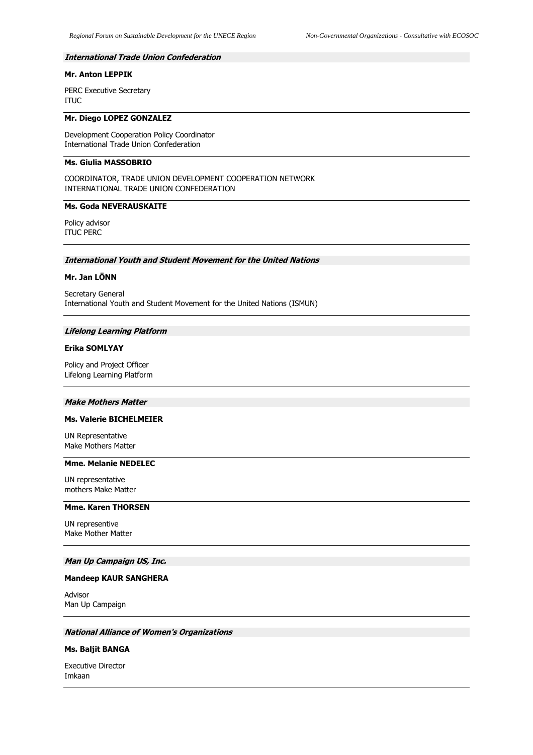### *International Trade Union Confederation*

**Mr. Anton LEPPIK**

PERC Executive Secretary
ITUC

---

**Mr. Diego LOPEZ GONZALEZ**

Development Cooperation Policy Coordinator
International Trade Union Confederation

---

**Ms. Giulia MASSOBRIO**

COORDINATOR, TRADE UNION DEVELOPMENT COOPERATION NETWORK
INTERNATIONAL TRADE UNION CONFEDERATION

---

**Ms. Goda NEVERAUSKAITE**

Policy advisor
ITUC PERC

---

### *International Youth and Student Movement for the United Nations*

**Mr. Jan LÖNN**

Secretary General
International Youth and Student Movement for the United Nations (ISMUN)

---

### *Lifelong Learning Platform*

**Erika SOMLYAY**

Policy and Project Officer
Lifelong Learning Platform

---

### *Make Mothers Matter*

**Ms. Valerie BICHELMEIER**

UN Representative
Make Mothers Matter

---

**Mme. Melanie NEDELEC**

UN representative
mothers Make Matter

---

**Mme. Karen THORSEN**

UN representive
Make Mother Matter

---

### *Man Up Campaign US, Inc.*

**Mandeep KAUR SANGHERA**

Advisor
Man Up Campaign

---

### *National Alliance of Women's Organizations*

**Ms. Baljit BANGA**

Executive Director
Imkaan

---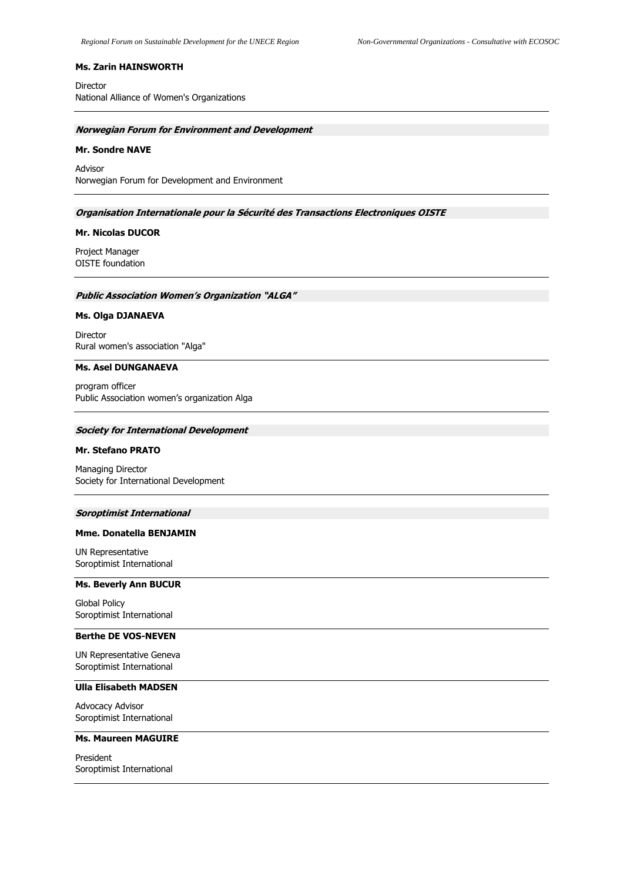**Ms. Zarin HAINSWORTH**

Director
National Alliance of Women's Organizations

---

### *Norwegian Forum for Environment and Development*

**Mr. Sondre NAVE**

Advisor
Norwegian Forum for Development and Environment

---

### *Organisation Internationale pour la Sécurité des Transactions Electroniques OISTE*

**Mr. Nicolas DUCOR**

Project Manager
OISTE foundation

---

### *Public Association Women's Organization "ALGA"*

**Ms. Olga DJANAEVA**

Director
Rural women's association "Alga"

---

**Ms. Asel DUNGANAEVA**

program officer
Public Association women's organization Alga

---

### *Society for International Development*

**Mr. Stefano PRATO**

Managing Director
Society for International Development

---

### *Soroptimist International*

**Mme. Donatella BENJAMIN**

UN Representative
Soroptimist International

---

**Ms. Beverly Ann BUCUR**

Global Policy
Soroptimist International

---

**Berthe DE VOS-NEVEN**

UN Representative Geneva
Soroptimist International

---

**Ulla Elisabeth MADSEN**

Advocacy Advisor
Soroptimist International

---

**Ms. Maureen MAGUIRE**

President
Soroptimist International

---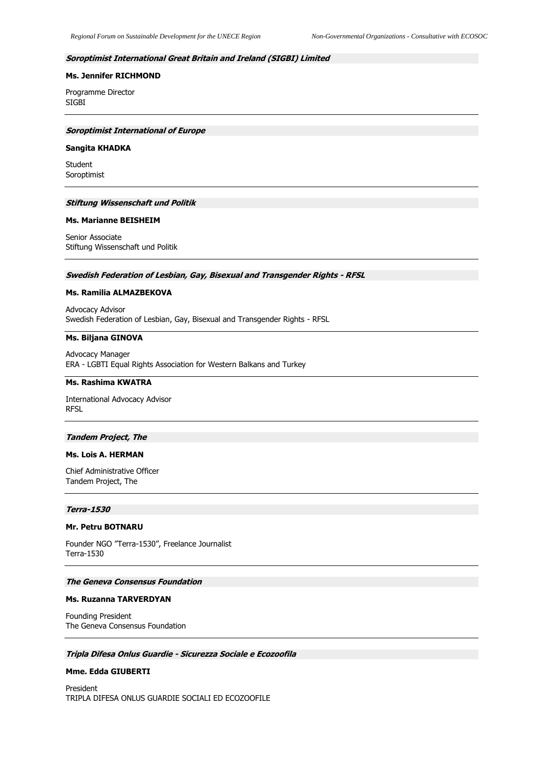***Soroptimist International Great Britain and Ireland (SIGBI) Limited***

**Ms. Jennifer RICHMOND**

Programme Director
SIGBI

---

***Soroptimist International of Europe***

**Sangita KHADKA**

Student
Soroptimist

---

***Stiftung Wissenschaft und Politik***

**Ms. Marianne BEISHEIM**

Senior Associate
Stiftung Wissenschaft und Politik

---

***Swedish Federation of Lesbian, Gay, Bisexual and Transgender Rights - RFSL***

**Ms. Ramilia ALMAZBEKOVA**

Advocacy Advisor
Swedish Federation of Lesbian, Gay, Bisexual and Transgender Rights - RFSL

---

**Ms. Biljana GINOVA**

Advocacy Manager
ERA - LGBTI Equal Rights Association for Western Balkans and Turkey

---

**Ms. Rashima KWATRA**

International Advocacy Advisor
RFSL

---

***Tandem Project, The***

**Ms. Lois A. HERMAN**

Chief Administrative Officer
Tandem Project, The

---

***Terra-1530***

**Mr. Petru BOTNARU**

Founder NGO "Terra-1530", Freelance Journalist
Terra-1530

---

***The Geneva Consensus Foundation***

**Ms. Ruzanna TARVERDYAN**

Founding President
The Geneva Consensus Foundation

---

***Tripla Difesa Onlus Guardie - Sicurezza Sociale e Ecozoofila***

**Mme. Edda GIUBERTI**

President
TRIPLA DIFESA ONLUS GUARDIE SOCIALI ED ECOZOOFILE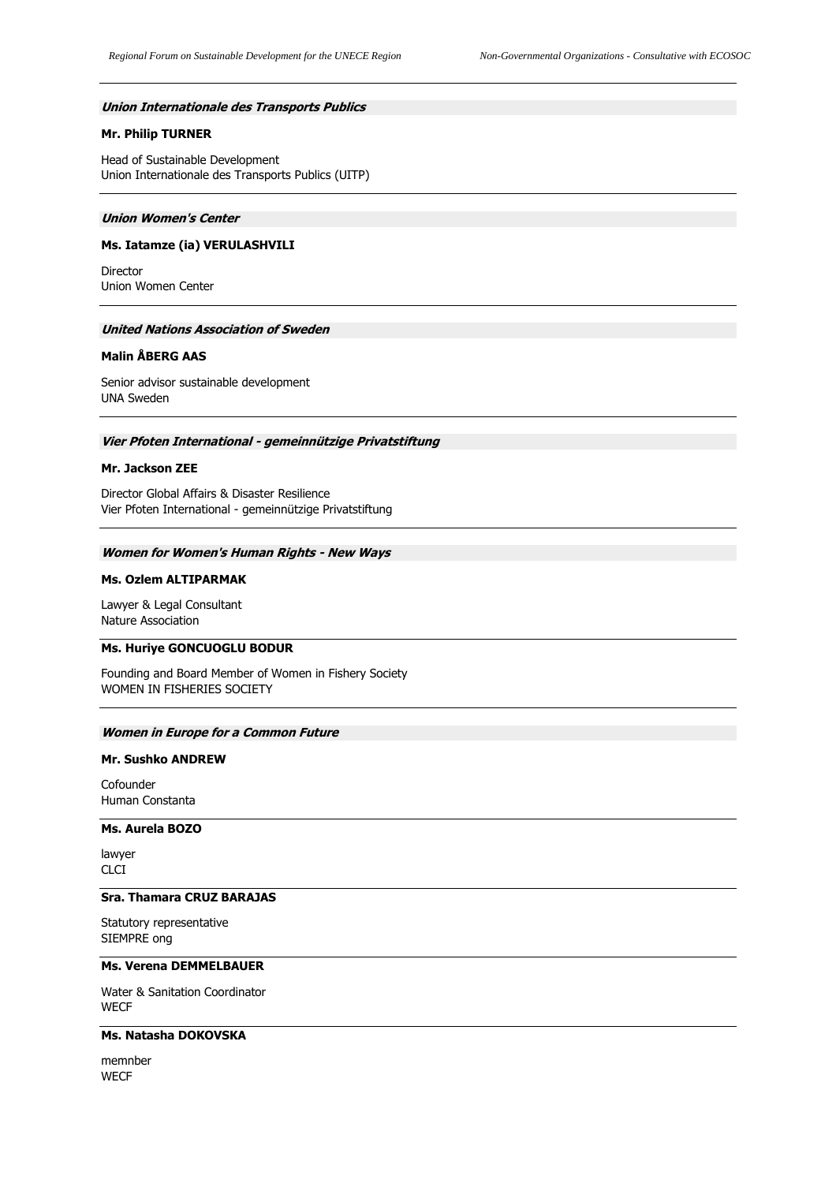### *Union Internationale des Transports Publics*

**Mr. Philip TURNER**

Head of Sustainable Development
Union Internationale des Transports Publics (UITP)

---

### *Union Women's Center*

**Ms. Iatamze (ia) VERULASHVILI**

Director
Union Women Center

---

### *United Nations Association of Sweden*

**Malin ÅBERG AAS**

Senior advisor sustainable development
UNA Sweden

---

### *Vier Pfoten International - gemeinnützige Privatstiftung*

**Mr. Jackson ZEE**

Director Global Affairs & Disaster Resilience
Vier Pfoten International - gemeinnützige Privatstiftung

---

### *Women for Women's Human Rights - New Ways*

**Ms. Ozlem ALTIPARMAK**

Lawyer & Legal Consultant
Nature Association

---

**Ms. Huriye GONCUOGLU BODUR**

Founding and Board Member of Women in Fishery Society
WOMEN IN FISHERIES SOCIETY

---

### *Women in Europe for a Common Future*

**Mr. Sushko ANDREW**

Cofounder
Human Constanta

---

**Ms. Aurela BOZO**

lawyer
CLCI

---

**Sra. Thamara CRUZ BARAJAS**

Statutory representative
SIEMPRE ong

---

**Ms. Verena DEMMELBAUER**

Water & Sanitation Coordinator
WECF

---

**Ms. Natasha DOKOVSKA**

memnber
WECF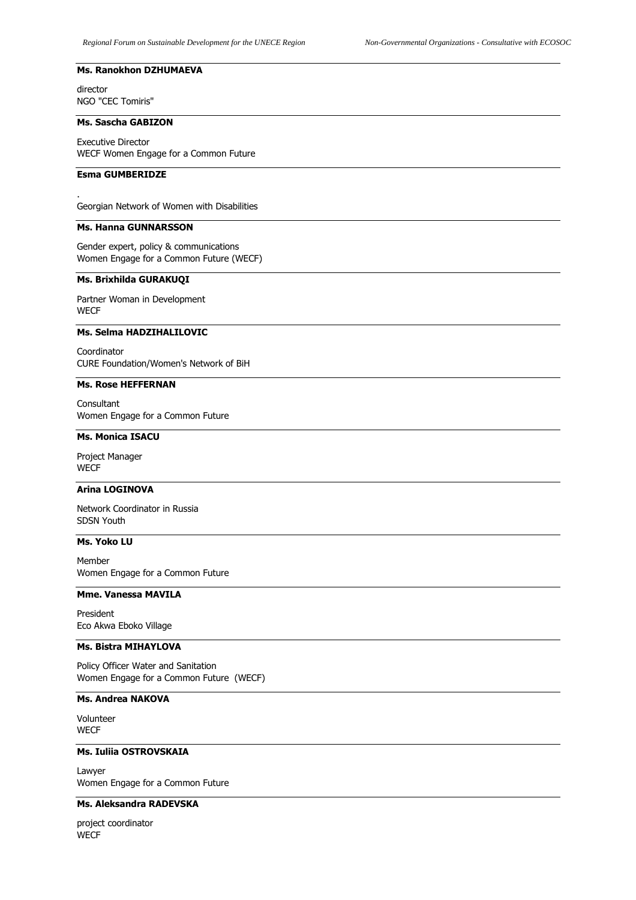**Ms. Ranokhon DZHUMAEVA**

director
NGO "CEC Tomiris"

---

**Ms. Sascha GABIZON**

Executive Director
WECF Women Engage for a Common Future

---

**Esma GUMBERIDZE**

.
Georgian Network of Women with Disabilities

---

**Ms. Hanna GUNNARSSON**

Gender expert, policy & communications
Women Engage for a Common Future (WECF)

---

**Ms. Brixhilda GURAKUQI**

Partner Woman in Development
WECF

---

**Ms. Selma HADZIHALILOVIC**

Coordinator
CURE Foundation/Women's Network of BiH

---

**Ms. Rose HEFFERNAN**

Consultant
Women Engage for a Common Future

---

**Ms. Monica ISACU**

Project Manager
WECF

---

**Arina LOGINOVA**

Network Coordinator in Russia
SDSN Youth

---

**Ms. Yoko LU**

Member
Women Engage for a Common Future

---

**Mme. Vanessa MAVILA**

President
Eco Akwa Eboko Village

---

**Ms. Bistra MIHAYLOVA**

Policy Officer Water and Sanitation
Women Engage for a Common Future (WECF)

---

**Ms. Andrea NAKOVA**

Volunteer
WECF

---

**Ms. Iuliia OSTROVSKAIA**

Lawyer
Women Engage for a Common Future

---

**Ms. Aleksandra RADEVSKA**

project coordinator
WECF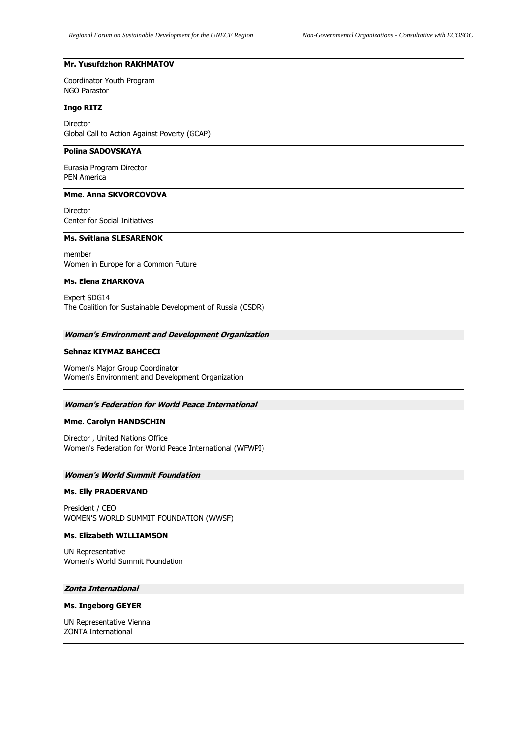**Mr. Yusufdzhon RAKHMATOV**

Coordinator Youth Program
NGO Parastor

---

**Ingo RITZ**

Director
Global Call to Action Against Poverty (GCAP)

---

**Polina SADOVSKAYA**

Eurasia Program Director
PEN America

---

**Mme. Anna SKVORCOVOVA**

Director
Center for Social Initiatives

---

**Ms. Svitlana SLESARENOK**

member
Women in Europe for a Common Future

---

**Ms. Elena ZHARKOVA**

Expert SDG14
The Coalition for Sustainable Development of Russia (CSDR)

---

### ***Women's Environment and Development Organization***

**Sehnaz KIYMAZ BAHCECI**

Women's Major Group Coordinator
Women's Environment and Development Organization

---

### ***Women's Federation for World Peace International***

**Mme. Carolyn HANDSCHIN**

Director , United Nations Office
Women's Federation for World Peace International (WFWPI)

---

### ***Women's World Summit Foundation***

**Ms. Elly PRADERVAND**

President / CEO
WOMEN'S WORLD SUMMIT FOUNDATION (WWSF)

---

**Ms. Elizabeth WILLIAMSON**

UN Representative
Women's World Summit Foundation

---

### ***Zonta International***

**Ms. Ingeborg GEYER**

UN Representative Vienna
ZONTA International

---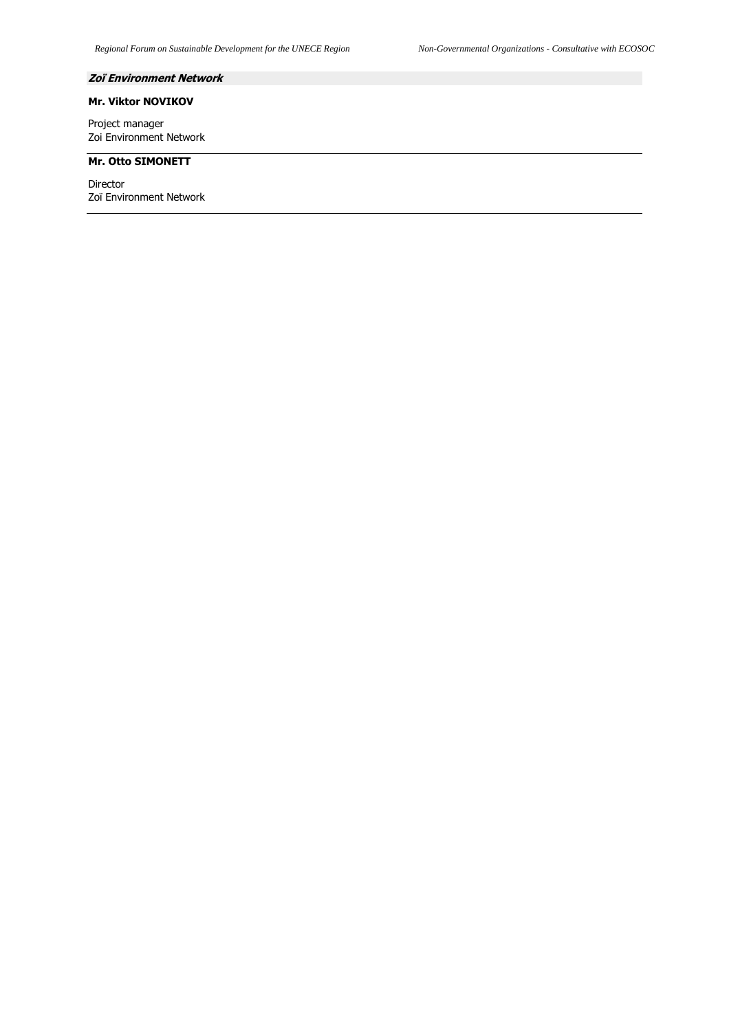***Zoï Environment Network***

**Mr. Viktor NOVIKOV**

Project manager
Zoi Environment Network

---

**Mr. Otto SIMONETT**

Director
Zoï Environment Network

---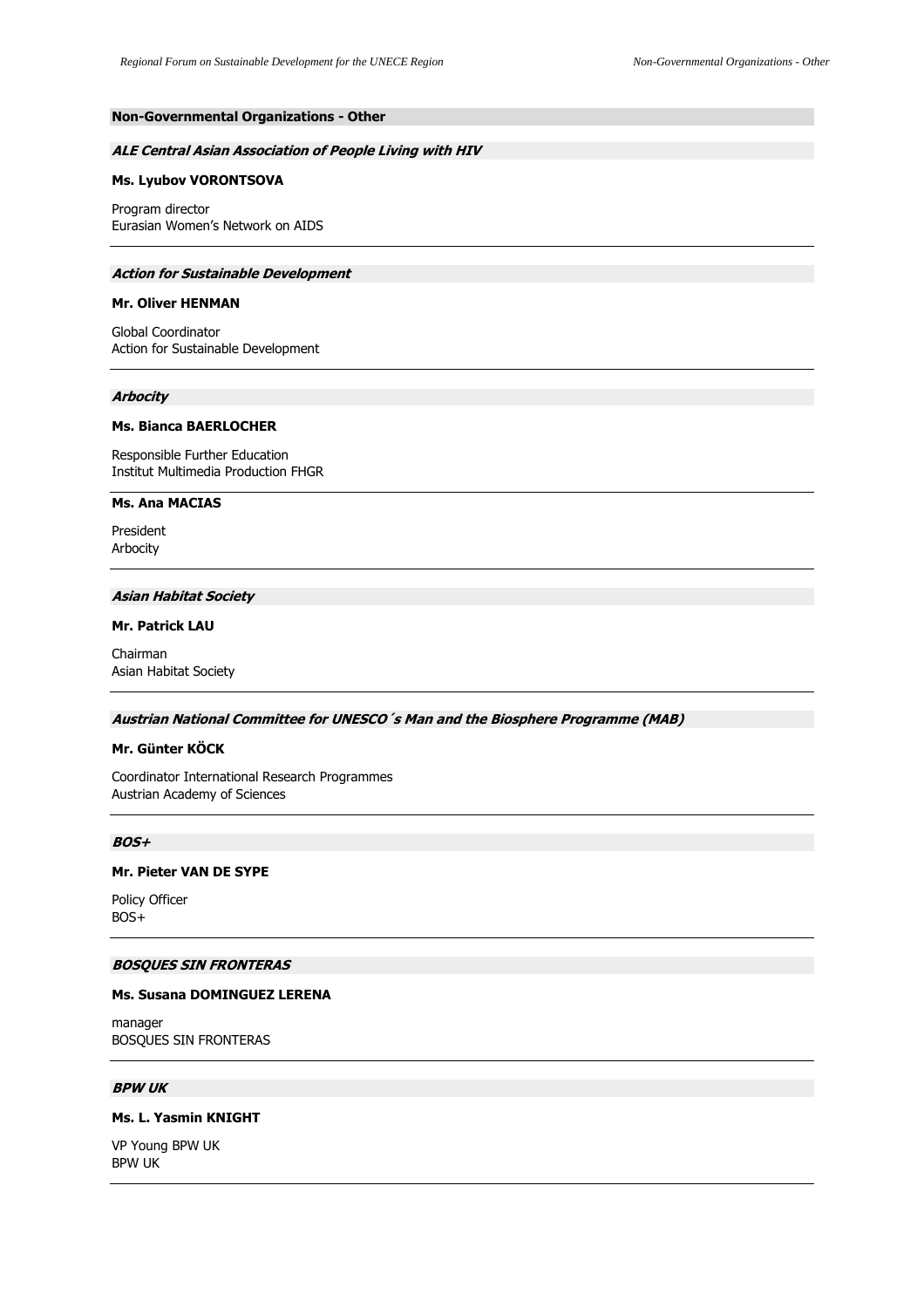## Non-Governmental Organizations - Other

### *ALE Central Asian Association of People Living with HIV*

**Ms. Lyubov VORONTSOVA**

Program director
Eurasian Women's Network on AIDS

---

### *Action for Sustainable Development*

**Mr. Oliver HENMAN**

Global Coordinator
Action for Sustainable Development

---

### *Arbocity*

**Ms. Bianca BAERLOCHER**

Responsible Further Education
Institut Multimedia Production FHGR

---

**Ms. Ana MACIAS**

President
Arbocity

---

### *Asian Habitat Society*

**Mr. Patrick LAU**

Chairman
Asian Habitat Society

---

### *Austrian National Committee for UNESCO´s Man and the Biosphere Programme (MAB)*

**Mr. Günter KÖCK**

Coordinator International Research Programmes
Austrian Academy of Sciences

---

### *BOS+*

**Mr. Pieter VAN DE SYPE**

Policy Officer
BOS+

---

### *BOSQUES SIN FRONTERAS*

**Ms. Susana DOMINGUEZ LERENA**

manager
BOSQUES SIN FRONTERAS

---

### *BPW UK*

**Ms. L. Yasmin KNIGHT**

VP Young BPW UK
BPW UK

---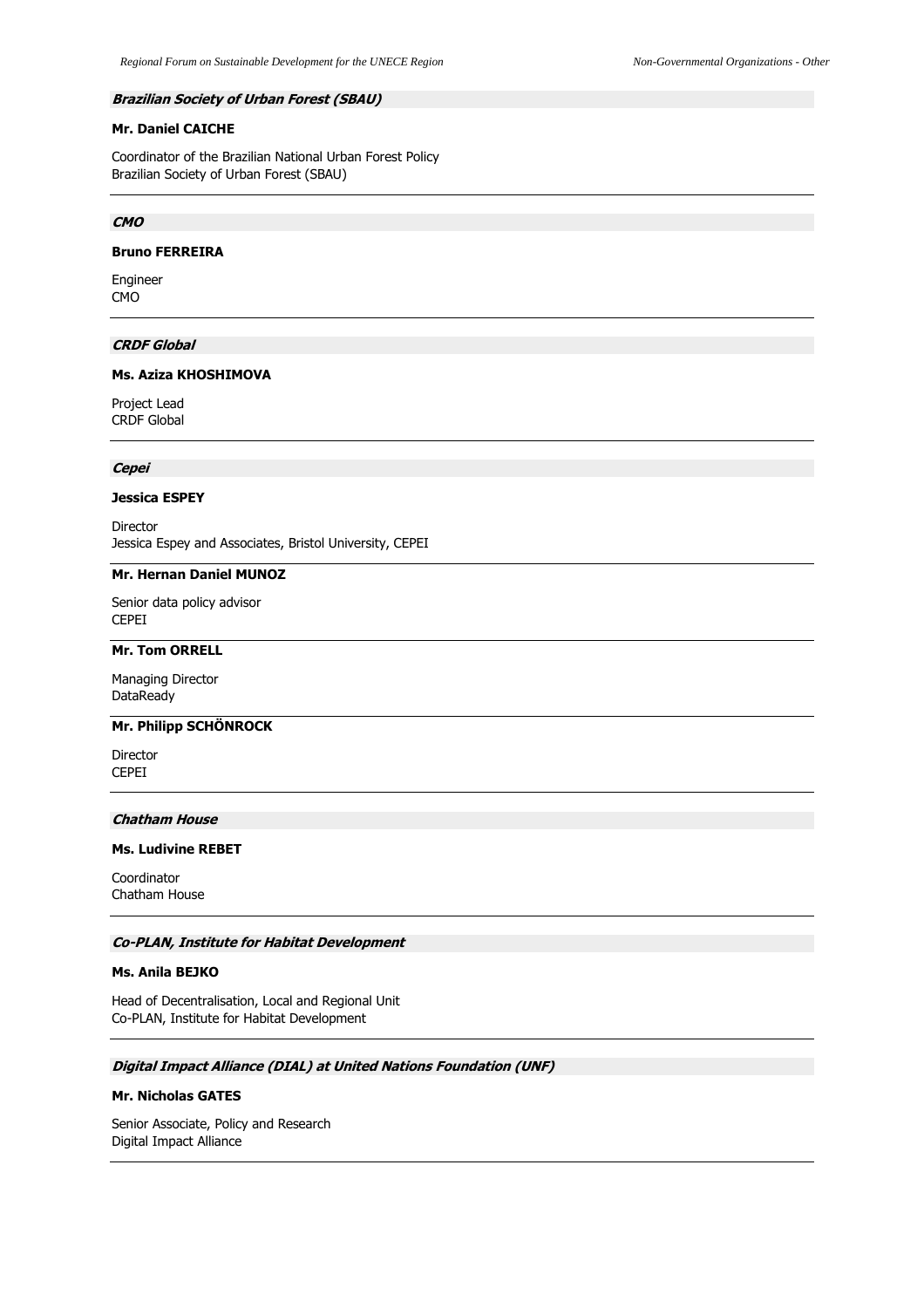***Brazilian Society of Urban Forest (SBAU)***

**Mr. Daniel CAICHE**

Coordinator of the Brazilian National Urban Forest Policy
Brazilian Society of Urban Forest (SBAU)

---

***CMO***

**Bruno FERREIRA**

Engineer
CMO

---

***CRDF Global***

**Ms. Aziza KHOSHIMOVA**

Project Lead
CRDF Global

---

***Cepei***

**Jessica ESPEY**

Director
Jessica Espey and Associates, Bristol University, CEPEI

---

**Mr. Hernan Daniel MUNOZ**

Senior data policy advisor
CEPEI

---

**Mr. Tom ORRELL**

Managing Director
DataReady

---

**Mr. Philipp SCHÖNROCK**

Director
CEPEI

---

***Chatham House***

**Ms. Ludivine REBET**

Coordinator
Chatham House

---

***Co-PLAN, Institute for Habitat Development***

**Ms. Anila BEJKO**

Head of Decentralisation, Local and Regional Unit
Co-PLAN, Institute for Habitat Development

---

***Digital Impact Alliance (DIAL) at United Nations Foundation (UNF)***

**Mr. Nicholas GATES**

Senior Associate, Policy and Research
Digital Impact Alliance

---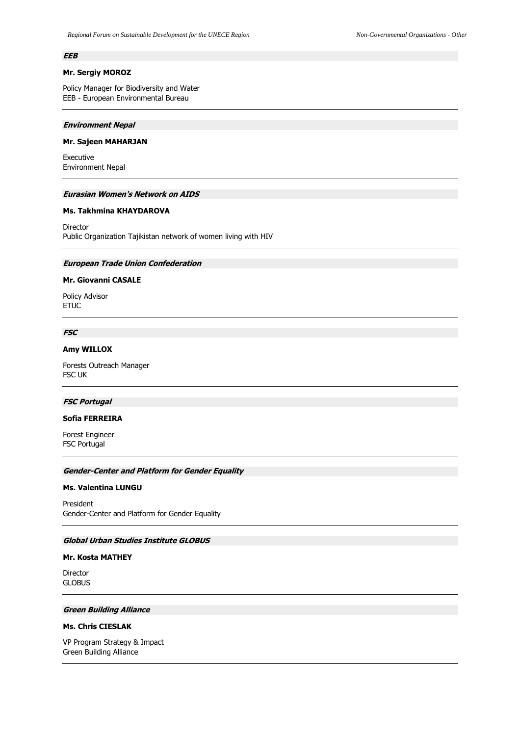### *EEB*

**Mr. Sergiy MOROZ**

Policy Manager for Biodiversity and Water
EEB - European Environmental Bureau

---

### *Environment Nepal*

**Mr. Sajeen MAHARJAN**

Executive
Environment Nepal

---

### *Eurasian Women's Network on AIDS*

**Ms. Takhmina KHAYDAROVA**

Director
Public Organization Tajikistan network of women living with HIV

---

### *European Trade Union Confederation*

**Mr. Giovanni CASALE**

Policy Advisor
ETUC

---

### *FSC*

**Amy WILLOX**

Forests Outreach Manager
FSC UK

---

### *FSC Portugal*

**Sofia FERREIRA**

Forest Engineer
FSC Portugal

---

### *Gender-Center and Platform for Gender Equality*

**Ms. Valentina LUNGU**

President
Gender-Center and Platform for Gender Equality

---

### *Global Urban Studies Institute GLOBUS*

**Mr. Kosta MATHEY**

Director
GLOBUS

---

### *Green Building Alliance*

**Ms. Chris CIESLAK**

VP Program Strategy & Impact
Green Building Alliance

---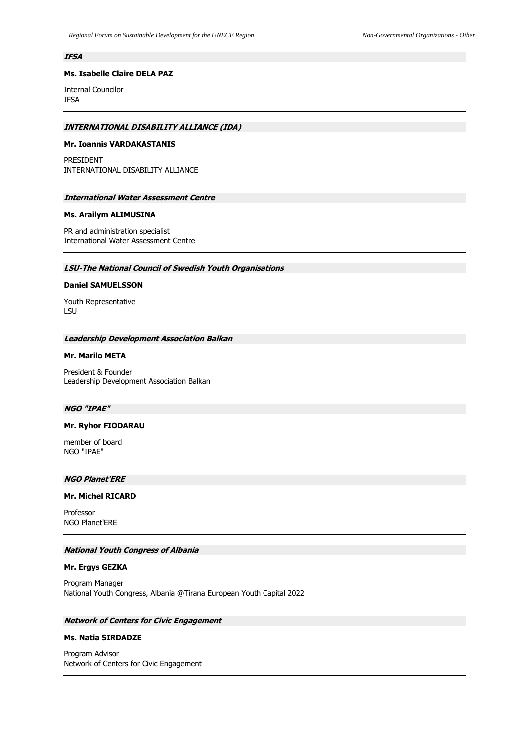***IFSA***

**Ms. Isabelle Claire DELA PAZ**

Internal Councilor
IFSA

---

***INTERNATIONAL DISABILITY ALLIANCE (IDA)***

**Mr. Ioannis VARDAKASTANIS**

PRESIDENT
INTERNATIONAL DISABILITY ALLIANCE

---

***International Water Assessment Centre***

**Ms. Arailym ALIMUSINA**

PR and administration specialist
International Water Assessment Centre

---

***LSU-The National Council of Swedish Youth Organisations***

**Daniel SAMUELSSON**

Youth Representative
LSU

---

***Leadership Development Association Balkan***

**Mr. Marilo META**

President & Founder
Leadership Development Association Balkan

---

***NGO "IPAE"***

**Mr. Ryhor FIODARAU**

member of board
NGO "IPAE"

---

***NGO Planet'ERE***

**Mr. Michel RICARD**

Professor
NGO Planet'ERE

---

***National Youth Congress of Albania***

**Mr. Ergys GEZKA**

Program Manager
National Youth Congress, Albania @Tirana European Youth Capital 2022

---

***Network of Centers for Civic Engagement***

**Ms. Natia SIRDADZE**

Program Advisor
Network of Centers for Civic Engagement

---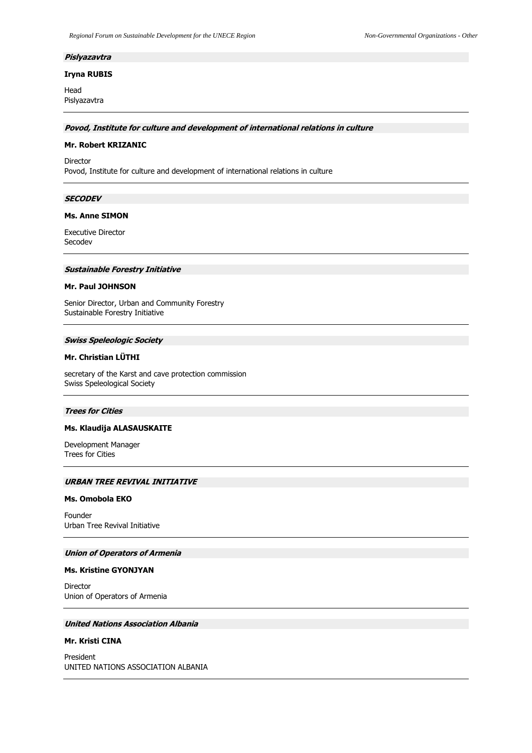***Pislyazavtra***

**Iryna RUBIS**

Head
Pislyazavtra

---

***Povod, Institute for culture and development of international relations in culture***

**Mr. Robert KRIZANIC**

Director
Povod, Institute for culture and development of international relations in culture

---

***SECODEV***

**Ms. Anne SIMON**

Executive Director
Secodev

---

***Sustainable Forestry Initiative***

**Mr. Paul JOHNSON**

Senior Director, Urban and Community Forestry
Sustainable Forestry Initiative

---

***Swiss Speleologic Society***

**Mr. Christian LÜTHI**

secretary of the Karst and cave protection commission
Swiss Speleological Society

---

***Trees for Cities***

**Ms. Klaudija ALASAUSKAITE**

Development Manager
Trees for Cities

---

***URBAN TREE REVIVAL INITIATIVE***

**Ms. Omobola EKO**

Founder
Urban Tree Revival Initiative

---

***Union of Operators of Armenia***

**Ms. Kristine GYONJYAN**

Director
Union of Operators of Armenia

---

***United Nations Association Albania***

**Mr. Kristi CINA**

President
UNITED NATIONS ASSOCIATION ALBANIA

---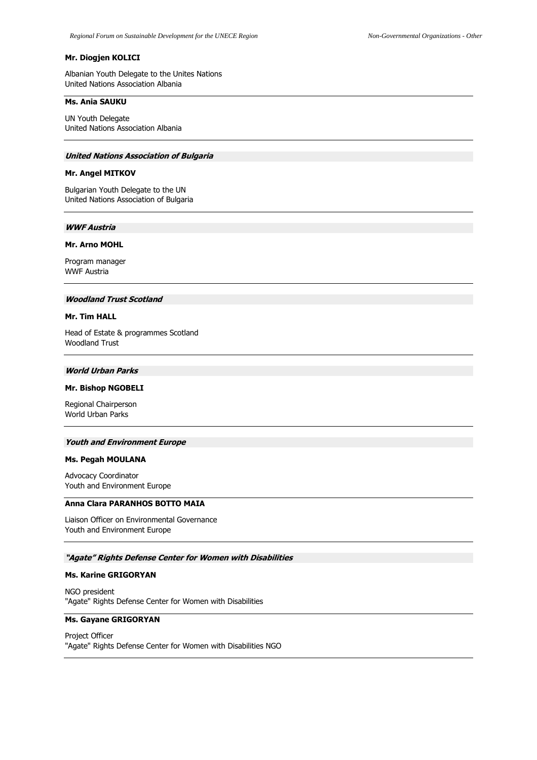**Mr. Diogjen KOLICI**

Albanian Youth Delegate to the Unites Nations
United Nations Association Albania

---

**Ms. Ania SAUKU**

UN Youth Delegate
United Nations Association Albania

---

***United Nations Association of Bulgaria***

**Mr. Angel MITKOV**

Bulgarian Youth Delegate to the UN
United Nations Association of Bulgaria

---

***WWF Austria***

**Mr. Arno MOHL**

Program manager
WWF Austria

---

***Woodland Trust Scotland***

**Mr. Tim HALL**

Head of Estate & programmes Scotland
Woodland Trust

---

***World Urban Parks***

**Mr. Bishop NGOBELI**

Regional Chairperson
World Urban Parks

---

***Youth and Environment Europe***

**Ms. Pegah MOULANA**

Advocacy Coordinator
Youth and Environment Europe

---

**Anna Clara PARANHOS BOTTO MAIA**

Liaison Officer on Environmental Governance
Youth and Environment Europe

---

***"Agate" Rights Defense Center for Women with Disabilities***

**Ms. Karine GRIGORYAN**

NGO president
"Agate" Rights Defense Center for Women with Disabilities

---

**Ms. Gayane GRIGORYAN**

Project Officer
"Agate" Rights Defense Center for Women with Disabilities NGO

---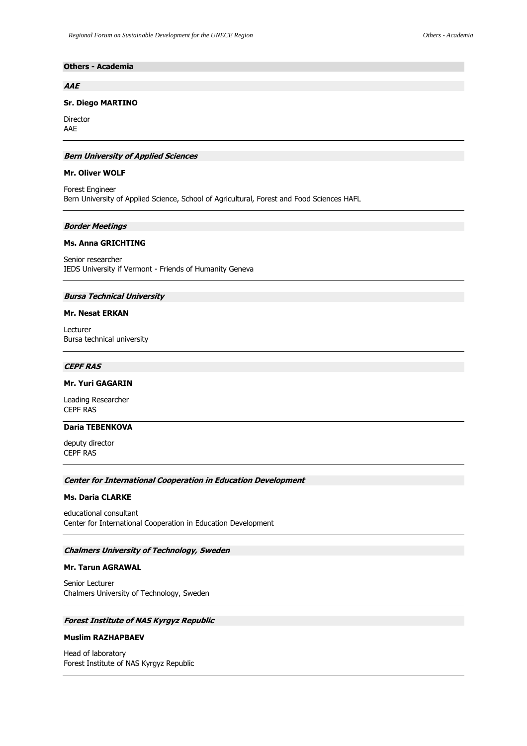## Others - Academia

### *AAE*

**Sr. Diego MARTINO**

Director
AAE

---

### *Bern University of Applied Sciences*

**Mr. Oliver WOLF**

Forest Engineer
Bern University of Applied Science, School of Agricultural, Forest and Food Sciences HAFL

---

### *Border Meetings*

**Ms. Anna GRICHTING**

Senior researcher
IEDS University if Vermont - Friends of Humanity Geneva

---

### *Bursa Technical University*

**Mr. Nesat ERKAN**

Lecturer
Bursa technical university

---

### *CEPF RAS*

**Mr. Yuri GAGARIN**

Leading Researcher
CEPF RAS

---

**Daria TEBENKOVA**

deputy director
CEPF RAS

---

### *Center for International Cooperation in Education Development*

**Ms. Daria CLARKE**

educational consultant
Center for International Cooperation in Education Development

---

### *Chalmers University of Technology, Sweden*

**Mr. Tarun AGRAWAL**

Senior Lecturer
Chalmers University of Technology, Sweden

---

### *Forest Institute of NAS Kyrgyz Republic*

**Muslim RAZHAPBAEV**

Head of laboratory
Forest Institute of NAS Kyrgyz Republic

---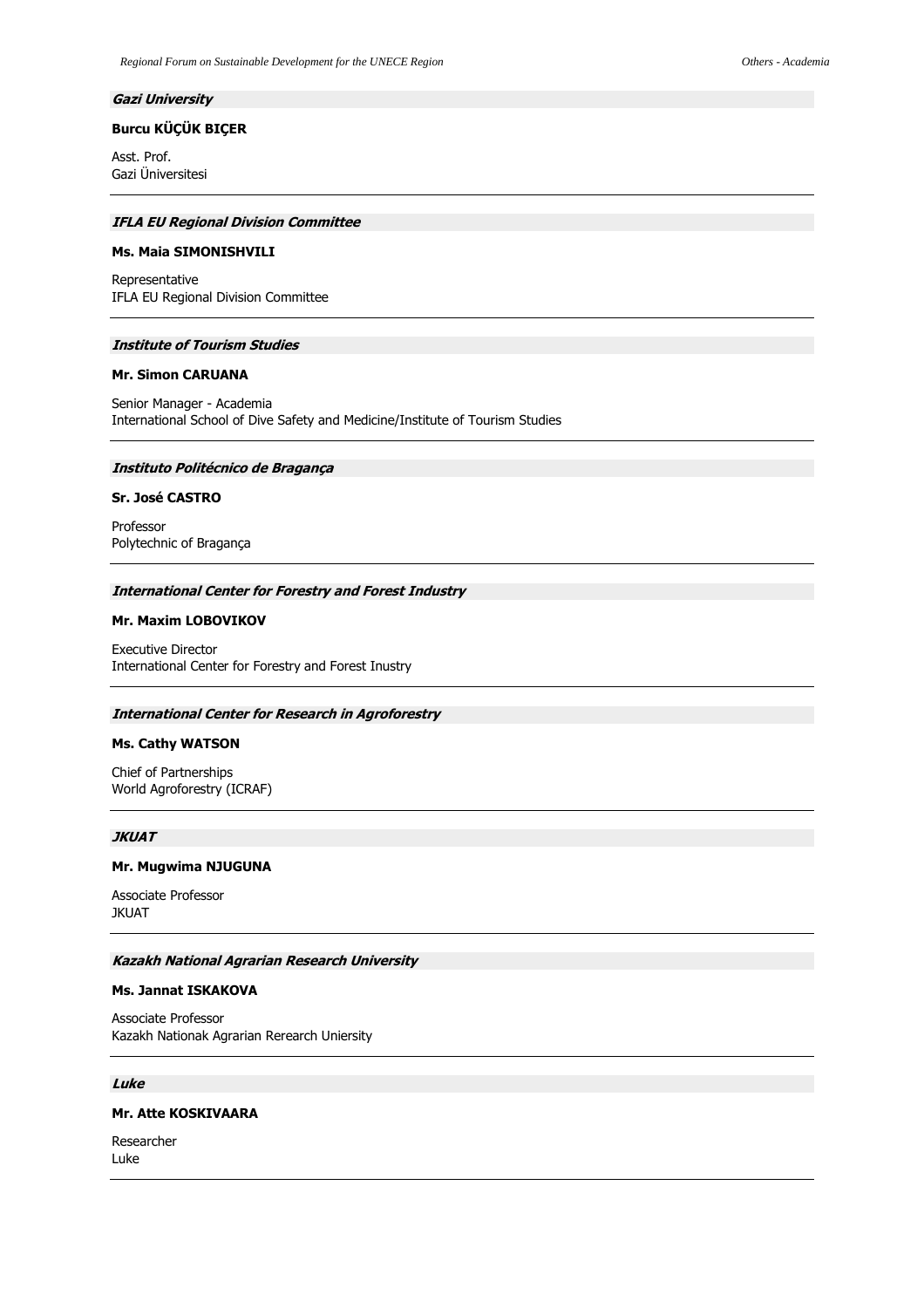***Gazi University***

**Burcu KÜÇÜK BIÇER**

Asst. Prof.
Gazi Üniversitesi

---

***IFLA EU Regional Division Committee***

**Ms. Maia SIMONISHVILI**

Representative
IFLA EU Regional Division Committee

---

***Institute of Tourism Studies***

**Mr. Simon CARUANA**

Senior Manager - Academia
International School of Dive Safety and Medicine/Institute of Tourism Studies

---

***Instituto Politécnico de Bragança***

**Sr. José CASTRO**

Professor
Polytechnic of Bragança

---

***International Center for Forestry and Forest Industry***

**Mr. Maxim LOBOVIKOV**

Executive Director
International Center for Forestry and Forest Inustry

---

***International Center for Research in Agroforestry***

**Ms. Cathy WATSON**

Chief of Partnerships
World Agroforestry (ICRAF)

---

***JKUAT***

**Mr. Mugwima NJUGUNA**

Associate Professor
JKUAT

---

***Kazakh National Agrarian Research University***

**Ms. Jannat ISKAKOVA**

Associate Professor
Kazakh Nationak Agrarian Rerearch Uniersity

---

***Luke***

**Mr. Atte KOSKIVAARA**

Researcher
Luke

---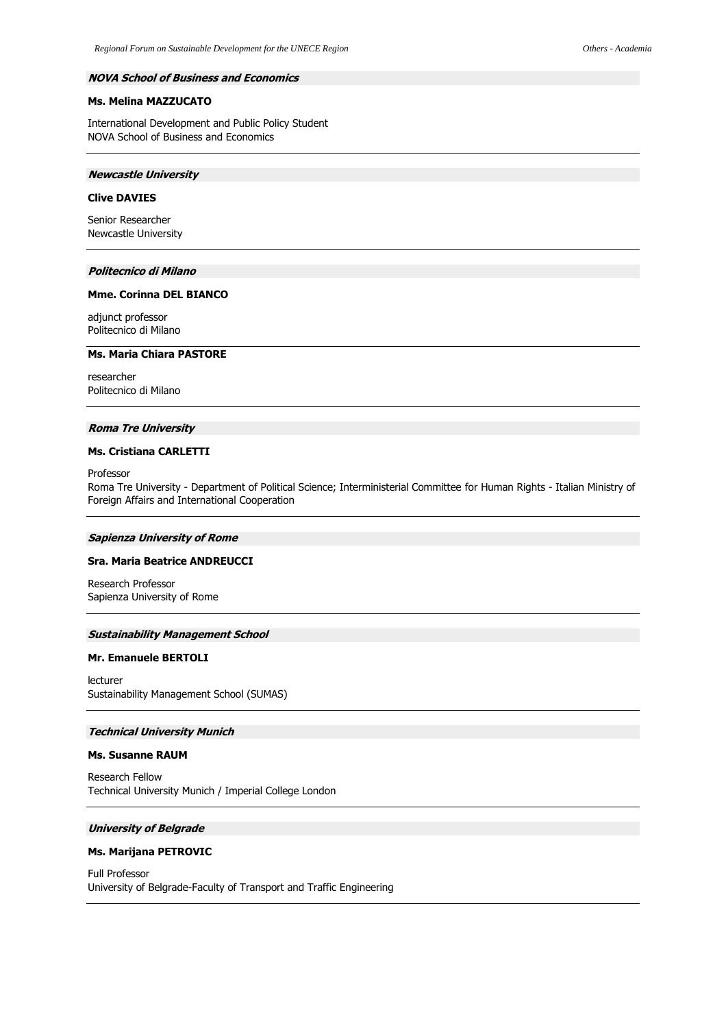### *NOVA School of Business and Economics*

**Ms. Melina MAZZUCATO**

International Development and Public Policy Student
NOVA School of Business and Economics

---

### *Newcastle University*

**Clive DAVIES**

Senior Researcher
Newcastle University

---

### *Politecnico di Milano*

**Mme. Corinna DEL BIANCO**

adjunct professor
Politecnico di Milano

**Ms. Maria Chiara PASTORE**

researcher
Politecnico di Milano

---

### *Roma Tre University*

**Ms. Cristiana CARLETTI**

Professor
Roma Tre University - Department of Political Science; Interministerial Committee for Human Rights - Italian Ministry of Foreign Affairs and International Cooperation

---

### *Sapienza University of Rome*

**Sra. Maria Beatrice ANDREUCCI**

Research Professor
Sapienza University of Rome

---

### *Sustainability Management School*

**Mr. Emanuele BERTOLI**

lecturer
Sustainability Management School (SUMAS)

---

### *Technical University Munich*

**Ms. Susanne RAUM**

Research Fellow
Technical University Munich / Imperial College London

---

### *University of Belgrade*

**Ms. Marijana PETROVIC**

Full Professor
University of Belgrade-Faculty of Transport and Traffic Engineering

---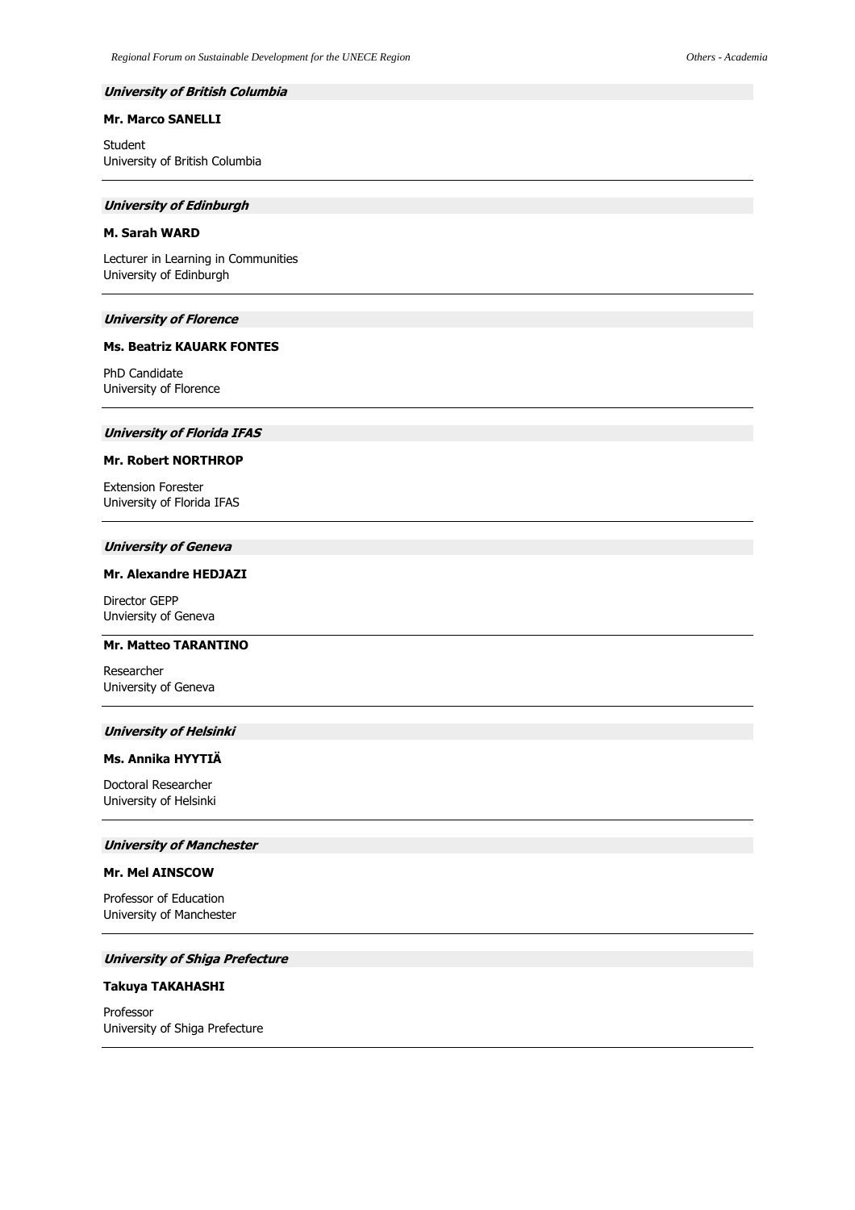### *University of British Columbia*

**Mr. Marco SANELLI**

Student
University of British Columbia

---

### *University of Edinburgh*

**M. Sarah WARD**

Lecturer in Learning in Communities
University of Edinburgh

---

### *University of Florence*

**Ms. Beatriz KAUARK FONTES**

PhD Candidate
University of Florence

---

### *University of Florida IFAS*

**Mr. Robert NORTHROP**

Extension Forester
University of Florida IFAS

---

### *University of Geneva*

**Mr. Alexandre HEDJAZI**

Director GEPP
Unviersity of Geneva

---

**Mr. Matteo TARANTINO**

Researcher
University of Geneva

---

### *University of Helsinki*

**Ms. Annika HYYTIÄ**

Doctoral Researcher
University of Helsinki

---

### *University of Manchester*

**Mr. Mel AINSCOW**

Professor of Education
University of Manchester

---

### *University of Shiga Prefecture*

**Takuya TAKAHASHI**

Professor
University of Shiga Prefecture

---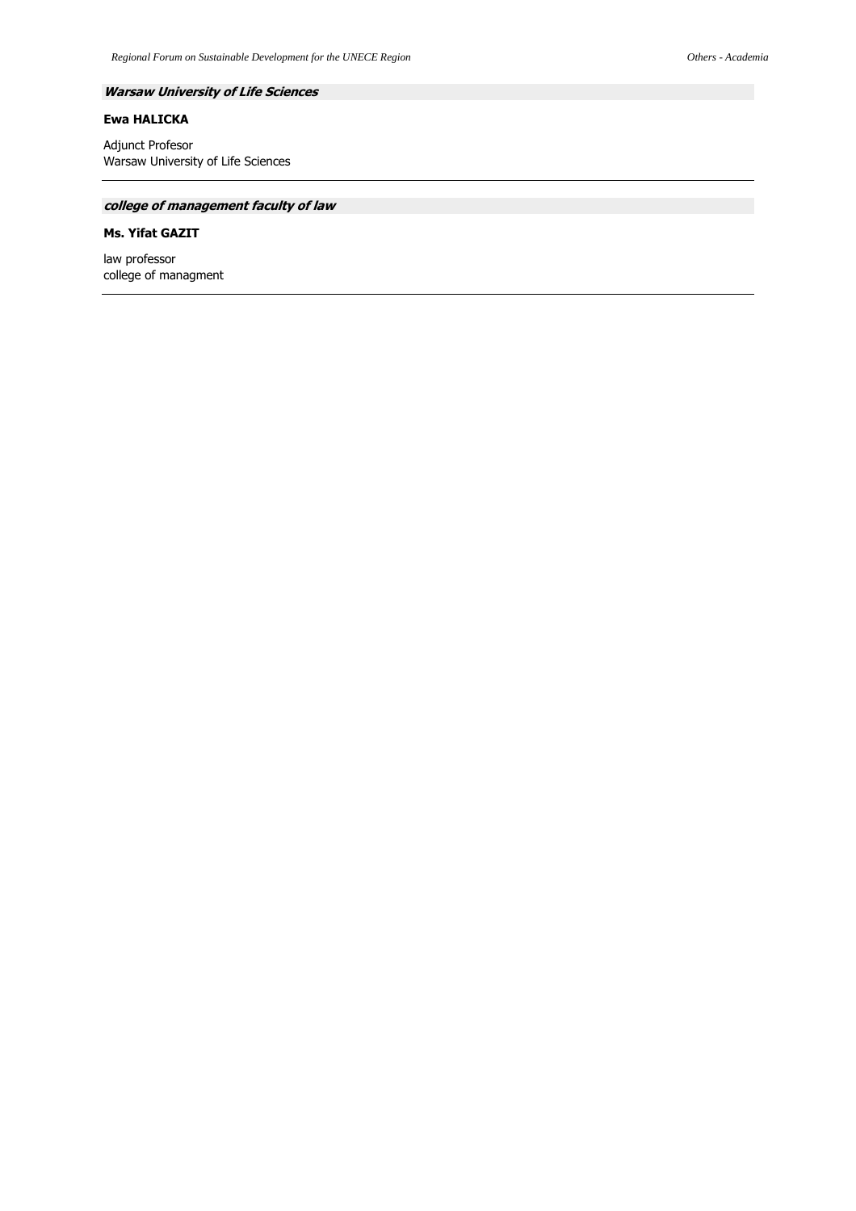***Warsaw University of Life Sciences***

**Ewa HALICKA**

Adjunct Profesor
Warsaw University of Life Sciences

---

***college of management faculty of law***

**Ms. Yifat GAZIT**

law professor
college of managment

---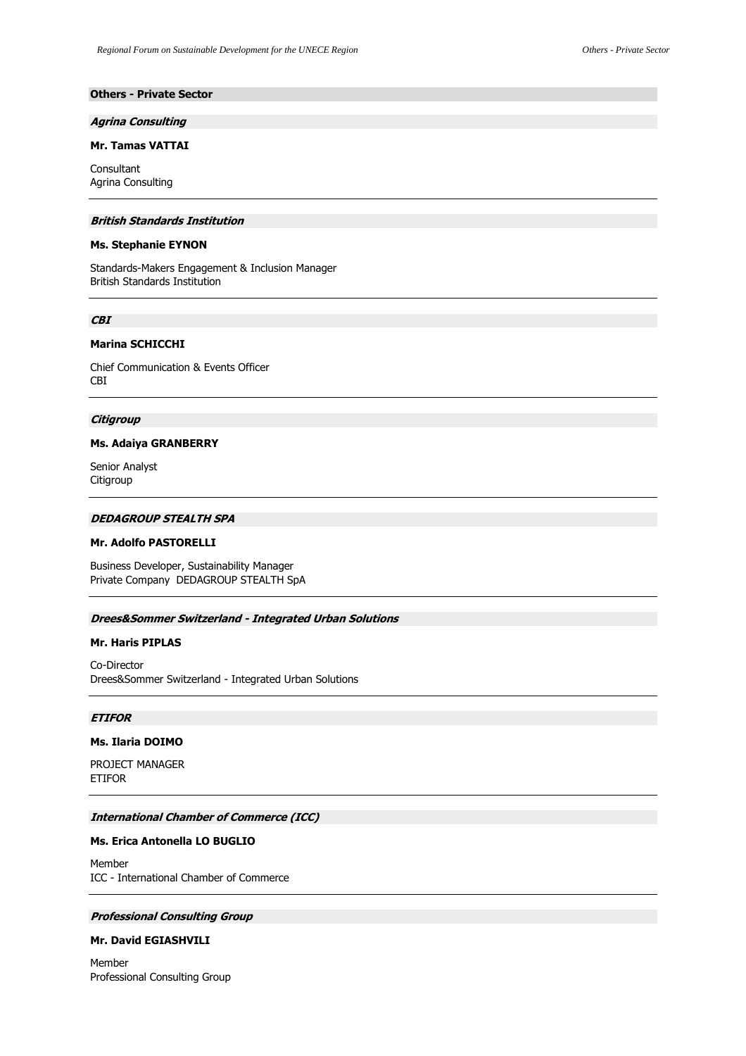## Others - Private Sector

### *Agrina Consulting*

**Mr. Tamas VATTAI**

Consultant
Agrina Consulting

---

### *British Standards Institution*

**Ms. Stephanie EYNON**

Standards-Makers Engagement & Inclusion Manager
British Standards Institution

---

### *CBI*

**Marina SCHICCHI**

Chief Communication & Events Officer
CBI

---

### *Citigroup*

**Ms. Adaiya GRANBERRY**

Senior Analyst
Citigroup

---

### *DEDAGROUP STEALTH SPA*

**Mr. Adolfo PASTORELLI**

Business Developer, Sustainability Manager
Private Company DEDAGROUP STEALTH SpA

---

### *Drees&Sommer Switzerland - Integrated Urban Solutions*

**Mr. Haris PIPLAS**

Co-Director
Drees&Sommer Switzerland - Integrated Urban Solutions

---

### *ETIFOR*

**Ms. Ilaria DOIMO**

PROJECT MANAGER
ETIFOR

---

### *International Chamber of Commerce (ICC)*

**Ms. Erica Antonella LO BUGLIO**

Member
ICC - International Chamber of Commerce

---

### *Professional Consulting Group*

**Mr. David EGIASHVILI**

Member
Professional Consulting Group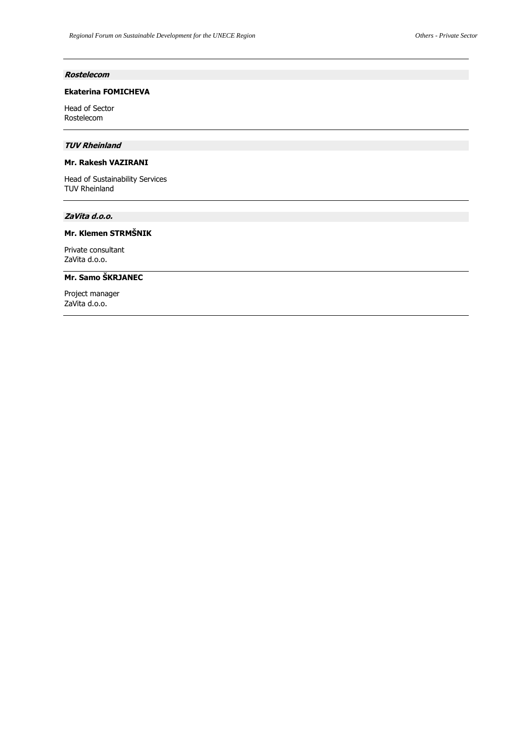***Rostelecom***

**Ekaterina FOMICHEVA**

Head of Sector
Rostelecom

---

***TUV Rheinland***

**Mr. Rakesh VAZIRANI**

Head of Sustainability Services
TUV Rheinland

---

***ZaVita d.o.o.***

**Mr. Klemen STRMŠNIK**

Private consultant
ZaVita d.o.o.

---

**Mr. Samo ŠKRJANEC**

Project manager
ZaVita d.o.o.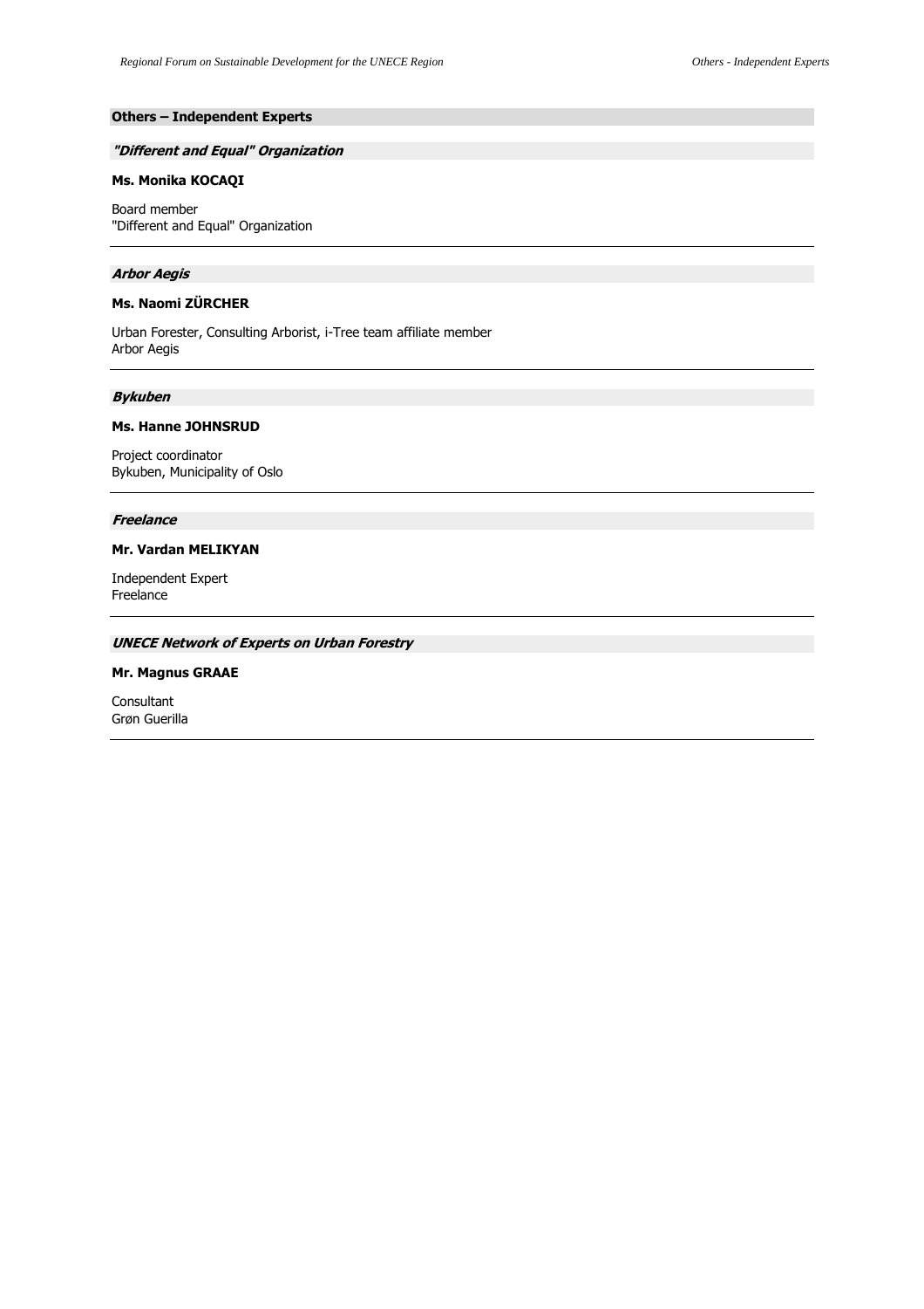## Others – Independent Experts

### *"Different and Equal" Organization*

**Ms. Monika KOCAQI**

Board member
"Different and Equal" Organization

---

### *Arbor Aegis*

**Ms. Naomi ZÜRCHER**

Urban Forester, Consulting Arborist, i-Tree team affiliate member
Arbor Aegis

---

### *Bykuben*

**Ms. Hanne JOHNSRUD**

Project coordinator
Bykuben, Municipality of Oslo

---

### *Freelance*

**Mr. Vardan MELIKYAN**

Independent Expert
Freelance

---

### *UNECE Network of Experts on Urban Forestry*

**Mr. Magnus GRAAE**

Consultant
Grøn Guerilla

---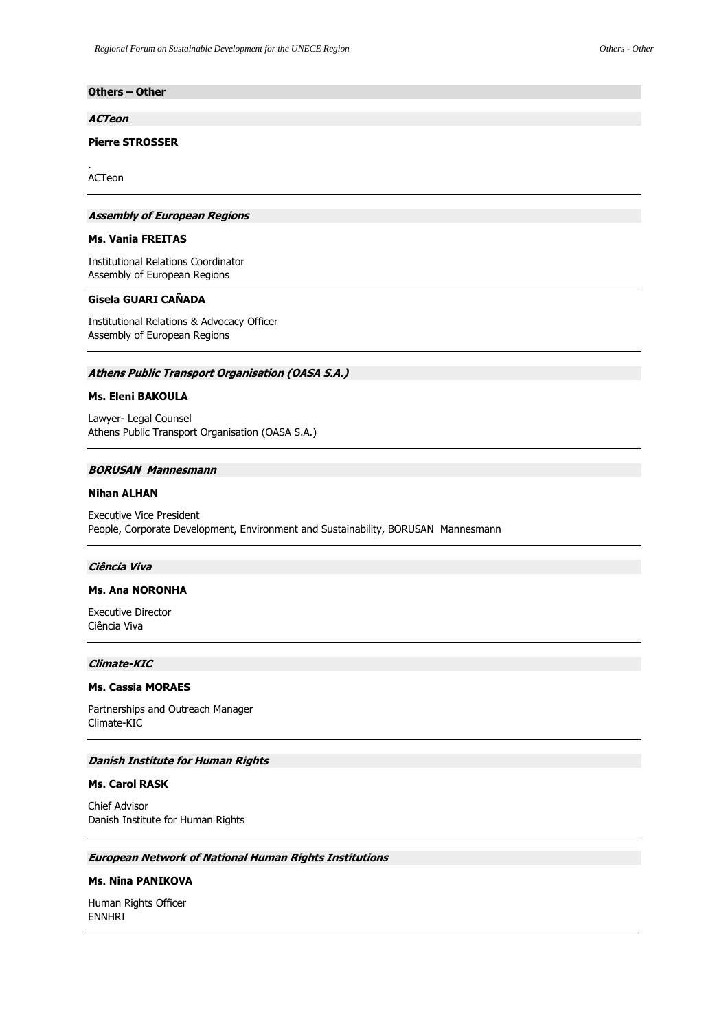## Others – Other

### *ACTeon*

**Pierre STROSSER**

.
ACTeon

---

### *Assembly of European Regions*

**Ms. Vania FREITAS**

Institutional Relations Coordinator
Assembly of European Regions

---

**Gisela GUARI CAÑADA**

Institutional Relations & Advocacy Officer
Assembly of European Regions

---

### *Athens Public Transport Organisation (OASA S.A.)*

**Ms. Eleni BAKOULA**

Lawyer- Legal Counsel
Athens Public Transport Organisation (OASA S.A.)

---

### *BORUSAN Mannesmann*

**Nihan ALHAN**

Executive Vice President
People, Corporate Development, Environment and Sustainability, BORUSAN Mannesmann

---

### *Ciência Viva*

**Ms. Ana NORONHA**

Executive Director
Ciência Viva

---

### *Climate-KIC*

**Ms. Cassia MORAES**

Partnerships and Outreach Manager
Climate-KIC

---

### *Danish Institute for Human Rights*

**Ms. Carol RASK**

Chief Advisor
Danish Institute for Human Rights

---

### *European Network of National Human Rights Institutions*

**Ms. Nina PANIKOVA**

Human Rights Officer
ENNHRI

---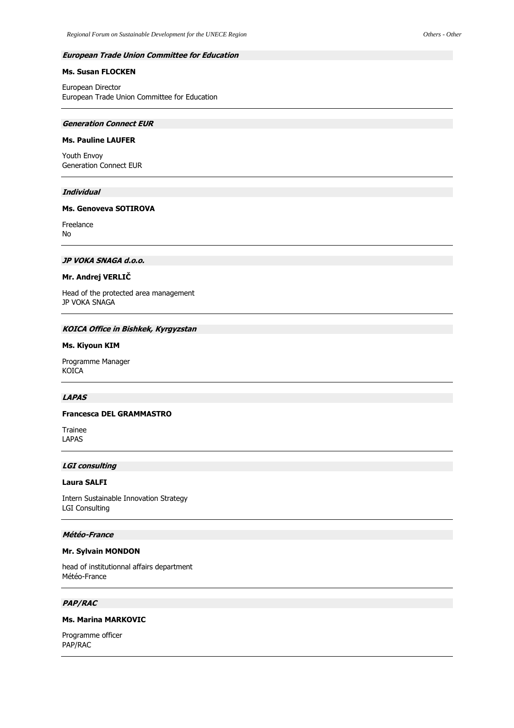### *European Trade Union Committee for Education*

**Ms. Susan FLOCKEN**

European Director
European Trade Union Committee for Education

---

### *Generation Connect EUR*

**Ms. Pauline LAUFER**

Youth Envoy
Generation Connect EUR

---

### *Individual*

**Ms. Genoveva SOTIROVA**

Freelance
No

---

### *JP VOKA SNAGA d.o.o.*

**Mr. Andrej VERLIČ**

Head of the protected area management
JP VOKA SNAGA

---

### *KOICA Office in Bishkek, Kyrgyzstan*

**Ms. Kiyoun KIM**

Programme Manager
KOICA

---

### *LAPAS*

**Francesca DEL GRAMMASTRO**

Trainee
LAPAS

---

### *LGI consulting*

**Laura SALFI**

Intern Sustainable Innovation Strategy
LGI Consulting

---

### *Météo-France*

**Mr. Sylvain MONDON**

head of institutionnal affairs department
Météo-France

---

### *PAP/RAC*

**Ms. Marina MARKOVIC**

Programme officer
PAP/RAC

---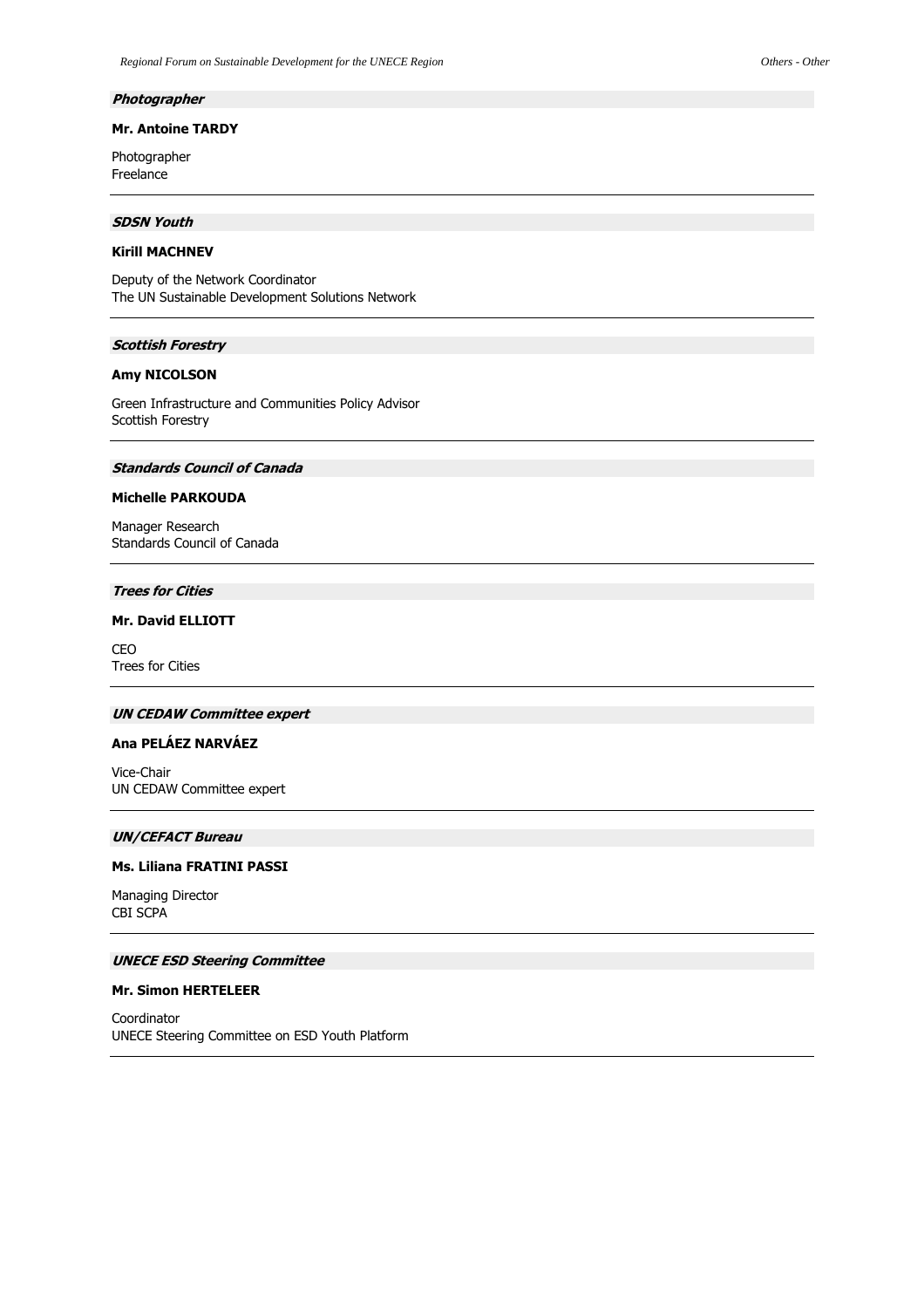### *Photographer*

**Mr. Antoine TARDY**

Photographer
Freelance

---

### *SDSN Youth*

**Kirill MACHNEV**

Deputy of the Network Coordinator
The UN Sustainable Development Solutions Network

---

### *Scottish Forestry*

**Amy NICOLSON**

Green Infrastructure and Communities Policy Advisor
Scottish Forestry

---

### *Standards Council of Canada*

**Michelle PARKOUDA**

Manager Research
Standards Council of Canada

---

### *Trees for Cities*

**Mr. David ELLIOTT**

CEO
Trees for Cities

---

### *UN CEDAW Committee expert*

**Ana PELÁEZ NARVÁEZ**

Vice-Chair
UN CEDAW Committee expert

---

### *UN/CEFACT Bureau*

**Ms. Liliana FRATINI PASSI**

Managing Director
CBI SCPA

---

### *UNECE ESD Steering Committee*

**Mr. Simon HERTELEER**

Coordinator
UNECE Steering Committee on ESD Youth Platform

---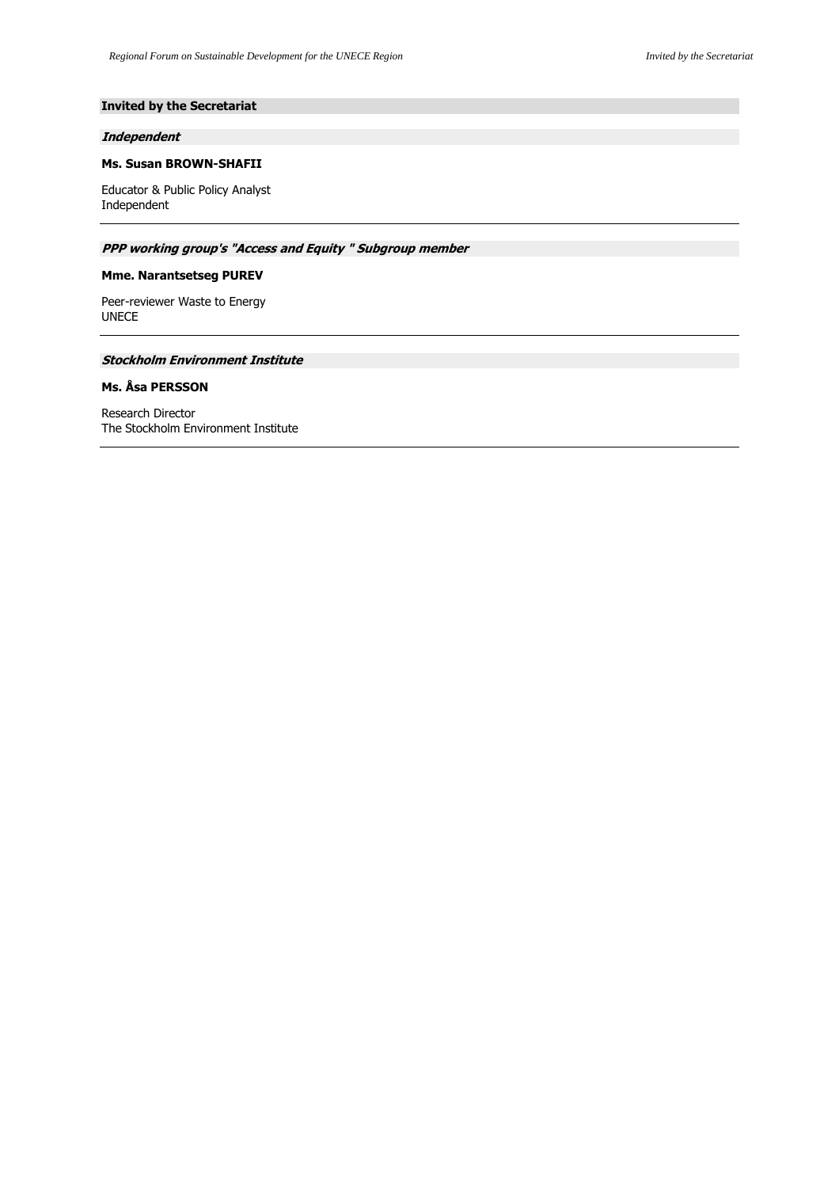## Invited by the Secretariat

### *Independent*

**Ms. Susan BROWN-SHAFII**

Educator & Public Policy Analyst
Independent

---

### *PPP working group's "Access and Equity " Subgroup member*

**Mme. Narantsetseg PUREV**

Peer-reviewer Waste to Energy
UNECE

---

### *Stockholm Environment Institute*

**Ms. Åsa PERSSON**

Research Director
The Stockholm Environment Institute

---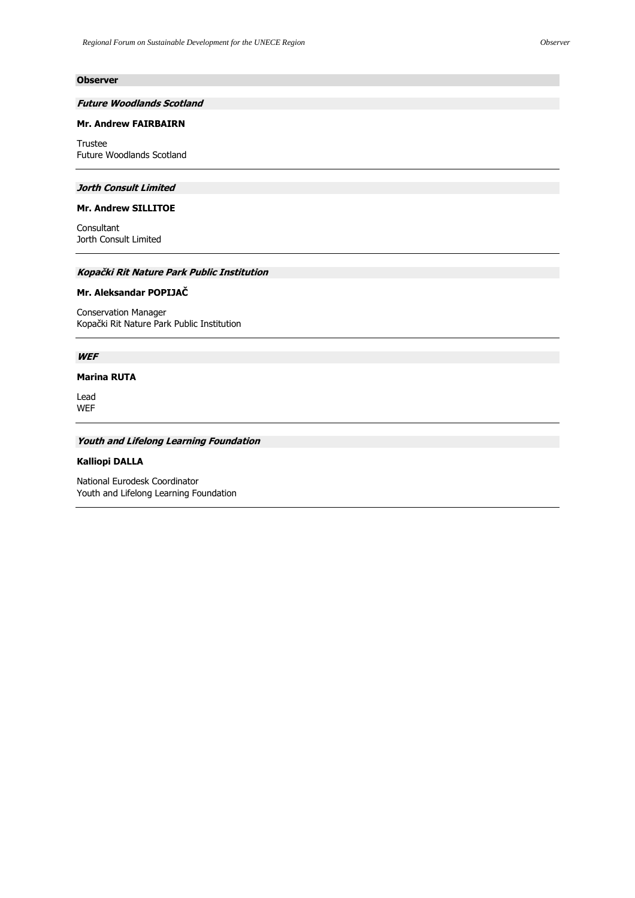## Observer

### *Future Woodlands Scotland*

**Mr. Andrew FAIRBAIRN**

Trustee
Future Woodlands Scotland

---

### *Jorth Consult Limited*

**Mr. Andrew SILLITOE**

Consultant
Jorth Consult Limited

---

### *Kopački Rit Nature Park Public Institution*

**Mr. Aleksandar POPIJAČ**

Conservation Manager
Kopački Rit Nature Park Public Institution

---

### *WEF*

**Marina RUTA**

Lead
WEF

---

### *Youth and Lifelong Learning Foundation*

**Kalliopi DALLA**

National Eurodesk Coordinator
Youth and Lifelong Learning Foundation

---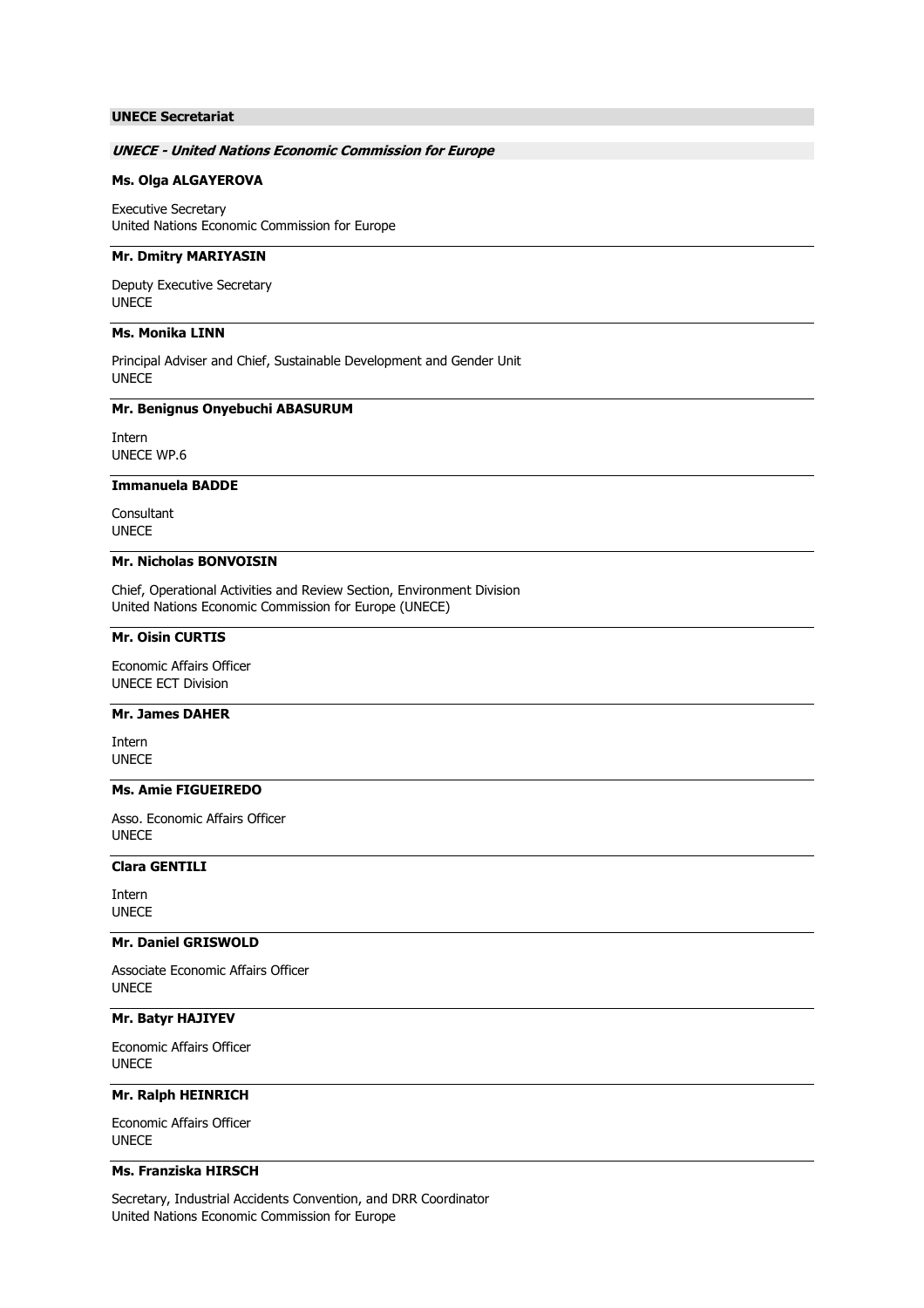## UNECE Secretariat

### *UNECE - United Nations Economic Commission for Europe*

**Ms. Olga ALGAYEROVA**

Executive Secretary
United Nations Economic Commission for Europe

---

**Mr. Dmitry MARIYASIN**

Deputy Executive Secretary
UNECE

---

**Ms. Monika LINN**

Principal Adviser and Chief, Sustainable Development and Gender Unit
UNECE

---

**Mr. Benignus Onyebuchi ABASURUM**

Intern
UNECE WP.6

---

**Immanuela BADDE**

Consultant
UNECE

---

**Mr. Nicholas BONVOISIN**

Chief, Operational Activities and Review Section, Environment Division
United Nations Economic Commission for Europe (UNECE)

---

**Mr. Oisin CURTIS**

Economic Affairs Officer
UNECE ECT Division

---

**Mr. James DAHER**

Intern
UNECE

---

**Ms. Amie FIGUEIREDO**

Asso. Economic Affairs Officer
UNECE

---

**Clara GENTILI**

Intern
UNECE

---

**Mr. Daniel GRISWOLD**

Associate Economic Affairs Officer
UNECE

---

**Mr. Batyr HAJIYEV**

Economic Affairs Officer
UNECE

---

**Mr. Ralph HEINRICH**

Economic Affairs Officer
UNECE

---

**Ms. Franziska HIRSCH**

Secretary, Industrial Accidents Convention, and DRR Coordinator
United Nations Economic Commission for Europe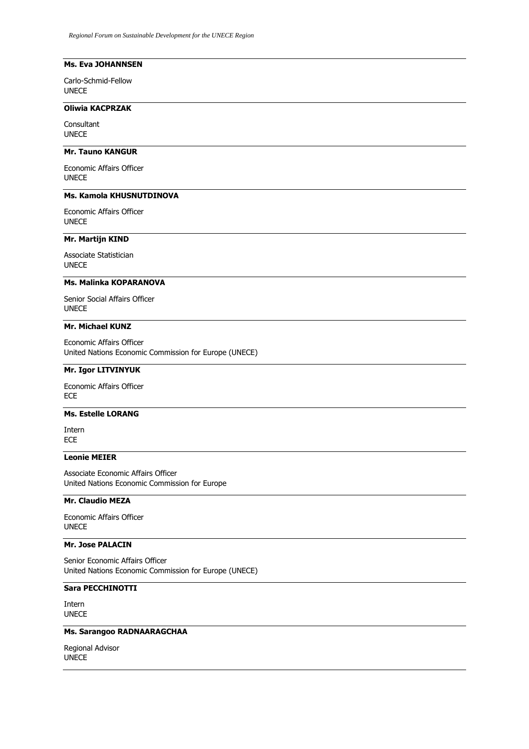**Ms. Eva JOHANNSEN**

Carlo-Schmid-Fellow
UNECE

---

**Oliwia KACPRZAK**

Consultant
UNECE

---

**Mr. Tauno KANGUR**

Economic Affairs Officer
UNECE

---

**Ms. Kamola KHUSNUTDINOVA**

Economic Affairs Officer
UNECE

---

**Mr. Martijn KIND**

Associate Statistician
UNECE

---

**Ms. Malinka KOPARANOVA**

Senior Social Affairs Officer
UNECE

---

**Mr. Michael KUNZ**

Economic Affairs Officer
United Nations Economic Commission for Europe (UNECE)

---

**Mr. Igor LITVINYUK**

Economic Affairs Officer
ECE

---

**Ms. Estelle LORANG**

Intern
ECE

---

**Leonie MEIER**

Associate Economic Affairs Officer
United Nations Economic Commission for Europe

---

**Mr. Claudio MEZA**

Economic Affairs Officer
UNECE

---

**Mr. Jose PALACIN**

Senior Economic Affairs Officer
United Nations Economic Commission for Europe (UNECE)

---

**Sara PECCHINOTTI**

Intern
UNECE

---

**Ms. Sarangoo RADNAARAGCHAA**

Regional Advisor
UNECE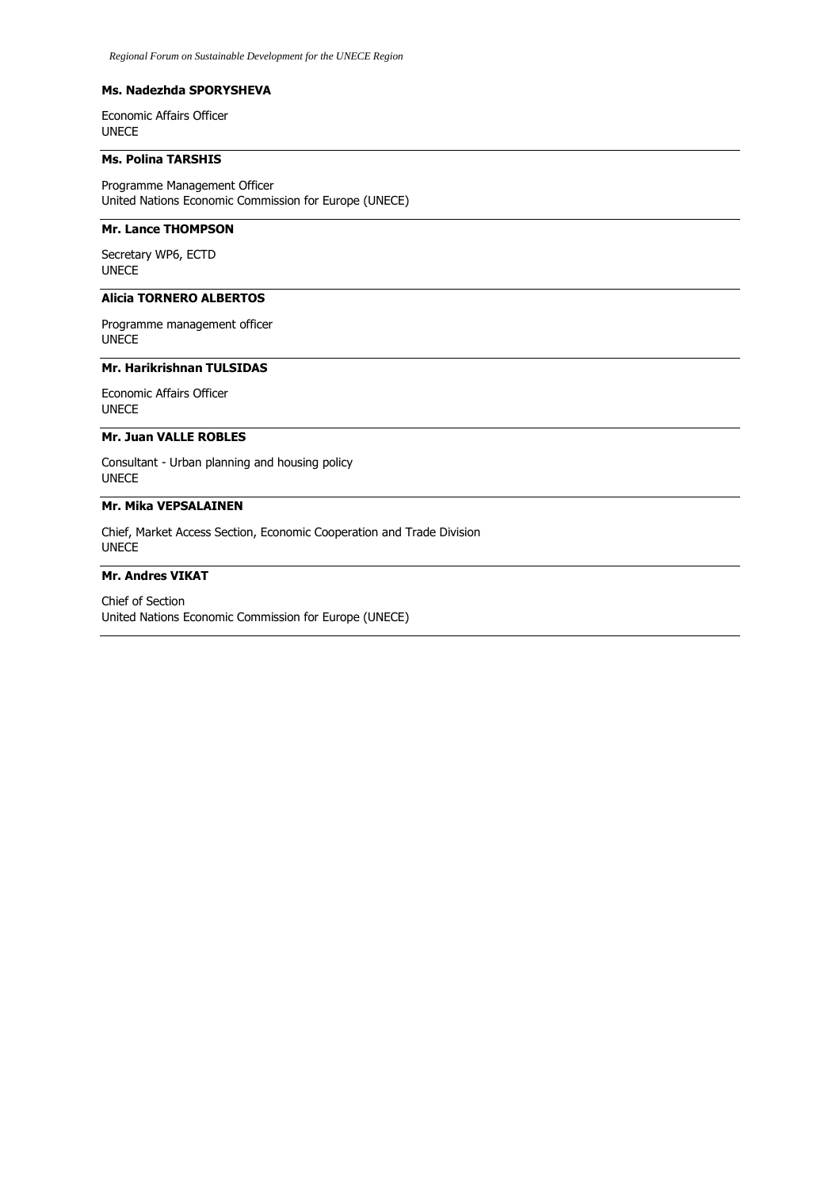**Ms. Nadezhda SPORYSHEVA**

Economic Affairs Officer
UNECE

---

**Ms. Polina TARSHIS**

Programme Management Officer
United Nations Economic Commission for Europe (UNECE)

---

**Mr. Lance THOMPSON**

Secretary WP6, ECTD
UNECE

---

**Alicia TORNERO ALBERTOS**

Programme management officer
UNECE

---

**Mr. Harikrishnan TULSIDAS**

Economic Affairs Officer
UNECE

---

**Mr. Juan VALLE ROBLES**

Consultant - Urban planning and housing policy
UNECE

---

**Mr. Mika VEPSALAINEN**

Chief, Market Access Section, Economic Cooperation and Trade Division
UNECE

---

**Mr. Andres VIKAT**

Chief of Section
United Nations Economic Commission for Europe (UNECE)

---